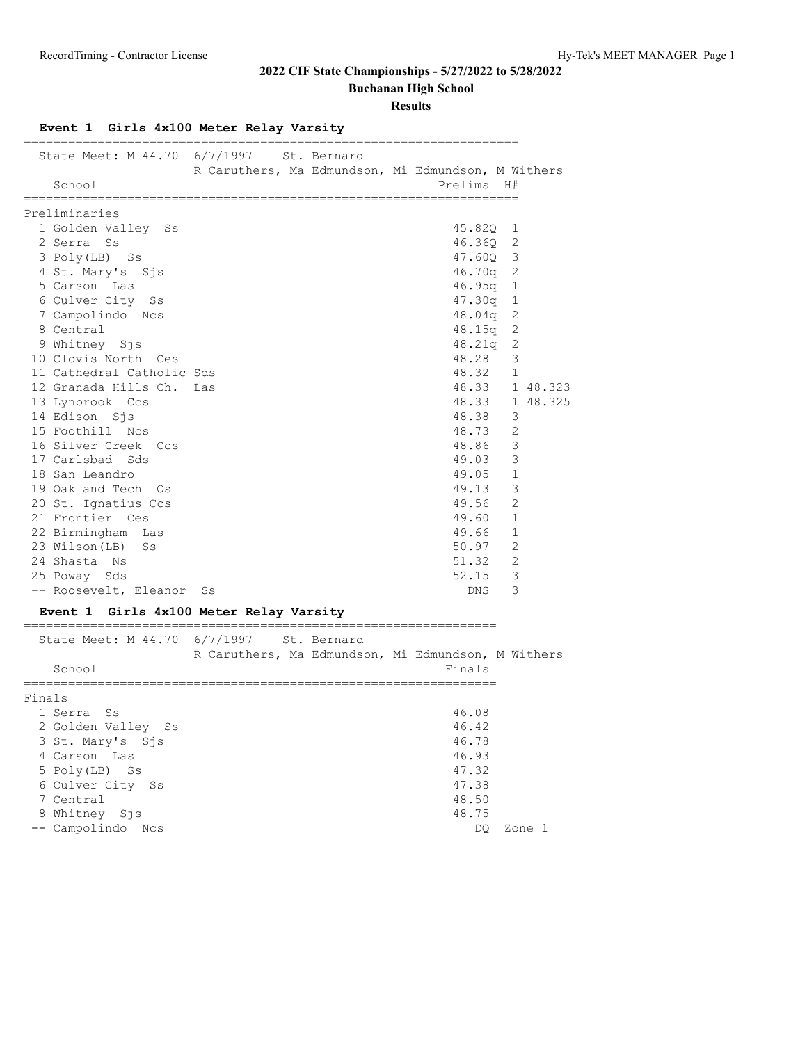# 2022 CIF State Championships - 5/27/2022 to 5/28/2022

## Buchanan High School

### Results

**Event 1 Girls 4x100 Meter Relay Varsity**

State Meet: M 44.70 6/7/1997 St. Bernard
R Caruthers, Ma Edmundson, Mi Edmundson, M Withers

| | School | Prelims | H# | |
|---|---|---|---|---|
| **Preliminaries** | | | | |
| 1 | Golden Valley Ss | 45.82Q | 1 | |
| 2 | Serra Ss | 46.36Q | 2 | |
| 3 | Poly(LB) Ss | 47.60Q | 3 | |
| 4 | St. Mary's Sjs | 46.70q | 2 | |
| 5 | Carson Las | 46.95q | 1 | |
| 6 | Culver City Ss | 47.30q | 1 | |
| 7 | Campolindo Ncs | 48.04q | 2 | |
| 8 | Central | 48.15q | 2 | |
| 9 | Whitney Sjs | 48.21q | 2 | |
| 10 | Clovis North Ces | 48.28 | 3 | |
| 11 | Cathedral Catholic Sds | 48.32 | 1 | |
| 12 | Granada Hills Ch. Las | 48.33 | 1 | 48.323 |
| 13 | Lynbrook Ccs | 48.33 | 1 | 48.325 |
| 14 | Edison Sjs | 48.38 | 3 | |
| 15 | Foothill Ncs | 48.73 | 2 | |
| 16 | Silver Creek Ccs | 48.86 | 3 | |
| 17 | Carlsbad Sds | 49.03 | 3 | |
| 18 | San Leandro | 49.05 | 1 | |
| 19 | Oakland Tech Os | 49.13 | 3 | |
| 20 | St. Ignatius Ccs | 49.56 | 2 | |
| 21 | Frontier Ces | 49.60 | 1 | |
| 22 | Birmingham Las | 49.66 | 1 | |
| 23 | Wilson(LB) Ss | 50.97 | 2 | |
| 24 | Shasta Ns | 51.32 | 2 | |
| 25 | Poway Sds | 52.15 | 3 | |
| -- | Roosevelt, Eleanor Ss | DNS | 3 | |

**Event 1 Girls 4x100 Meter Relay Varsity**

State Meet: M 44.70 6/7/1997 St. Bernard
R Caruthers, Ma Edmundson, Mi Edmundson, M Withers

| | School | Finals | |
|---|---|---|---|
| **Finals** | | | |
| 1 | Serra Ss | 46.08 | |
| 2 | Golden Valley Ss | 46.42 | |
| 3 | St. Mary's Sjs | 46.78 | |
| 4 | Carson Las | 46.93 | |
| 5 | Poly(LB) Ss | 47.32 | |
| 6 | Culver City Ss | 47.38 | |
| 7 | Central | 48.50 | |
| 8 | Whitney Sjs | 48.75 | |
| -- | Campolindo Ncs | DQ | Zone 1 |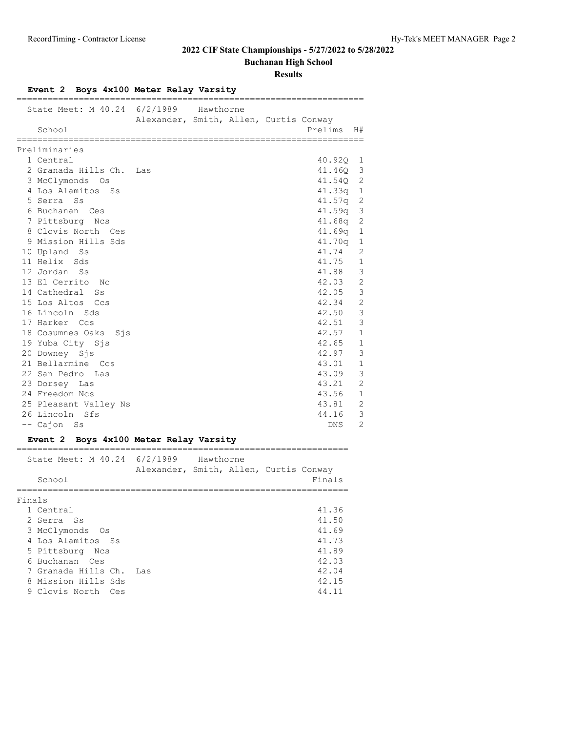# 2022 CIF State Championships - 5/27/2022 to 5/28/2022

## Buchanan High School

### Results

**Event 2 Boys 4x100 Meter Relay Varsity**

State Meet: M 40.24 6/2/1989 Hawthorne
Alexander, Smith, Allen, Curtis Conway

**Preliminaries**

| Place | School | Prelims | H# |
|---|---|---|---|
| 1 | Central | 40.92Q | 1 |
| 2 | Granada Hills Ch. Las | 41.46Q | 3 |
| 3 | McClymonds Os | 41.54Q | 2 |
| 4 | Los Alamitos Ss | 41.33q | 1 |
| 5 | Serra Ss | 41.57q | 2 |
| 6 | Buchanan Ces | 41.59q | 3 |
| 7 | Pittsburg Ncs | 41.68q | 2 |
| 8 | Clovis North Ces | 41.69q | 1 |
| 9 | Mission Hills Sds | 41.70q | 1 |
| 10 | Upland Ss | 41.74 | 2 |
| 11 | Helix Sds | 41.75 | 1 |
| 12 | Jordan Ss | 41.88 | 3 |
| 13 | El Cerrito Nc | 42.03 | 2 |
| 14 | Cathedral Ss | 42.05 | 3 |
| 15 | Los Altos Ccs | 42.34 | 2 |
| 16 | Lincoln Sds | 42.50 | 3 |
| 17 | Harker Ccs | 42.51 | 3 |
| 18 | Cosumnes Oaks Sjs | 42.57 | 1 |
| 19 | Yuba City Sjs | 42.65 | 1 |
| 20 | Downey Sjs | 42.97 | 3 |
| 21 | Bellarmine Ccs | 43.01 | 1 |
| 22 | San Pedro Las | 43.09 | 3 |
| 23 | Dorsey Las | 43.21 | 2 |
| 24 | Freedom Ncs | 43.56 | 1 |
| 25 | Pleasant Valley Ns | 43.81 | 2 |
| 26 | Lincoln Sfs | 44.16 | 3 |
| -- | Cajon Ss | DNS | 2 |

**Event 2 Boys 4x100 Meter Relay Varsity**

State Meet: M 40.24 6/2/1989 Hawthorne
Alexander, Smith, Allen, Curtis Conway

**Finals**

| Place | School | Finals |
|---|---|---|
| 1 | Central | 41.36 |
| 2 | Serra Ss | 41.50 |
| 3 | McClymonds Os | 41.69 |
| 4 | Los Alamitos Ss | 41.73 |
| 5 | Pittsburg Ncs | 41.89 |
| 6 | Buchanan Ces | 42.03 |
| 7 | Granada Hills Ch. Las | 42.04 |
| 8 | Mission Hills Sds | 42.15 |
| 9 | Clovis North Ces | 44.11 |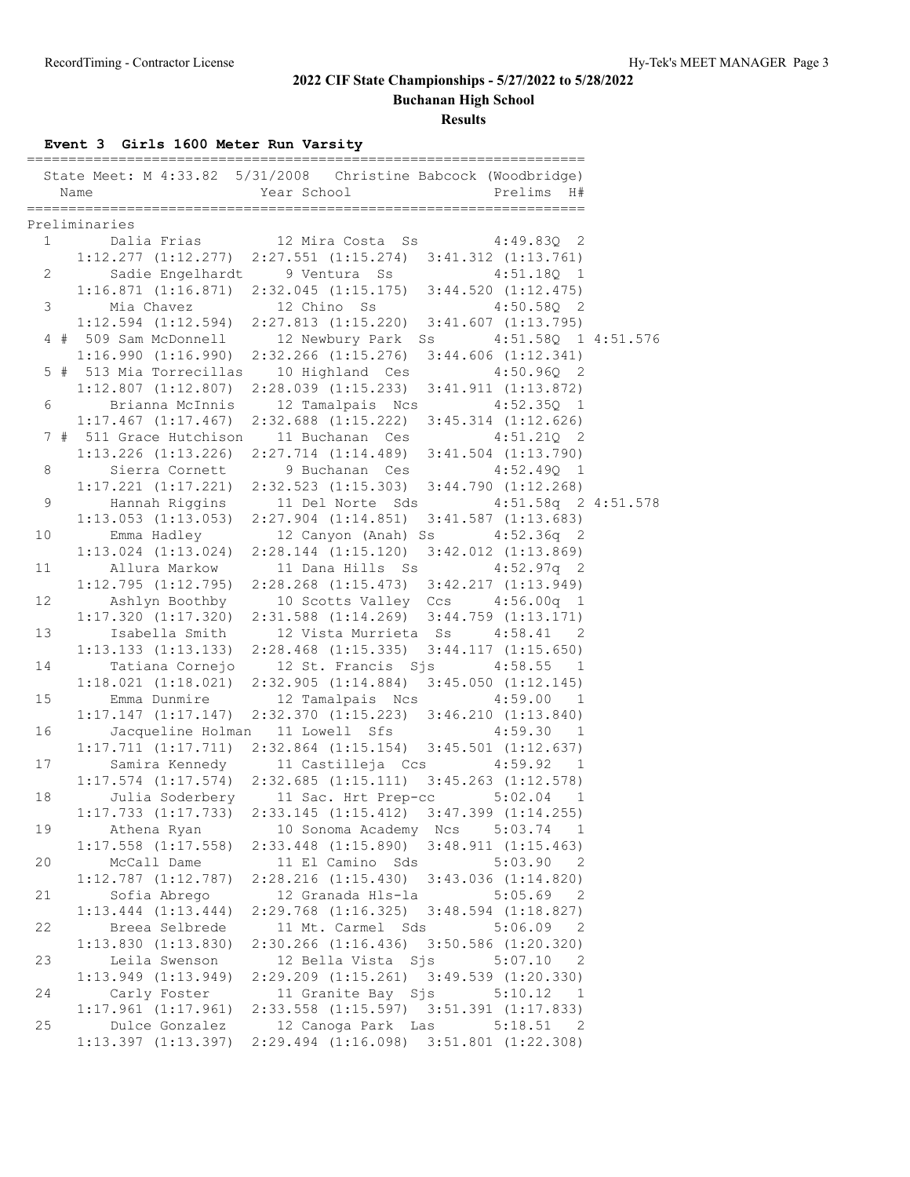## 2022 CIF State Championships - 5/27/2022 to 5/28/2022

**Buchanan High School**

**Results**

### Event 3 Girls 1600 Meter Run Varsity

State Meet: M 4:33.82 5/31/2008 Christine Babcock (Woodbridge)

| Place | Name | Year | School | Prelims | H# | |
|---|---|---|---|---|---|---|
| **Preliminaries** | | | | | | |
| 1 | Dalia Frias | 12 | Mira Costa Ss | 4:49.83Q | 2 | |
| | 1:12.277 (1:12.277) 2:27.551 (1:15.274) 3:41.312 (1:13.761) | | | | | |
| 2 | Sadie Engelhardt | 9 | Ventura Ss | 4:51.18Q | 1 | |
| | 1:16.871 (1:16.871) 2:32.045 (1:15.175) 3:44.520 (1:12.475) | | | | | |
| 3 | Mia Chavez | 12 | Chino Ss | 4:50.58Q | 2 | |
| | 1:12.594 (1:12.594) 2:27.813 (1:15.220) 3:41.607 (1:13.795) | | | | | |
| 4 # | 509 Sam McDonnell | 12 | Newbury Park Ss | 4:51.58Q | 1 | 4:51.576 |
| | 1:16.990 (1:16.990) 2:32.266 (1:15.276) 3:44.606 (1:12.341) | | | | | |
| 5 # | 513 Mia Torrecillas | 10 | Highland Ces | 4:50.96Q | 2 | |
| | 1:12.807 (1:12.807) 2:28.039 (1:15.233) 3:41.911 (1:13.872) | | | | | |
| 6 | Brianna McInnis | 12 | Tamalpais Ncs | 4:52.35Q | 1 | |
| | 1:17.467 (1:17.467) 2:32.688 (1:15.222) 3:45.314 (1:12.626) | | | | | |
| 7 # | 511 Grace Hutchison | 11 | Buchanan Ces | 4:51.21Q | 2 | |
| | 1:13.226 (1:13.226) 2:27.714 (1:14.489) 3:41.504 (1:13.790) | | | | | |
| 8 | Sierra Cornett | 9 | Buchanan Ces | 4:52.49Q | 1 | |
| | 1:17.221 (1:17.221) 2:32.523 (1:15.303) 3:44.790 (1:12.268) | | | | | |
| 9 | Hannah Riggins | 11 | Del Norte Sds | 4:51.58q | 2 | 4:51.578 |
| | 1:13.053 (1:13.053) 2:27.904 (1:14.851) 3:41.587 (1:13.683) | | | | | |
| 10 | Emma Hadley | 12 | Canyon (Anah) Ss | 4:52.36q | 2 | |
| | 1:13.024 (1:13.024) 2:28.144 (1:15.120) 3:42.012 (1:13.869) | | | | | |
| 11 | Allura Markow | 11 | Dana Hills Ss | 4:52.97q | 2 | |
| | 1:12.795 (1:12.795) 2:28.268 (1:15.473) 3:42.217 (1:13.949) | | | | | |
| 12 | Ashlyn Boothby | 10 | Scotts Valley Ccs | 4:56.00q | 1 | |
| | 1:17.320 (1:17.320) 2:31.588 (1:14.269) 3:44.759 (1:13.171) | | | | | |
| 13 | Isabella Smith | 12 | Vista Murrieta Ss | 4:58.41 | 2 | |
| | 1:13.133 (1:13.133) 2:28.468 (1:15.335) 3:44.117 (1:15.650) | | | | | |
| 14 | Tatiana Cornejo | 12 | St. Francis Sjs | 4:58.55 | 1 | |
| | 1:18.021 (1:18.021) 2:32.905 (1:14.884) 3:45.050 (1:12.145) | | | | | |
| 15 | Emma Dunmire | 12 | Tamalpais Ncs | 4:59.00 | 1 | |
| | 1:17.147 (1:17.147) 2:32.370 (1:15.223) 3:46.210 (1:13.840) | | | | | |
| 16 | Jacqueline Holman | 11 | Lowell Sfs | 4:59.30 | 1 | |
| | 1:17.711 (1:17.711) 2:32.864 (1:15.154) 3:45.501 (1:12.637) | | | | | |
| 17 | Samira Kennedy | 11 | Castilleja Ccs | 4:59.92 | 1 | |
| | 1:17.574 (1:17.574) 2:32.685 (1:15.111) 3:45.263 (1:12.578) | | | | | |
| 18 | Julia Soderbery | 11 | Sac. Hrt Prep-cc | 5:02.04 | 1 | |
| | 1:17.733 (1:17.733) 2:33.145 (1:15.412) 3:47.399 (1:14.255) | | | | | |
| 19 | Athena Ryan | 10 | Sonoma Academy Ncs | 5:03.74 | 1 | |
| | 1:17.558 (1:17.558) 2:33.448 (1:15.890) 3:48.911 (1:15.463) | | | | | |
| 20 | McCall Dame | 11 | El Camino Sds | 5:03.90 | 2 | |
| | 1:12.787 (1:12.787) 2:28.216 (1:15.430) 3:43.036 (1:14.820) | | | | | |
| 21 | Sofia Abrego | 12 | Granada Hls-la | 5:05.69 | 2 | |
| | 1:13.444 (1:13.444) 2:29.768 (1:16.325) 3:48.594 (1:18.827) | | | | | |
| 22 | Breea Selbrede | 11 | Mt. Carmel Sds | 5:06.09 | 2 | |
| | 1:13.830 (1:13.830) 2:30.266 (1:16.436) 3:50.586 (1:20.320) | | | | | |
| 23 | Leila Swenson | 12 | Bella Vista Sjs | 5:07.10 | 2 | |
| | 1:13.949 (1:13.949) 2:29.209 (1:15.261) 3:49.539 (1:20.330) | | | | | |
| 24 | Carly Foster | 11 | Granite Bay Sjs | 5:10.12 | 1 | |
| | 1:17.961 (1:17.961) 2:33.558 (1:15.597) 3:51.391 (1:17.833) | | | | | |
| 25 | Dulce Gonzalez | 12 | Canoga Park Las | 5:18.51 | 2 | |
| | 1:13.397 (1:13.397) 2:29.494 (1:16.098) 3:51.801 (1:22.308) | | | | | |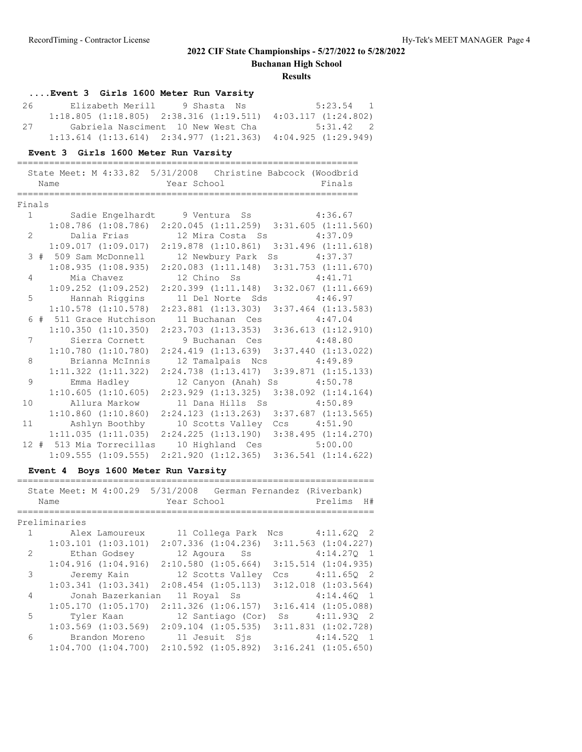## 2022 CIF State Championships - 5/27/2022 to 5/28/2022

**Buchanan High School**

**Results**

### ....Event 3 Girls 1600 Meter Run Varsity

| Place | Name | Year | School | Finals | H# |
|---|---|---|---|---|---|
| 26 | Elizabeth Merill | 9 | Shasta Ns | 5:23.54 | 1 |
| | 1:18.805 (1:18.805) | | 2:38.316 (1:19.511) | 4:03.117 (1:24.802) | |
| 27 | Gabriela Nasciment | 10 | New West Cha | 5:31.42 | 2 |
| | 1:13.614 (1:13.614) | | 2:34.977 (1:21.363) | 4:04.925 (1:29.949) | |

### Event 3 Girls 1600 Meter Run Varsity

State Meet: M 4:33.82 5/31/2008 Christine Babcock (Woodbrid

Finals

| Place | Name | Year | School | Finals |
|---|---|---|---|---|
| 1 | Sadie Engelhardt | 9 | Ventura Ss | 4:36.67 |
| | 1:08.786 (1:08.786) | | 2:20.045 (1:11.259) | 3:31.605 (1:11.560) |
| 2 | Dalia Frias | 12 | Mira Costa Ss | 4:37.09 |
| | 1:09.017 (1:09.017) | | 2:19.878 (1:10.861) | 3:31.496 (1:11.618) |
| 3 # | 509 Sam McDonnell | 12 | Newbury Park Ss | 4:37.37 |
| | 1:08.935 (1:08.935) | | 2:20.083 (1:11.148) | 3:31.753 (1:11.670) |
| 4 | Mia Chavez | 12 | Chino Ss | 4:41.71 |
| | 1:09.252 (1:09.252) | | 2:20.399 (1:11.148) | 3:32.067 (1:11.669) |
| 5 | Hannah Riggins | 11 | Del Norte Sds | 4:46.97 |
| | 1:10.578 (1:10.578) | | 2:23.881 (1:13.303) | 3:37.464 (1:13.583) |
| 6 # | 511 Grace Hutchison | 11 | Buchanan Ces | 4:47.04 |
| | 1:10.350 (1:10.350) | | 2:23.703 (1:13.353) | 3:36.613 (1:12.910) |
| 7 | Sierra Cornett | 9 | Buchanan Ces | 4:48.80 |
| | 1:10.780 (1:10.780) | | 2:24.419 (1:13.639) | 3:37.440 (1:13.022) |
| 8 | Brianna McInnis | 12 | Tamalpais Ncs | 4:49.89 |
| | 1:11.322 (1:11.322) | | 2:24.738 (1:13.417) | 3:39.871 (1:15.133) |
| 9 | Emma Hadley | 12 | Canyon (Anah) Ss | 4:50.78 |
| | 1:10.605 (1:10.605) | | 2:23.929 (1:13.325) | 3:38.092 (1:14.164) |
| 10 | Allura Markow | 11 | Dana Hills Ss | 4:50.89 |
| | 1:10.860 (1:10.860) | | 2:24.123 (1:13.263) | 3:37.687 (1:13.565) |
| 11 | Ashlyn Boothby | 10 | Scotts Valley Ccs | 4:51.90 |
| | 1:11.035 (1:11.035) | | 2:24.225 (1:13.190) | 3:38.495 (1:14.270) |
| 12 # | 513 Mia Torrecillas | 10 | Highland Ces | 5:00.00 |
| | 1:09.555 (1:09.555) | | 2:21.920 (1:12.365) | 3:36.541 (1:14.622) |

### Event 4 Boys 1600 Meter Run Varsity

State Meet: M 4:00.29 5/31/2008 German Fernandez (Riverbank)

Preliminaries

| Place | Name | Year | School | Prelims | H# |
|---|---|---|---|---|---|
| 1 | Alex Lamoureux | 11 | Collega Park Ncs | 4:11.62Q | 2 |
| | 1:03.101 (1:03.101) | | 2:07.336 (1:04.236) | 3:11.563 (1:04.227) | |
| 2 | Ethan Godsey | 12 | Agoura Ss | 4:14.27Q | 1 |
| | 1:04.916 (1:04.916) | | 2:10.580 (1:05.664) | 3:15.514 (1:04.935) | |
| 3 | Jeremy Kain | 12 | Scotts Valley Ccs | 4:11.65Q | 2 |
| | 1:03.341 (1:03.341) | | 2:08.454 (1:05.113) | 3:12.018 (1:03.564) | |
| 4 | Jonah Bazerkanian | 11 | Royal Ss | 4:14.46Q | 1 |
| | 1:05.170 (1:05.170) | | 2:11.326 (1:06.157) | 3:16.414 (1:05.088) | |
| 5 | Tyler Kaan | 12 | Santiago (Cor) Ss | 4:11.93Q | 2 |
| | 1:03.569 (1:03.569) | | 2:09.104 (1:05.535) | 3:11.831 (1:02.728) | |
| 6 | Brandon Moreno | 11 | Jesuit Sjs | 4:14.52Q | 1 |
| | 1:04.700 (1:04.700) | | 2:10.592 (1:05.892) | 3:16.241 (1:05.650) | |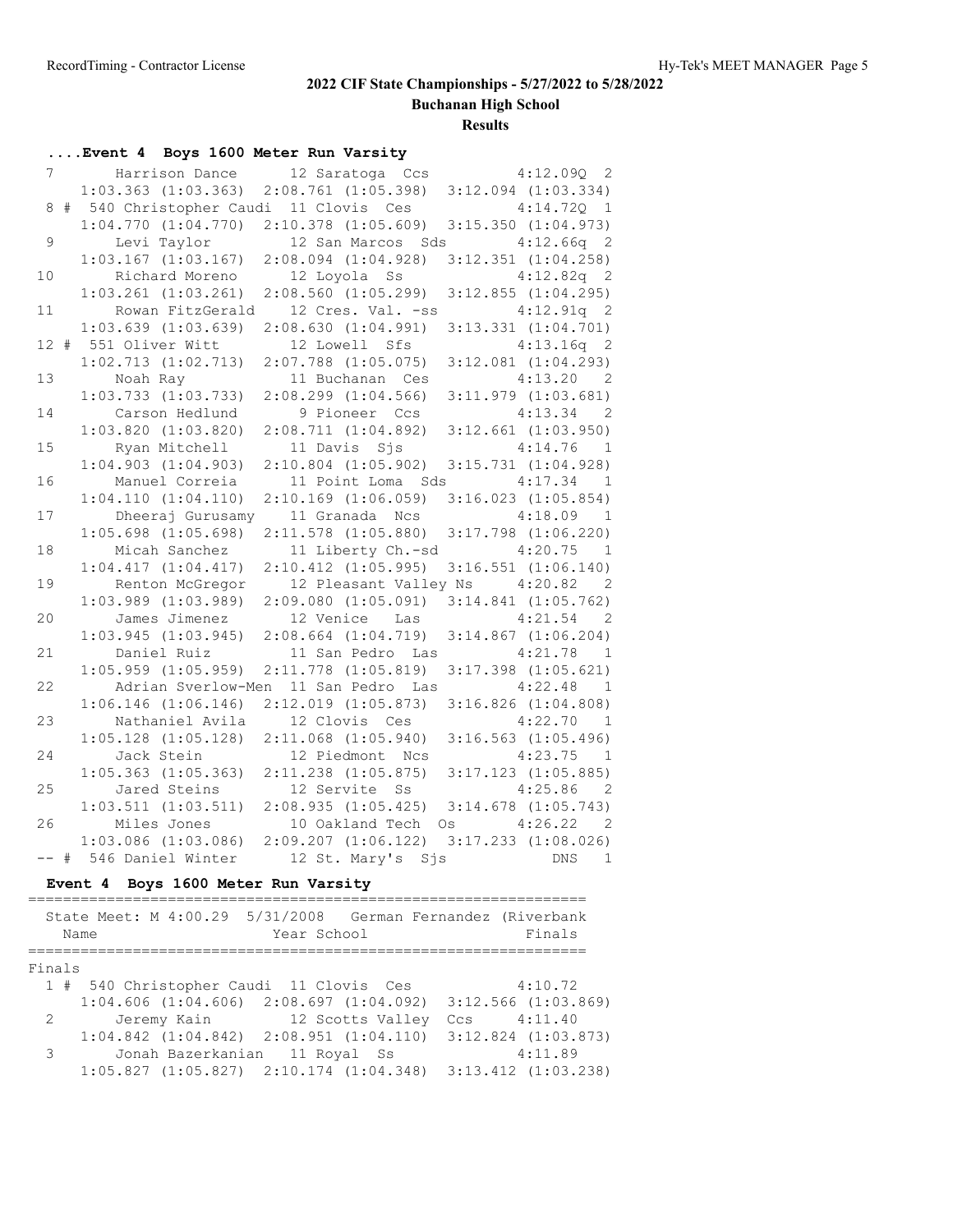## 2022 CIF State Championships - 5/27/2022 to 5/28/2022

**Buchanan High School**

**Results**

### ....Event 4 Boys 1600 Meter Run Varsity

| Place | # | Name | Year | School | Finals | H | Split 1 | Split 2 | Split 3 |
|---|---|---|---|---|---|---|---|---|---|
| 7 | | Harrison Dance | 12 | Saratoga Ccs | 4:12.09Q | 2 | 1:03.363 (1:03.363) | 2:08.761 (1:05.398) | 3:12.094 (1:03.334) |
| 8 | # 540 | Christopher Caudi | 11 | Clovis Ces | 4:14.72Q | 1 | 1:04.770 (1:04.770) | 2:10.378 (1:05.609) | 3:15.350 (1:04.973) |
| 9 | | Levi Taylor | 12 | San Marcos Sds | 4:12.66q | 2 | 1:03.167 (1:03.167) | 2:08.094 (1:04.928) | 3:12.351 (1:04.258) |
| 10 | | Richard Moreno | 12 | Loyola Ss | 4:12.82q | 2 | 1:03.261 (1:03.261) | 2:08.560 (1:05.299) | 3:12.855 (1:04.295) |
| 11 | | Rowan FitzGerald | 12 | Cres. Val. -ss | 4:12.91q | 2 | 1:03.639 (1:03.639) | 2:08.630 (1:04.991) | 3:13.331 (1:04.701) |
| 12 | # 551 | Oliver Witt | 12 | Lowell Sfs | 4:13.16q | 2 | 1:02.713 (1:02.713) | 2:07.788 (1:05.075) | 3:12.081 (1:04.293) |
| 13 | | Noah Ray | 11 | Buchanan Ces | 4:13.20 | 2 | 1:03.733 (1:03.733) | 2:08.299 (1:04.566) | 3:11.979 (1:03.681) |
| 14 | | Carson Hedlund | 9 | Pioneer Ccs | 4:13.34 | 2 | 1:03.820 (1:03.820) | 2:08.711 (1:04.892) | 3:12.661 (1:03.950) |
| 15 | | Ryan Mitchell | 11 | Davis Sjs | 4:14.76 | 1 | 1:04.903 (1:04.903) | 2:10.804 (1:05.902) | 3:15.731 (1:04.928) |
| 16 | | Manuel Correia | 11 | Point Loma Sds | 4:17.34 | 1 | 1:04.110 (1:04.110) | 2:10.169 (1:06.059) | 3:16.023 (1:05.854) |
| 17 | | Dheeraj Gurusamy | 11 | Granada Ncs | 4:18.09 | 1 | 1:05.698 (1:05.698) | 2:11.578 (1:05.880) | 3:17.798 (1:06.220) |
| 18 | | Micah Sanchez | 11 | Liberty Ch.-sd | 4:20.75 | 1 | 1:04.417 (1:04.417) | 2:10.412 (1:05.995) | 3:16.551 (1:06.140) |
| 19 | | Renton McGregor | 12 | Pleasant Valley Ns | 4:20.82 | 2 | 1:03.989 (1:03.989) | 2:09.080 (1:05.091) | 3:14.841 (1:05.762) |
| 20 | | James Jimenez | 12 | Venice Las | 4:21.54 | 2 | 1:03.945 (1:03.945) | 2:08.664 (1:04.719) | 3:14.867 (1:06.204) |
| 21 | | Daniel Ruiz | 11 | San Pedro Las | 4:21.78 | 1 | 1:05.959 (1:05.959) | 2:11.778 (1:05.819) | 3:17.398 (1:05.621) |
| 22 | | Adrian Sverlow-Men | 11 | San Pedro Las | 4:22.48 | 1 | 1:06.146 (1:06.146) | 2:12.019 (1:05.873) | 3:16.826 (1:04.808) |
| 23 | | Nathaniel Avila | 12 | Clovis Ces | 4:22.70 | 1 | 1:05.128 (1:05.128) | 2:11.068 (1:05.940) | 3:16.563 (1:05.496) |
| 24 | | Jack Stein | 12 | Piedmont Ncs | 4:23.75 | 1 | 1:05.363 (1:05.363) | 2:11.238 (1:05.875) | 3:17.123 (1:05.885) |
| 25 | | Jared Steins | 12 | Servite Ss | 4:25.86 | 2 | 1:03.511 (1:03.511) | 2:08.935 (1:05.425) | 3:14.678 (1:05.743) |
| 26 | | Miles Jones | 10 | Oakland Tech Os | 4:26.22 | 2 | 1:03.086 (1:03.086) | 2:09.207 (1:06.122) | 3:17.233 (1:08.026) |
| -- | # 546 | Daniel Winter | 12 | St. Mary's Sjs | DNS | 1 | | | |

### Event 4 Boys 1600 Meter Run Varsity

State Meet: M 4:00.29 5/31/2008 German Fernandez (Riverbank

**Finals**

| Place | # | Name | Year | School | Finals | Split 1 | Split 2 | Split 3 |
|---|---|---|---|---|---|---|---|---|
| 1 | # 540 | Christopher Caudi | 11 | Clovis Ces | 4:10.72 | 1:04.606 (1:04.606) | 2:08.697 (1:04.092) | 3:12.566 (1:03.869) |
| 2 | | Jeremy Kain | 12 | Scotts Valley Ccs | 4:11.40 | 1:04.842 (1:04.842) | 2:08.951 (1:04.110) | 3:12.824 (1:03.873) |
| 3 | | Jonah Bazerkanian | 11 | Royal Ss | 4:11.89 | 1:05.827 (1:05.827) | 2:10.174 (1:04.348) | 3:13.412 (1:03.238) |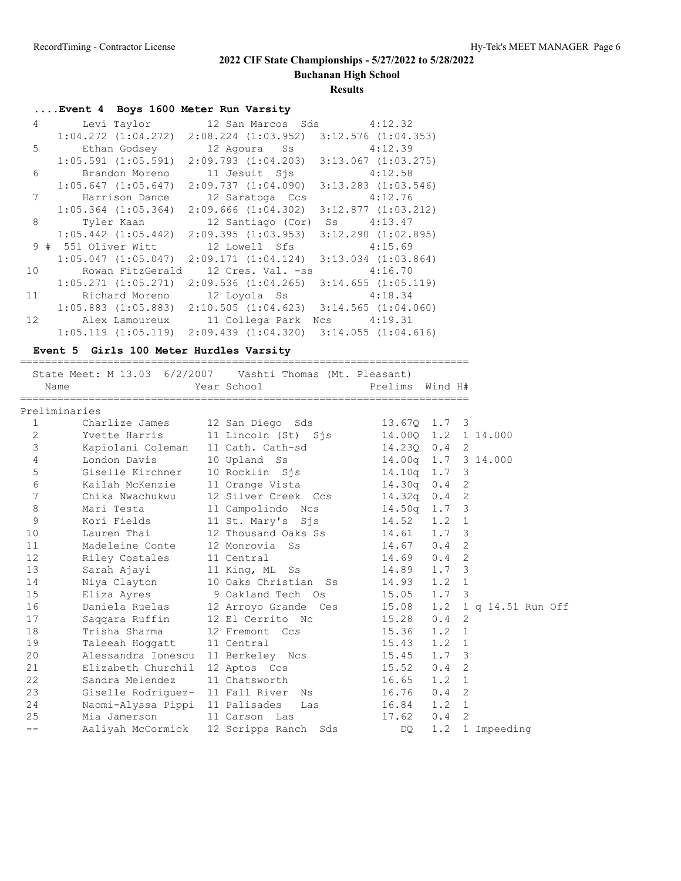## 2022 CIF State Championships - 5/27/2022 to 5/28/2022

**Buchanan High School**

**Results**

### ....Event 4 Boys 1600 Meter Run Varsity

| Place | Name | Year | School | Finals |
|---|---|---|---|---|
| 4 | Levi Taylor | 12 | San Marcos Sds | 4:12.32 |
| | 1:04.272 (1:04.272) 2:08.224 (1:03.952) 3:12.576 (1:04.353) | | | |
| 5 | Ethan Godsey | 12 | Agoura Ss | 4:12.39 |
| | 1:05.591 (1:05.591) 2:09.793 (1:04.203) 3:13.067 (1:03.275) | | | |
| 6 | Brandon Moreno | 11 | Jesuit Sjs | 4:12.58 |
| | 1:05.647 (1:05.647) 2:09.737 (1:04.090) 3:13.283 (1:03.546) | | | |
| 7 | Harrison Dance | 12 | Saratoga Ccs | 4:12.76 |
| | 1:05.364 (1:05.364) 2:09.666 (1:04.302) 3:12.877 (1:03.212) | | | |
| 8 | Tyler Kaan | 12 | Santiago (Cor) Ss | 4:13.47 |
| | 1:05.442 (1:05.442) 2:09.395 (1:03.953) 3:12.290 (1:02.895) | | | |
| 9 # | 551 Oliver Witt | 12 | Lowell Sfs | 4:15.69 |
| | 1:05.047 (1:05.047) 2:09.171 (1:04.124) 3:13.034 (1:03.864) | | | |
| 10 | Rowan FitzGerald | 12 | Cres. Val. -ss | 4:16.70 |
| | 1:05.271 (1:05.271) 2:09.536 (1:04.265) 3:14.655 (1:05.119) | | | |
| 11 | Richard Moreno | 12 | Loyola Ss | 4:18.34 |
| | 1:05.883 (1:05.883) 2:10.505 (1:04.623) 3:14.565 (1:04.060) | | | |
| 12 | Alex Lamoureux | 11 | Collega Park Ncs | 4:19.31 |
| | 1:05.119 (1:05.119) 2:09.439 (1:04.320) 3:14.055 (1:04.616) | | | |

### Event 5 Girls 100 Meter Hurdles Varsity

State Meet: M 13.03 6/2/2007 Vashti Thomas (Mt. Pleasant)

**Preliminaries**

| Place | Name | Year | School | Prelims | Wind | H# | |
|---|---|---|---|---|---|---|---|
| 1 | Charlize James | 12 | San Diego Sds | 13.67Q | 1.7 | 3 | |
| 2 | Yvette Harris | 11 | Lincoln (St) Sjs | 14.00Q | 1.2 | 1 | 14.000 |
| 3 | Kapiolani Coleman | 11 | Cath. Cath-sd | 14.23Q | 0.4 | 2 | |
| 4 | London Davis | 10 | Upland Ss | 14.00q | 1.7 | 3 | 14.000 |
| 5 | Giselle Kirchner | 10 | Rocklin Sjs | 14.10q | 1.7 | 3 | |
| 6 | Kailah McKenzie | 11 | Orange Vista | 14.30q | 0.4 | 2 | |
| 7 | Chika Nwachukwu | 12 | Silver Creek Ccs | 14.32q | 0.4 | 2 | |
| 8 | Mari Testa | 11 | Campolindo Ncs | 14.50q | 1.7 | 3 | |
| 9 | Kori Fields | 11 | St. Mary's Sjs | 14.52 | 1.2 | 1 | |
| 10 | Lauren Thai | 12 | Thousand Oaks Ss | 14.61 | 1.7 | 3 | |
| 11 | Madeleine Conte | 12 | Monrovia Ss | 14.67 | 0.4 | 2 | |
| 12 | Riley Costales | 11 | Central | 14.69 | 0.4 | 2 | |
| 13 | Sarah Ajayi | 11 | King, ML Ss | 14.89 | 1.7 | 3 | |
| 14 | Niya Clayton | 10 | Oaks Christian Ss | 14.93 | 1.2 | 1 | |
| 15 | Eliza Ayres | 9 | Oakland Tech Os | 15.05 | 1.7 | 3 | |
| 16 | Daniela Ruelas | 12 | Arroyo Grande Ces | 15.08 | 1.2 | 1 | q 14.51 Run Off |
| 17 | Saqqara Ruffin | 12 | El Cerrito Nc | 15.28 | 0.4 | 2 | |
| 18 | Trisha Sharma | 12 | Fremont Ccs | 15.36 | 1.2 | 1 | |
| 19 | Taleeah Hoggatt | 11 | Central | 15.43 | 1.2 | 1 | |
| 20 | Alessandra Ionescu | 11 | Berkeley Ncs | 15.45 | 1.7 | 3 | |
| 21 | Elizabeth Churchil | 12 | Aptos Ccs | 15.52 | 0.4 | 2 | |
| 22 | Sandra Melendez | 11 | Chatsworth | 16.65 | 1.2 | 1 | |
| 23 | Giselle Rodriguez- | 11 | Fall River Ns | 16.76 | 0.4 | 2 | |
| 24 | Naomi-Alyssa Pippi | 11 | Palisades Las | 16.84 | 1.2 | 1 | |
| 25 | Mia Jamerson | 11 | Carson Las | 17.62 | 0.4 | 2 | |
| -- | Aaliyah McCormick | 12 | Scripps Ranch Sds | DQ | 1.2 | 1 | Impeeding |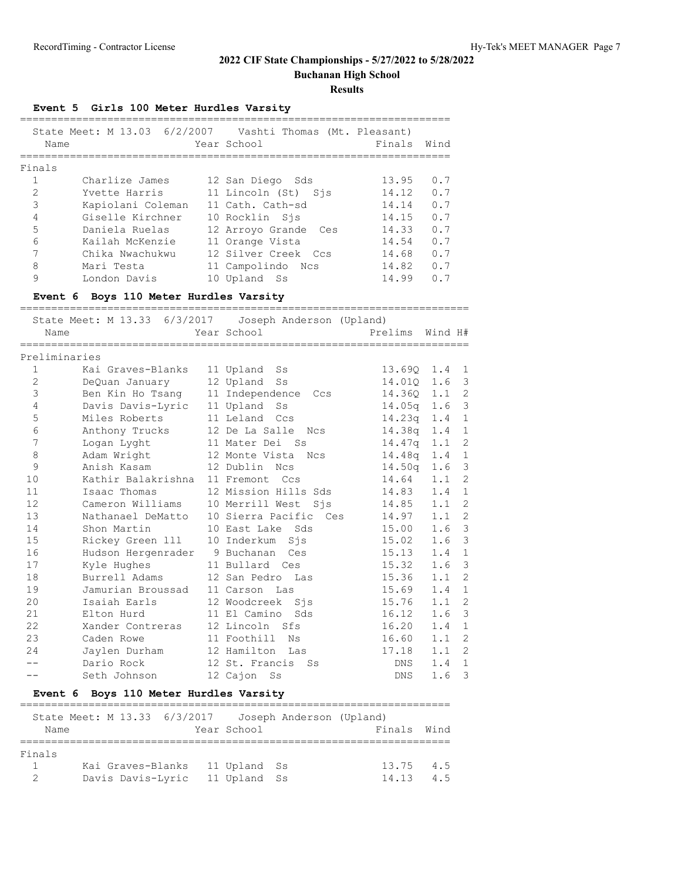## 2022 CIF State Championships - 5/27/2022 to 5/28/2022

**Buchanan High School**

**Results**

### Event 5 Girls 100 Meter Hurdles Varsity

State Meet: M 13.03 6/2/2007 Vashti Thomas (Mt. Pleasant)

**Finals**

| Place | Name | Year | School | Finals | Wind |
|---|---|---|---|---|---|
| 1 | Charlize James | 12 | San Diego Sds | 13.95 | 0.7 |
| 2 | Yvette Harris | 11 | Lincoln (St) Sjs | 14.12 | 0.7 |
| 3 | Kapiolani Coleman | 11 | Cath. Cath-sd | 14.14 | 0.7 |
| 4 | Giselle Kirchner | 10 | Rocklin Sjs | 14.15 | 0.7 |
| 5 | Daniela Ruelas | 12 | Arroyo Grande Ces | 14.33 | 0.7 |
| 6 | Kailah McKenzie | 11 | Orange Vista | 14.54 | 0.7 |
| 7 | Chika Nwachukwu | 12 | Silver Creek Ccs | 14.68 | 0.7 |
| 8 | Mari Testa | 11 | Campolindo Ncs | 14.82 | 0.7 |
| 9 | London Davis | 10 | Upland Ss | 14.99 | 0.7 |

### Event 6 Boys 110 Meter Hurdles Varsity

State Meet: M 13.33 6/3/2017 Joseph Anderson (Upland)

**Preliminaries**

| Place | Name | Year | School | Prelims | Wind | H# |
|---|---|---|---|---|---|---|
| 1 | Kai Graves-Blanks | 11 | Upland Ss | 13.69Q | 1.4 | 1 |
| 2 | DeQuan January | 12 | Upland Ss | 14.01Q | 1.6 | 3 |
| 3 | Ben Kin Ho Tsang | 11 | Independence Ccs | 14.36Q | 1.1 | 2 |
| 4 | Davis Davis-Lyric | 11 | Upland Ss | 14.05q | 1.6 | 3 |
| 5 | Miles Roberts | 11 | Leland Ccs | 14.23q | 1.4 | 1 |
| 6 | Anthony Trucks | 12 | De La Salle Ncs | 14.38q | 1.4 | 1 |
| 7 | Logan Lyght | 11 | Mater Dei Ss | 14.47q | 1.1 | 2 |
| 8 | Adam Wright | 12 | Monte Vista Ncs | 14.48q | 1.4 | 1 |
| 9 | Anish Kasam | 12 | Dublin Ncs | 14.50q | 1.6 | 3 |
| 10 | Kathir Balakrishna | 11 | Fremont Ccs | 14.64 | 1.1 | 2 |
| 11 | Isaac Thomas | 12 | Mission Hills Sds | 14.83 | 1.4 | 1 |
| 12 | Cameron Williams | 10 | Merrill West Sjs | 14.85 | 1.1 | 2 |
| 13 | Nathanael DeMatto | 10 | Sierra Pacific Ces | 14.97 | 1.1 | 2 |
| 14 | Shon Martin | 10 | East Lake Sds | 15.00 | 1.6 | 3 |
| 15 | Rickey Green lll | 10 | Inderkum Sjs | 15.02 | 1.6 | 3 |
| 16 | Hudson Hergenrader | 9 | Buchanan Ces | 15.13 | 1.4 | 1 |
| 17 | Kyle Hughes | 11 | Bullard Ces | 15.32 | 1.6 | 3 |
| 18 | Burrell Adams | 12 | San Pedro Las | 15.36 | 1.1 | 2 |
| 19 | Jamurian Broussad | 11 | Carson Las | 15.69 | 1.4 | 1 |
| 20 | Isaiah Earls | 12 | Woodcreek Sjs | 15.76 | 1.1 | 2 |
| 21 | Elton Hurd | 11 | El Camino Sds | 16.12 | 1.6 | 3 |
| 22 | Xander Contreras | 12 | Lincoln Sfs | 16.20 | 1.4 | 1 |
| 23 | Caden Rowe | 11 | Foothill Ns | 16.60 | 1.1 | 2 |
| 24 | Jaylen Durham | 12 | Hamilton Las | 17.18 | 1.1 | 2 |
| -- | Dario Rock | 12 | St. Francis Ss | DNS | 1.4 | 1 |
| -- | Seth Johnson | 12 | Cajon Ss | DNS | 1.6 | 3 |

### Event 6 Boys 110 Meter Hurdles Varsity

State Meet: M 13.33 6/3/2017 Joseph Anderson (Upland)

**Finals**

| Place | Name | Year | School | Finals | Wind |
|---|---|---|---|---|---|
| 1 | Kai Graves-Blanks | 11 | Upland Ss | 13.75 | 4.5 |
| 2 | Davis Davis-Lyric | 11 | Upland Ss | 14.13 | 4.5 |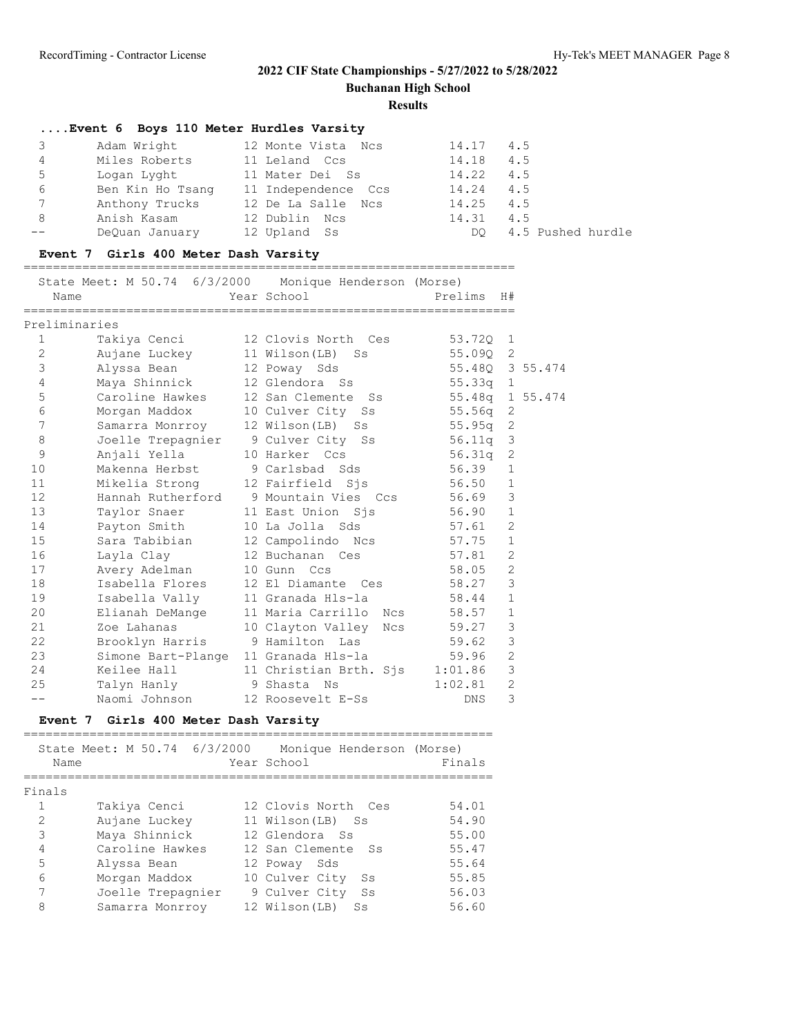## 2022 CIF State Championships - 5/27/2022 to 5/28/2022

**Buchanan High School**

**Results**

### ....Event 6 Boys 110 Meter Hurdles Varsity

| | Name | Year | School | Finals | Wind | |
|---|---|---|---|---|---|---|
| 3 | Adam Wright | 12 | Monte Vista Ncs | 14.17 | 4.5 | |
| 4 | Miles Roberts | 11 | Leland Ccs | 14.18 | 4.5 | |
| 5 | Logan Lyght | 11 | Mater Dei Ss | 14.22 | 4.5 | |
| 6 | Ben Kin Ho Tsang | 11 | Independence Ccs | 14.24 | 4.5 | |
| 7 | Anthony Trucks | 12 | De La Salle Ncs | 14.25 | 4.5 | |
| 8 | Anish Kasam | 12 | Dublin Ncs | 14.31 | 4.5 | |
| -- | DeQuan January | 12 | Upland Ss | DQ | 4.5 | Pushed hurdle |

### Event 7 Girls 400 Meter Dash Varsity

State Meet: M 50.74 6/3/2000 Monique Henderson (Morse)

**Preliminaries**

| | Name | Year | School | Prelims | H# | |
|---|---|---|---|---|---|---|
| 1 | Takiya Cenci | 12 | Clovis North Ces | 53.72Q | 1 | |
| 2 | Aujane Luckey | 11 | Wilson(LB) Ss | 55.09Q | 2 | |
| 3 | Alyssa Bean | 12 | Poway Sds | 55.48Q | 3 | 55.474 |
| 4 | Maya Shinnick | 12 | Glendora Ss | 55.33q | 1 | |
| 5 | Caroline Hawkes | 12 | San Clemente Ss | 55.48q | 1 | 55.474 |
| 6 | Morgan Maddox | 10 | Culver City Ss | 55.56q | 2 | |
| 7 | Samarra Monrroy | 12 | Wilson(LB) Ss | 55.95q | 2 | |
| 8 | Joelle Trepagnier | 9 | Culver City Ss | 56.11q | 3 | |
| 9 | Anjali Yella | 10 | Harker Ccs | 56.31q | 2 | |
| 10 | Makenna Herbst | 9 | Carlsbad Sds | 56.39 | 1 | |
| 11 | Mikelia Strong | 12 | Fairfield Sjs | 56.50 | 1 | |
| 12 | Hannah Rutherford | 9 | Mountain Vies Ccs | 56.69 | 3 | |
| 13 | Taylor Snaer | 11 | East Union Sjs | 56.90 | 1 | |
| 14 | Payton Smith | 10 | La Jolla Sds | 57.61 | 2 | |
| 15 | Sara Tabibian | 12 | Campolindo Ncs | 57.75 | 1 | |
| 16 | Layla Clay | 12 | Buchanan Ces | 57.81 | 2 | |
| 17 | Avery Adelman | 10 | Gunn Ccs | 58.05 | 2 | |
| 18 | Isabella Flores | 12 | El Diamante Ces | 58.27 | 3 | |
| 19 | Isabella Vally | 11 | Granada Hls-la | 58.44 | 1 | |
| 20 | Elianah DeMange | 11 | Maria Carrillo Ncs | 58.57 | 1 | |
| 21 | Zoe Lahanas | 10 | Clayton Valley Ncs | 59.27 | 3 | |
| 22 | Brooklyn Harris | 9 | Hamilton Las | 59.62 | 3 | |
| 23 | Simone Bart-Plange | 11 | Granada Hls-la | 59.96 | 2 | |
| 24 | Keilee Hall | 11 | Christian Brth. Sjs | 1:01.86 | 3 | |
| 25 | Talyn Hanly | 9 | Shasta Ns | 1:02.81 | 2 | |
| -- | Naomi Johnson | 12 | Roosevelt E-Ss | DNS | 3 | |

### Event 7 Girls 400 Meter Dash Varsity

State Meet: M 50.74 6/3/2000 Monique Henderson (Morse)

**Finals**

| | Name | Year | School | Finals |
|---|---|---|---|---|
| 1 | Takiya Cenci | 12 | Clovis North Ces | 54.01 |
| 2 | Aujane Luckey | 11 | Wilson(LB) Ss | 54.90 |
| 3 | Maya Shinnick | 12 | Glendora Ss | 55.00 |
| 4 | Caroline Hawkes | 12 | San Clemente Ss | 55.47 |
| 5 | Alyssa Bean | 12 | Poway Sds | 55.64 |
| 6 | Morgan Maddox | 10 | Culver City Ss | 55.85 |
| 7 | Joelle Trepagnier | 9 | Culver City Ss | 56.03 |
| 8 | Samarra Monrroy | 12 | Wilson(LB) Ss | 56.60 |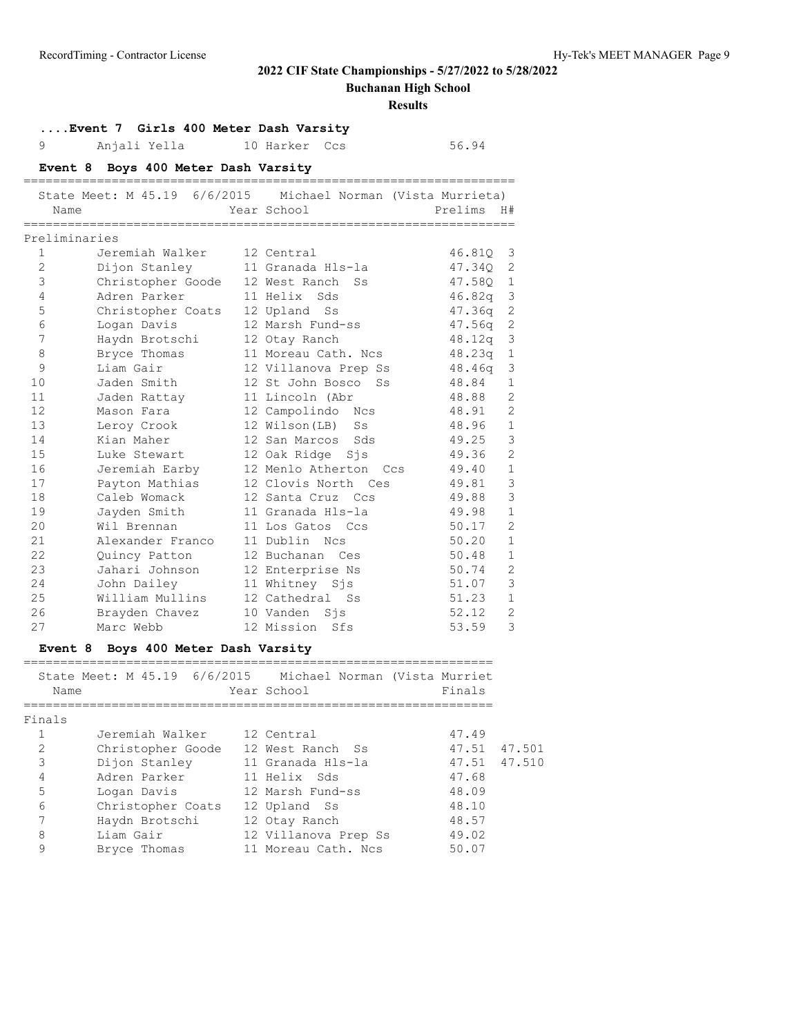## 2022 CIF State Championships - 5/27/2022 to 5/28/2022

**Buchanan High School**

**Results**

### ....Event 7 Girls 400 Meter Dash Varsity

| | Name | Year | School | Finals |
|---|---|---|---|---|
| 9 | Anjali Yella | 10 | Harker Ccs | 56.94 |

### Event 8 Boys 400 Meter Dash Varsity

State Meet: M 45.19 6/6/2015 Michael Norman (Vista Murrieta)

**Preliminaries**

| | Name | Year | School | Prelims | H# |
|---|---|---|---|---|---|
| 1 | Jeremiah Walker | 12 | Central | 46.81Q | 3 |
| 2 | Dijon Stanley | 11 | Granada Hls-la | 47.34Q | 2 |
| 3 | Christopher Goode | 12 | West Ranch Ss | 47.58Q | 1 |
| 4 | Adren Parker | 11 | Helix Sds | 46.82q | 3 |
| 5 | Christopher Coats | 12 | Upland Ss | 47.36q | 2 |
| 6 | Logan Davis | 12 | Marsh Fund-ss | 47.56q | 2 |
| 7 | Haydn Brotschi | 12 | Otay Ranch | 48.12q | 3 |
| 8 | Bryce Thomas | 11 | Moreau Cath. Ncs | 48.23q | 1 |
| 9 | Liam Gair | 12 | Villanova Prep Ss | 48.46q | 3 |
| 10 | Jaden Smith | 12 | St John Bosco Ss | 48.84 | 1 |
| 11 | Jaden Rattay | 11 | Lincoln (Abr | 48.88 | 2 |
| 12 | Mason Fara | 12 | Campolindo Ncs | 48.91 | 2 |
| 13 | Leroy Crook | 12 | Wilson(LB) Ss | 48.96 | 1 |
| 14 | Kian Maher | 12 | San Marcos Sds | 49.25 | 3 |
| 15 | Luke Stewart | 12 | Oak Ridge Sjs | 49.36 | 2 |
| 16 | Jeremiah Earby | 12 | Menlo Atherton Ccs | 49.40 | 1 |
| 17 | Payton Mathias | 12 | Clovis North Ces | 49.81 | 3 |
| 18 | Caleb Womack | 12 | Santa Cruz Ccs | 49.88 | 3 |
| 19 | Jayden Smith | 11 | Granada Hls-la | 49.98 | 1 |
| 20 | Wil Brennan | 11 | Los Gatos Ccs | 50.17 | 2 |
| 21 | Alexander Franco | 11 | Dublin Ncs | 50.20 | 1 |
| 22 | Quincy Patton | 12 | Buchanan Ces | 50.48 | 1 |
| 23 | Jahari Johnson | 12 | Enterprise Ns | 50.74 | 2 |
| 24 | John Dailey | 11 | Whitney Sjs | 51.07 | 3 |
| 25 | William Mullins | 12 | Cathedral Ss | 51.23 | 1 |
| 26 | Brayden Chavez | 10 | Vanden Sjs | 52.12 | 2 |
| 27 | Marc Webb | 12 | Mission Sfs | 53.59 | 3 |

### Event 8 Boys 400 Meter Dash Varsity

State Meet: M 45.19 6/6/2015 Michael Norman (Vista Murriet

**Finals**

| | Name | Year | School | Finals | |
|---|---|---|---|---|---|
| 1 | Jeremiah Walker | 12 | Central | 47.49 | |
| 2 | Christopher Goode | 12 | West Ranch Ss | 47.51 | 47.501 |
| 3 | Dijon Stanley | 11 | Granada Hls-la | 47.51 | 47.510 |
| 4 | Adren Parker | 11 | Helix Sds | 47.68 | |
| 5 | Logan Davis | 12 | Marsh Fund-ss | 48.09 | |
| 6 | Christopher Coats | 12 | Upland Ss | 48.10 | |
| 7 | Haydn Brotschi | 12 | Otay Ranch | 48.57 | |
| 8 | Liam Gair | 12 | Villanova Prep Ss | 49.02 | |
| 9 | Bryce Thomas | 11 | Moreau Cath. Ncs | 50.07 | |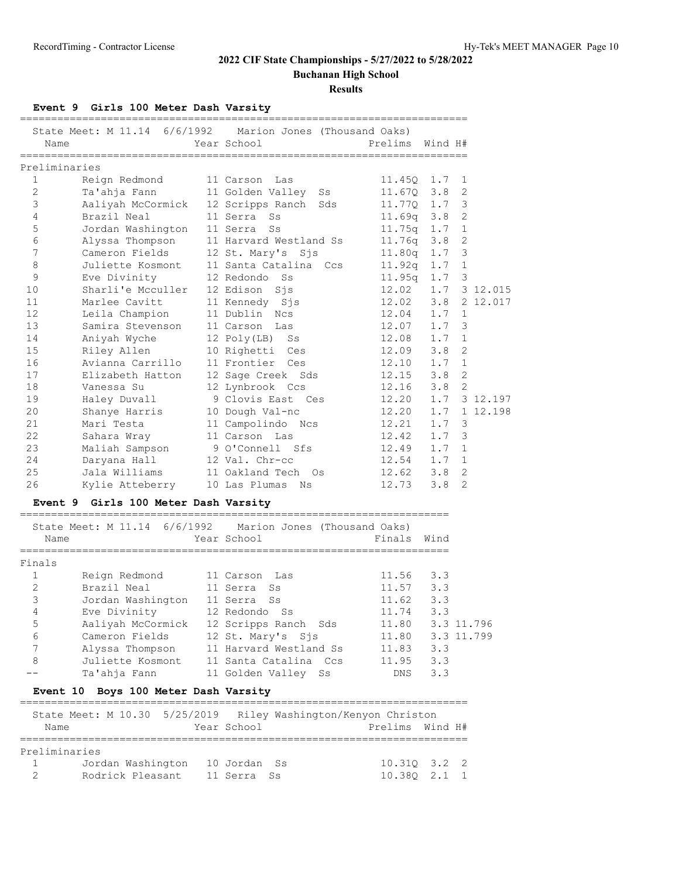## 2022 CIF State Championships - 5/27/2022 to 5/28/2022

**Buchanan High School**

**Results**

### Event 9 Girls 100 Meter Dash Varsity

State Meet: M 11.14 6/6/1992 Marion Jones (Thousand Oaks)

**Preliminaries**

| | Name | Year | School | Prelims | Wind | H# | |
|---|---|---|---|---|---|---|---|
| 1 | Reign Redmond | 11 | Carson Las | 11.45Q | 1.7 | 1 | |
| 2 | Ta'ahja Fann | 11 | Golden Valley Ss | 11.67Q | 3.8 | 2 | |
| 3 | Aaliyah McCormick | 12 | Scripps Ranch Sds | 11.77Q | 1.7 | 3 | |
| 4 | Brazil Neal | 11 | Serra Ss | 11.69q | 3.8 | 2 | |
| 5 | Jordan Washington | 11 | Serra Ss | 11.75q | 1.7 | 1 | |
| 6 | Alyssa Thompson | 11 | Harvard Westland Ss | 11.76q | 3.8 | 2 | |
| 7 | Cameron Fields | 12 | St. Mary's Sjs | 11.80q | 1.7 | 3 | |
| 8 | Juliette Kosmont | 11 | Santa Catalina Ccs | 11.92q | 1.7 | 1 | |
| 9 | Eve Divinity | 12 | Redondo Ss | 11.95q | 1.7 | 3 | |
| 10 | Sharli'e Mcculler | 12 | Edison Sjs | 12.02 | 1.7 | 3 | 12.015 |
| 11 | Marlee Cavitt | 11 | Kennedy Sjs | 12.02 | 3.8 | 2 | 12.017 |
| 12 | Leila Champion | 11 | Dublin Ncs | 12.04 | 1.7 | 1 | |
| 13 | Samira Stevenson | 11 | Carson Las | 12.07 | 1.7 | 3 | |
| 14 | Aniyah Wyche | 12 | Poly(LB) Ss | 12.08 | 1.7 | 1 | |
| 15 | Riley Allen | 10 | Righetti Ces | 12.09 | 3.8 | 2 | |
| 16 | Avianna Carrillo | 11 | Frontier Ces | 12.10 | 1.7 | 1 | |
| 17 | Elizabeth Hatton | 12 | Sage Creek Sds | 12.15 | 3.8 | 2 | |
| 18 | Vanessa Su | 12 | Lynbrook Ccs | 12.16 | 3.8 | 2 | |
| 19 | Haley Duvall | 9 | Clovis East Ces | 12.20 | 1.7 | 3 | 12.197 |
| 20 | Shanye Harris | 10 | Dough Val-nc | 12.20 | 1.7 | 1 | 12.198 |
| 21 | Mari Testa | 11 | Campolindo Ncs | 12.21 | 1.7 | 3 | |
| 22 | Sahara Wray | 11 | Carson Las | 12.42 | 1.7 | 3 | |
| 23 | Maliah Sampson | 9 | O'Connell Sfs | 12.49 | 1.7 | 1 | |
| 24 | Daryana Hall | 12 | Val. Chr-cc | 12.54 | 1.7 | 1 | |
| 25 | Jala Williams | 11 | Oakland Tech Os | 12.62 | 3.8 | 2 | |
| 26 | Kylie Atteberry | 10 | Las Plumas Ns | 12.73 | 3.8 | 2 | |

### Event 9 Girls 100 Meter Dash Varsity

State Meet: M 11.14 6/6/1992 Marion Jones (Thousand Oaks)

**Finals**

| | Name | Year | School | Finals | Wind | |
|---|---|---|---|---|---|---|
| 1 | Reign Redmond | 11 | Carson Las | 11.56 | 3.3 | |
| 2 | Brazil Neal | 11 | Serra Ss | 11.57 | 3.3 | |
| 3 | Jordan Washington | 11 | Serra Ss | 11.62 | 3.3 | |
| 4 | Eve Divinity | 12 | Redondo Ss | 11.74 | 3.3 | |
| 5 | Aaliyah McCormick | 12 | Scripps Ranch Sds | 11.80 | 3.3 | 11.796 |
| 6 | Cameron Fields | 12 | St. Mary's Sjs | 11.80 | 3.3 | 11.799 |
| 7 | Alyssa Thompson | 11 | Harvard Westland Ss | 11.83 | 3.3 | |
| 8 | Juliette Kosmont | 11 | Santa Catalina Ccs | 11.95 | 3.3 | |
| -- | Ta'ahja Fann | 11 | Golden Valley Ss | DNS | 3.3 | |

### Event 10 Boys 100 Meter Dash Varsity

State Meet: M 10.30 5/25/2019 Riley Washington/Kenyon Christon

**Preliminaries**

| | Name | Year | School | Prelims | Wind | H# |
|---|---|---|---|---|---|---|
| 1 | Jordan Washington | 10 | Jordan Ss | 10.31Q | 3.2 | 2 |
| 2 | Rodrick Pleasant | 11 | Serra Ss | 10.38Q | 2.1 | 1 |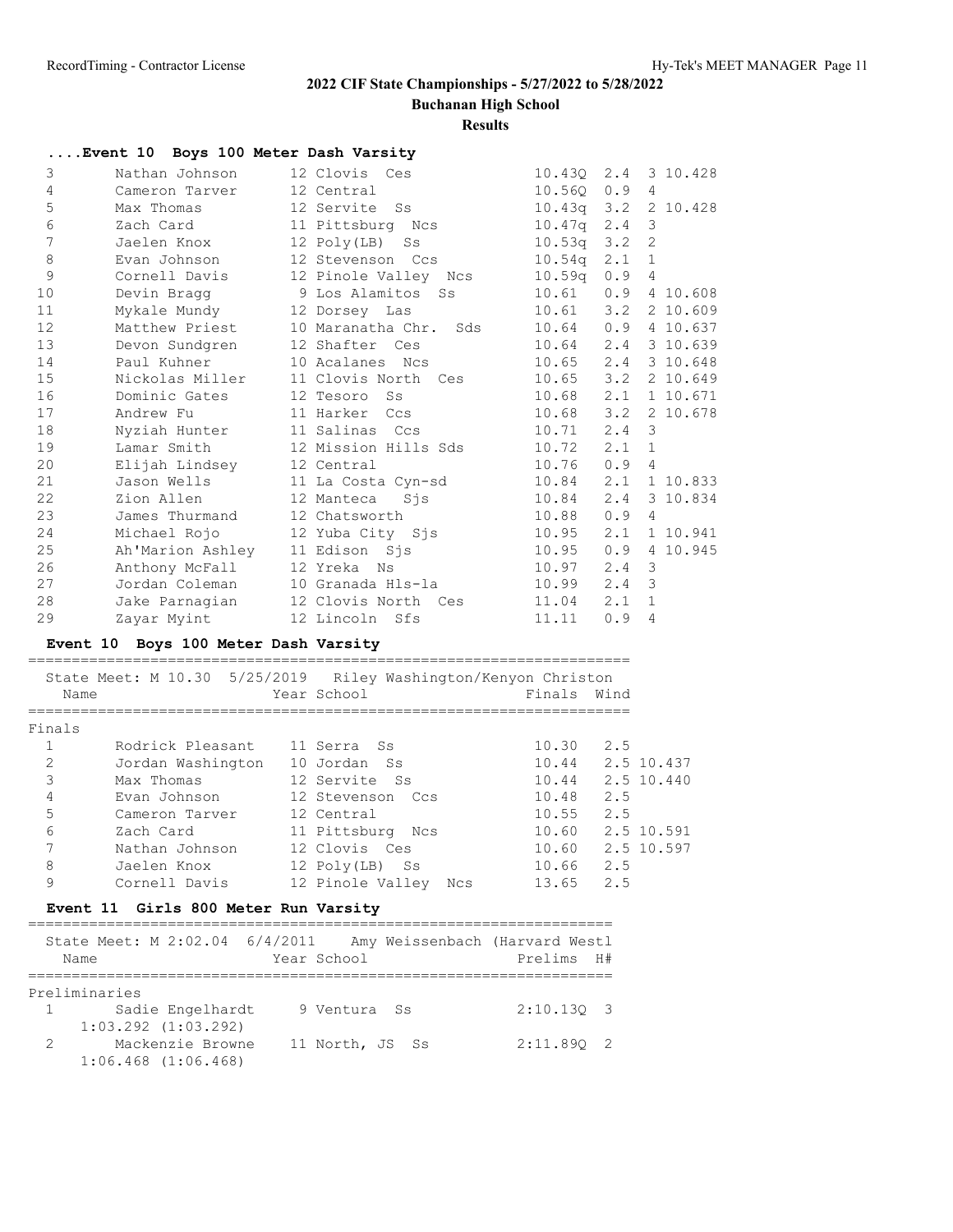## 2022 CIF State Championships - 5/27/2022 to 5/28/2022

**Buchanan High School**

**Results**

### ....Event 10 Boys 100 Meter Dash Varsity

| Place | Name | Year | School | Prelims | Wind | H# | |
|---|---|---|---|---|---|---|---|
| 3 | Nathan Johnson | 12 | Clovis Ces | 10.43Q | 2.4 | 3 | 10.428 |
| 4 | Cameron Tarver | 12 | Central | 10.56Q | 0.9 | 4 | |
| 5 | Max Thomas | 12 | Servite Ss | 10.43q | 3.2 | 2 | 10.428 |
| 6 | Zach Card | 11 | Pittsburg Ncs | 10.47q | 2.4 | 3 | |
| 7 | Jaelen Knox | 12 | Poly(LB) Ss | 10.53q | 3.2 | 2 | |
| 8 | Evan Johnson | 12 | Stevenson Ccs | 10.54q | 2.1 | 1 | |
| 9 | Cornell Davis | 12 | Pinole Valley Ncs | 10.59q | 0.9 | 4 | |
| 10 | Devin Bragg | 9 | Los Alamitos Ss | 10.61 | 0.9 | 4 | 10.608 |
| 11 | Mykale Mundy | 12 | Dorsey Las | 10.61 | 3.2 | 2 | 10.609 |
| 12 | Matthew Priest | 10 | Maranatha Chr. Sds | 10.64 | 0.9 | 4 | 10.637 |
| 13 | Devon Sundgren | 12 | Shafter Ces | 10.64 | 2.4 | 3 | 10.639 |
| 14 | Paul Kuhner | 10 | Acalanes Ncs | 10.65 | 2.4 | 3 | 10.648 |
| 15 | Nickolas Miller | 11 | Clovis North Ces | 10.65 | 3.2 | 2 | 10.649 |
| 16 | Dominic Gates | 12 | Tesoro Ss | 10.68 | 2.1 | 1 | 10.671 |
| 17 | Andrew Fu | 11 | Harker Ccs | 10.68 | 3.2 | 2 | 10.678 |
| 18 | Nyziah Hunter | 11 | Salinas Ccs | 10.71 | 2.4 | 3 | |
| 19 | Lamar Smith | 12 | Mission Hills Sds | 10.72 | 2.1 | 1 | |
| 20 | Elijah Lindsey | 12 | Central | 10.76 | 0.9 | 4 | |
| 21 | Jason Wells | 11 | La Costa Cyn-sd | 10.84 | 2.1 | 1 | 10.833 |
| 22 | Zion Allen | 12 | Manteca Sjs | 10.84 | 2.4 | 3 | 10.834 |
| 23 | James Thurmand | 12 | Chatsworth | 10.88 | 0.9 | 4 | |
| 24 | Michael Rojo | 12 | Yuba City Sjs | 10.95 | 2.1 | 1 | 10.941 |
| 25 | Ah'Marion Ashley | 11 | Edison Sjs | 10.95 | 0.9 | 4 | 10.945 |
| 26 | Anthony McFall | 12 | Yreka Ns | 10.97 | 2.4 | 3 | |
| 27 | Jordan Coleman | 10 | Granada Hls-la | 10.99 | 2.4 | 3 | |
| 28 | Jake Parnagian | 12 | Clovis North Ces | 11.04 | 2.1 | 1 | |
| 29 | Zayar Myint | 12 | Lincoln Sfs | 11.11 | 0.9 | 4 | |

### Event 10 Boys 100 Meter Dash Varsity

State Meet: M 10.30 5/25/2019 Riley Washington/Kenyon Christon

**Finals**

| Place | Name | Year | School | Finals | Wind | |
|---|---|---|---|---|---|---|
| 1 | Rodrick Pleasant | 11 | Serra Ss | 10.30 | 2.5 | |
| 2 | Jordan Washington | 10 | Jordan Ss | 10.44 | 2.5 | 10.437 |
| 3 | Max Thomas | 12 | Servite Ss | 10.44 | 2.5 | 10.440 |
| 4 | Evan Johnson | 12 | Stevenson Ccs | 10.48 | 2.5 | |
| 5 | Cameron Tarver | 12 | Central | 10.55 | 2.5 | |
| 6 | Zach Card | 11 | Pittsburg Ncs | 10.60 | 2.5 | 10.591 |
| 7 | Nathan Johnson | 12 | Clovis Ces | 10.60 | 2.5 | 10.597 |
| 8 | Jaelen Knox | 12 | Poly(LB) Ss | 10.66 | 2.5 | |
| 9 | Cornell Davis | 12 | Pinole Valley Ncs | 13.65 | 2.5 | |

### Event 11 Girls 800 Meter Run Varsity

State Meet: M 2:02.04 6/4/2011 Amy Weissenbach (Harvard Westl

**Preliminaries**

| Place | Name | Year | School | Prelims | H# |
|---|---|---|---|---|---|
| 1 | Sadie Engelhardt | 9 | Ventura Ss | 2:10.13Q | 3 |
| | 1:03.292 (1:03.292) | | | | |
| 2 | Mackenzie Browne | 11 | North, JS Ss | 2:11.89Q | 2 |
| | 1:06.468 (1:06.468) | | | | |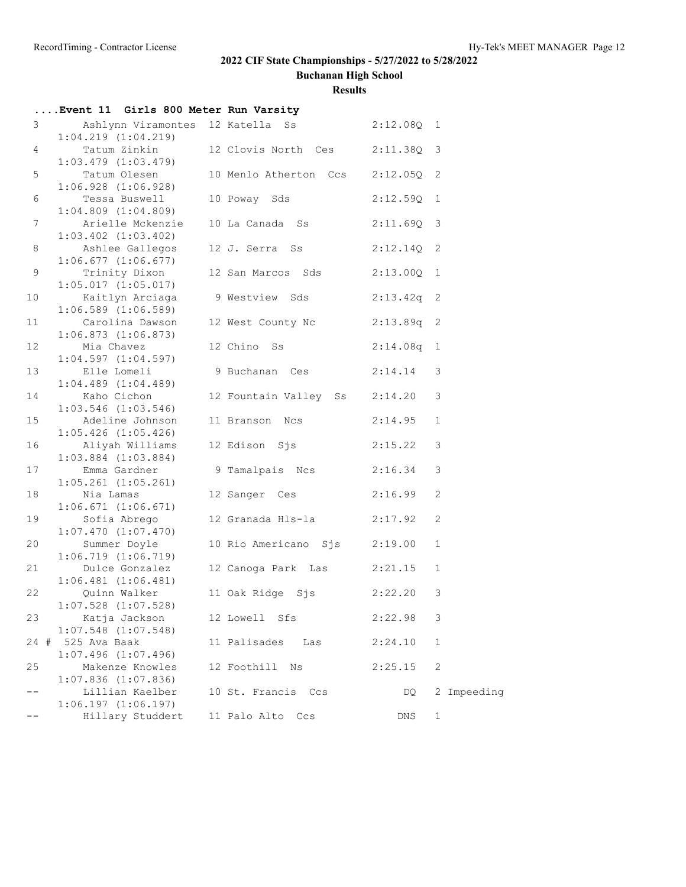## 2022 CIF State Championships - 5/27/2022 to 5/28/2022

### Buchanan High School

### Results

**....Event 11 Girls 800 Meter Run Varsity**

| Place | Name | Year | School | Time | Heat | Note |
|---|---|---|---|---|---|---|
| 3 | Ashlynn Viramontes | 12 | Katella Ss | 2:12.08Q | 1 | |
| | 1:04.219 (1:04.219) | | | | | |
| 4 | Tatum Zinkin | 12 | Clovis North Ces | 2:11.38Q | 3 | |
| | 1:03.479 (1:03.479) | | | | | |
| 5 | Tatum Olesen | 10 | Menlo Atherton Ccs | 2:12.05Q | 2 | |
| | 1:06.928 (1:06.928) | | | | | |
| 6 | Tessa Buswell | 10 | Poway Sds | 2:12.59Q | 1 | |
| | 1:04.809 (1:04.809) | | | | | |
| 7 | Arielle Mckenzie | 10 | La Canada Ss | 2:11.69Q | 3 | |
| | 1:03.402 (1:03.402) | | | | | |
| 8 | Ashlee Gallegos | 12 | J. Serra Ss | 2:12.14Q | 2 | |
| | 1:06.677 (1:06.677) | | | | | |
| 9 | Trinity Dixon | 12 | San Marcos Sds | 2:13.00Q | 1 | |
| | 1:05.017 (1:05.017) | | | | | |
| 10 | Kaitlyn Arciaga | 9 | Westview Sds | 2:13.42q | 2 | |
| | 1:06.589 (1:06.589) | | | | | |
| 11 | Carolina Dawson | 12 | West County Nc | 2:13.89q | 2 | |
| | 1:06.873 (1:06.873) | | | | | |
| 12 | Mia Chavez | 12 | Chino Ss | 2:14.08q | 1 | |
| | 1:04.597 (1:04.597) | | | | | |
| 13 | Elle Lomeli | 9 | Buchanan Ces | 2:14.14 | 3 | |
| | 1:04.489 (1:04.489) | | | | | |
| 14 | Kaho Cichon | 12 | Fountain Valley Ss | 2:14.20 | 3 | |
| | 1:03.546 (1:03.546) | | | | | |
| 15 | Adeline Johnson | 11 | Branson Ncs | 2:14.95 | 1 | |
| | 1:05.426 (1:05.426) | | | | | |
| 16 | Aliyah Williams | 12 | Edison Sjs | 2:15.22 | 3 | |
| | 1:03.884 (1:03.884) | | | | | |
| 17 | Emma Gardner | 9 | Tamalpais Ncs | 2:16.34 | 3 | |
| | 1:05.261 (1:05.261) | | | | | |
| 18 | Nia Lamas | 12 | Sanger Ces | 2:16.99 | 2 | |
| | 1:06.671 (1:06.671) | | | | | |
| 19 | Sofia Abrego | 12 | Granada Hls-la | 2:17.92 | 2 | |
| | 1:07.470 (1:07.470) | | | | | |
| 20 | Summer Doyle | 10 | Rio Americano Sjs | 2:19.00 | 1 | |
| | 1:06.719 (1:06.719) | | | | | |
| 21 | Dulce Gonzalez | 12 | Canoga Park Las | 2:21.15 | 1 | |
| | 1:06.481 (1:06.481) | | | | | |
| 22 | Quinn Walker | 11 | Oak Ridge Sjs | 2:22.20 | 3 | |
| | 1:07.528 (1:07.528) | | | | | |
| 23 | Katja Jackson | 12 | Lowell Sfs | 2:22.98 | 3 | |
| | 1:07.548 (1:07.548) | | | | | |
| 24 # | 525 Ava Baak | 11 | Palisades Las | 2:24.10 | 1 | |
| | 1:07.496 (1:07.496) | | | | | |
| 25 | Makenze Knowles | 12 | Foothill Ns | 2:25.15 | 2 | |
| | 1:07.836 (1:07.836) | | | | | |
| -- | Lillian Kaelber | 10 | St. Francis Ccs | DQ | 2 | Impeding |
| | 1:06.197 (1:06.197) | | | | | |
| -- | Hillary Studdert | 11 | Palo Alto Ccs | DNS | 1 | |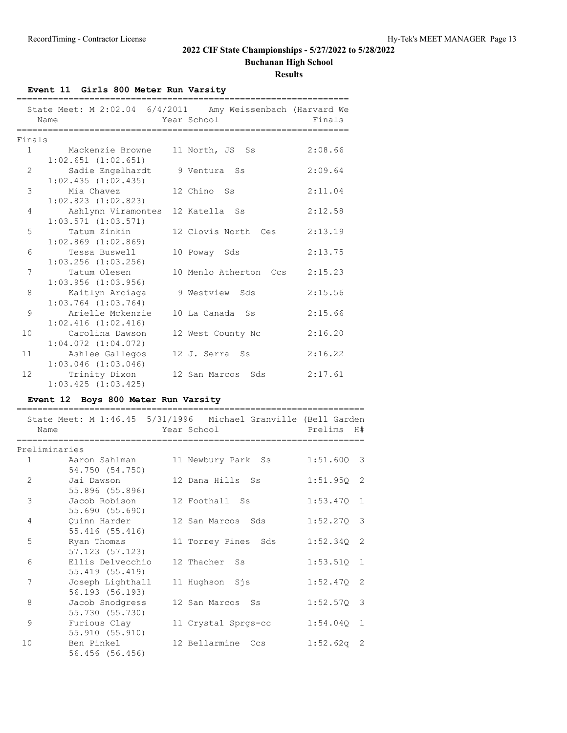## 2022 CIF State Championships - 5/27/2022 to 5/28/2022

**Buchanan High School**

**Results**

### Event 11 Girls 800 Meter Run Varsity

State Meet: M 2:02.04 6/4/2011 Amy Weissenbach (Harvard We

**Finals**

| Place | Name | Year | School | Finals | Split |
|---|---|---|---|---|---|
| 1 | Mackenzie Browne | 11 | North, JS Ss | 2:08.66 | 1:02.651 (1:02.651) |
| 2 | Sadie Engelhardt | 9 | Ventura Ss | 2:09.64 | 1:02.435 (1:02.435) |
| 3 | Mia Chavez | 12 | Chino Ss | 2:11.04 | 1:02.823 (1:02.823) |
| 4 | Ashlynn Viramontes | 12 | Katella Ss | 2:12.58 | 1:03.571 (1:03.571) |
| 5 | Tatum Zinkin | 12 | Clovis North Ces | 2:13.19 | 1:02.869 (1:02.869) |
| 6 | Tessa Buswell | 10 | Poway Sds | 2:13.75 | 1:03.256 (1:03.256) |
| 7 | Tatum Olesen | 10 | Menlo Atherton Ccs | 2:15.23 | 1:03.956 (1:03.956) |
| 8 | Kaitlyn Arciaga | 9 | Westview Sds | 2:15.56 | 1:03.764 (1:03.764) |
| 9 | Arielle Mckenzie | 10 | La Canada Ss | 2:15.66 | 1:02.416 (1:02.416) |
| 10 | Carolina Dawson | 12 | West County Nc | 2:16.20 | 1:04.072 (1:04.072) |
| 11 | Ashlee Gallegos | 12 | J. Serra Ss | 2:16.22 | 1:03.046 (1:03.046) |
| 12 | Trinity Dixon | 12 | San Marcos Sds | 2:17.61 | 1:03.425 (1:03.425) |

### Event 12 Boys 800 Meter Run Varsity

State Meet: M 1:46.45 5/31/1996 Michael Granville (Bell Garden

**Preliminaries**

| Place | Name | Year | School | Prelims | H# | Split |
|---|---|---|---|---|---|---|
| 1 | Aaron Sahlman | 11 | Newbury Park Ss | 1:51.60Q | 3 | 54.750 (54.750) |
| 2 | Jai Dawson | 12 | Dana Hills Ss | 1:51.95Q | 2 | 55.896 (55.896) |
| 3 | Jacob Robison | 12 | Foothall Ss | 1:53.47Q | 1 | 55.690 (55.690) |
| 4 | Quinn Harder | 12 | San Marcos Sds | 1:52.27Q | 3 | 55.416 (55.416) |
| 5 | Ryan Thomas | 11 | Torrey Pines Sds | 1:52.34Q | 2 | 57.123 (57.123) |
| 6 | Ellis Delvecchio | 12 | Thacher Ss | 1:53.51Q | 1 | 55.419 (55.419) |
| 7 | Joseph Lighthall | 11 | Hughson Sjs | 1:52.47Q | 2 | 56.193 (56.193) |
| 8 | Jacob Snodgress | 12 | San Marcos Ss | 1:52.57Q | 3 | 55.730 (55.730) |
| 9 | Furious Clay | 11 | Crystal Sprgs-cc | 1:54.04Q | 1 | 55.910 (55.910) |
| 10 | Ben Pinkel | 12 | Bellarmine Ccs | 1:52.62q | 2 | 56.456 (56.456) |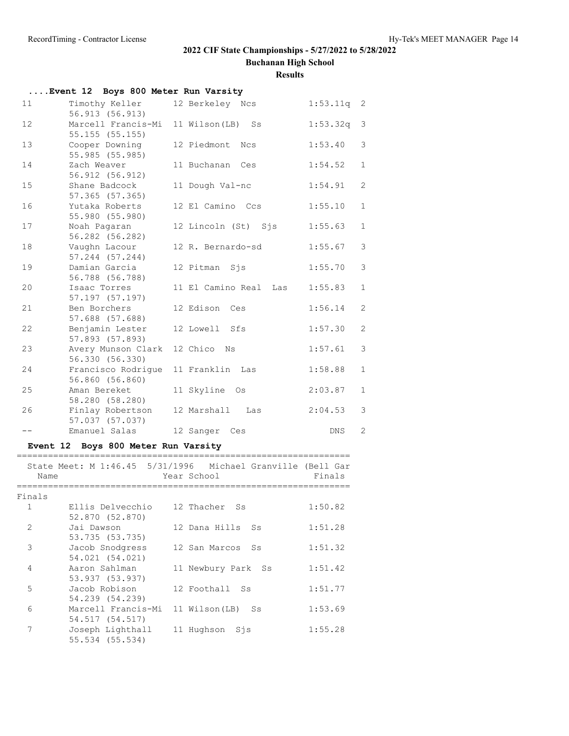## 2022 CIF State Championships - 5/27/2022 to 5/28/2022

### Buchanan High School

### Results

#### ....Event 12 Boys 800 Meter Run Varsity

| Place | Name | Year | School | Time | Heat |
|---|---|---|---|---|---|
| 11 | Timothy Keller<br>56.913 (56.913) | 12 | Berkeley Ncs | 1:53.11q | 2 |
| 12 | Marcell Francis-Mi<br>55.155 (55.155) | 11 | Wilson(LB) Ss | 1:53.32q | 3 |
| 13 | Cooper Downing<br>55.985 (55.985) | 12 | Piedmont Ncs | 1:53.40 | 3 |
| 14 | Zach Weaver<br>56.912 (56.912) | 11 | Buchanan Ces | 1:54.52 | 1 |
| 15 | Shane Badcock<br>57.365 (57.365) | 11 | Dough Val-nc | 1:54.91 | 2 |
| 16 | Yutaka Roberts<br>55.980 (55.980) | 12 | El Camino Ccs | 1:55.10 | 1 |
| 17 | Noah Pagaran<br>56.282 (56.282) | 12 | Lincoln (St) Sjs | 1:55.63 | 1 |
| 18 | Vaughn Lacour<br>57.244 (57.244) | 12 | R. Bernardo-sd | 1:55.67 | 3 |
| 19 | Damian Garcia<br>56.788 (56.788) | 12 | Pitman Sjs | 1:55.70 | 3 |
| 20 | Isaac Torres<br>57.197 (57.197) | 11 | El Camino Real Las | 1:55.83 | 1 |
| 21 | Ben Borchers<br>57.688 (57.688) | 12 | Edison Ces | 1:56.14 | 2 |
| 22 | Benjamin Lester<br>57.893 (57.893) | 12 | Lowell Sfs | 1:57.30 | 2 |
| 23 | Avery Munson Clark<br>56.330 (56.330) | 12 | Chico Ns | 1:57.61 | 3 |
| 24 | Francisco Rodrigue<br>56.860 (56.860) | 11 | Franklin Las | 1:58.88 | 1 |
| 25 | Aman Bereket<br>58.280 (58.280) | 11 | Skyline Os | 2:03.87 | 1 |
| 26 | Finlay Robertson<br>57.037 (57.037) | 12 | Marshall Las | 2:04.53 | 3 |
| -- | Emanuel Salas | 12 | Sanger Ces | DNS | 2 |

#### Event 12 Boys 800 Meter Run Varsity

State Meet: M 1:46.45 5/31/1996 Michael Granville (Bell Gar

**Finals**

| Place | Name | Year | School | Finals |
|---|---|---|---|---|
| 1 | Ellis Delvecchio<br>52.870 (52.870) | 12 | Thacher Ss | 1:50.82 |
| 2 | Jai Dawson<br>53.735 (53.735) | 12 | Dana Hills Ss | 1:51.28 |
| 3 | Jacob Snodgress<br>54.021 (54.021) | 12 | San Marcos Ss | 1:51.32 |
| 4 | Aaron Sahlman<br>53.937 (53.937) | 11 | Newbury Park Ss | 1:51.42 |
| 5 | Jacob Robison<br>54.239 (54.239) | 12 | Foothall Ss | 1:51.77 |
| 6 | Marcell Francis-Mi<br>54.517 (54.517) | 11 | Wilson(LB) Ss | 1:53.69 |
| 7 | Joseph Lighthall<br>55.534 (55.534) | 11 | Hughson Sjs | 1:55.28 |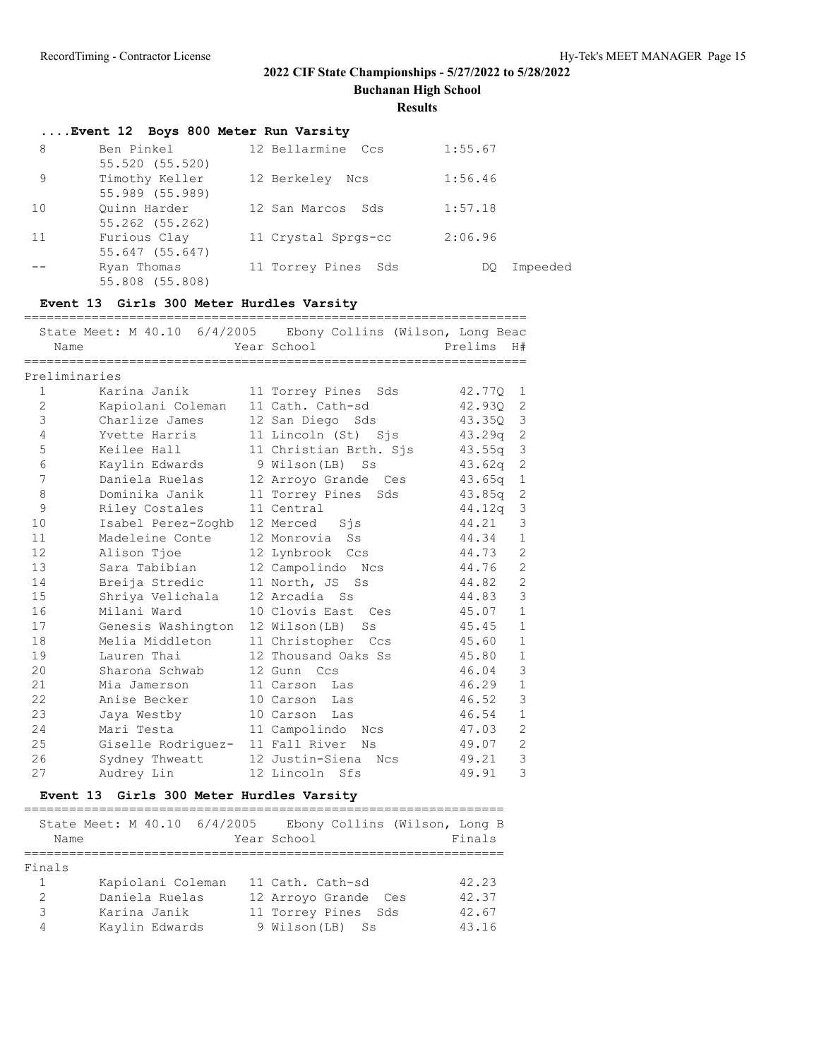## 2022 CIF State Championships - 5/27/2022 to 5/28/2022

**Buchanan High School**

**Results**

### ....Event 12 Boys 800 Meter Run Varsity

| Place | Name | Year | School | Finals | |
|---|---|---|---|---|---|
| 8 | Ben Pinkel | 12 | Bellarmine Ccs | 1:55.67 | |
| | 55.520 (55.520) | | | | |
| 9 | Timothy Keller | 12 | Berkeley Ncs | 1:56.46 | |
| | 55.989 (55.989) | | | | |
| 10 | Quinn Harder | 12 | San Marcos Sds | 1:57.18 | |
| | 55.262 (55.262) | | | | |
| 11 | Furious Clay | 11 | Crystal Sprgs-cc | 2:06.96 | |
| | 55.647 (55.647) | | | | |
| -- | Ryan Thomas | 11 | Torrey Pines Sds | DQ | Impeeded |
| | 55.808 (55.808) | | | | |

### Event 13 Girls 300 Meter Hurdles Varsity

State Meet: M 40.10 6/4/2005 Ebony Collins (Wilson, Long Beac

**Preliminaries**

| Place | Name | Year | School | Prelims | H# |
|---|---|---|---|---|---|
| 1 | Karina Janik | 11 | Torrey Pines Sds | 42.77Q | 1 |
| 2 | Kapiolani Coleman | 11 | Cath. Cath-sd | 42.93Q | 2 |
| 3 | Charlize James | 12 | San Diego Sds | 43.35Q | 3 |
| 4 | Yvette Harris | 11 | Lincoln (St) Sjs | 43.29q | 2 |
| 5 | Keilee Hall | 11 | Christian Brth. Sjs | 43.55q | 3 |
| 6 | Kaylin Edwards | 9 | Wilson(LB) Ss | 43.62q | 2 |
| 7 | Daniela Ruelas | 12 | Arroyo Grande Ces | 43.65q | 1 |
| 8 | Dominika Janik | 11 | Torrey Pines Sds | 43.85q | 2 |
| 9 | Riley Costales | 11 | Central | 44.12q | 3 |
| 10 | Isabel Perez-Zoghb | 12 | Merced Sjs | 44.21 | 3 |
| 11 | Madeleine Conte | 12 | Monrovia Ss | 44.34 | 1 |
| 12 | Alison Tjoe | 12 | Lynbrook Ccs | 44.73 | 2 |
| 13 | Sara Tabibian | 12 | Campolindo Ncs | 44.76 | 2 |
| 14 | Breija Stredic | 11 | North, JS Ss | 44.82 | 2 |
| 15 | Shriya Velichala | 12 | Arcadia Ss | 44.83 | 3 |
| 16 | Milani Ward | 10 | Clovis East Ces | 45.07 | 1 |
| 17 | Genesis Washington | 12 | Wilson(LB) Ss | 45.45 | 1 |
| 18 | Melia Middleton | 11 | Christopher Ccs | 45.60 | 1 |
| 19 | Lauren Thai | 12 | Thousand Oaks Ss | 45.80 | 1 |
| 20 | Sharona Schwab | 12 | Gunn Ccs | 46.04 | 3 |
| 21 | Mia Jamerson | 11 | Carson Las | 46.29 | 1 |
| 22 | Anise Becker | 10 | Carson Las | 46.52 | 3 |
| 23 | Jaya Westby | 10 | Carson Las | 46.54 | 1 |
| 24 | Mari Testa | 11 | Campolindo Ncs | 47.03 | 2 |
| 25 | Giselle Rodriguez- | 11 | Fall River Ns | 49.07 | 2 |
| 26 | Sydney Thweatt | 12 | Justin-Siena Ncs | 49.21 | 3 |
| 27 | Audrey Lin | 12 | Lincoln Sfs | 49.91 | 3 |

### Event 13 Girls 300 Meter Hurdles Varsity

State Meet: M 40.10 6/4/2005 Ebony Collins (Wilson, Long B

**Finals**

| Place | Name | Year | School | Finals |
|---|---|---|---|---|
| 1 | Kapiolani Coleman | 11 | Cath. Cath-sd | 42.23 |
| 2 | Daniela Ruelas | 12 | Arroyo Grande Ces | 42.37 |
| 3 | Karina Janik | 11 | Torrey Pines Sds | 42.67 |
| 4 | Kaylin Edwards | 9 | Wilson(LB) Ss | 43.16 |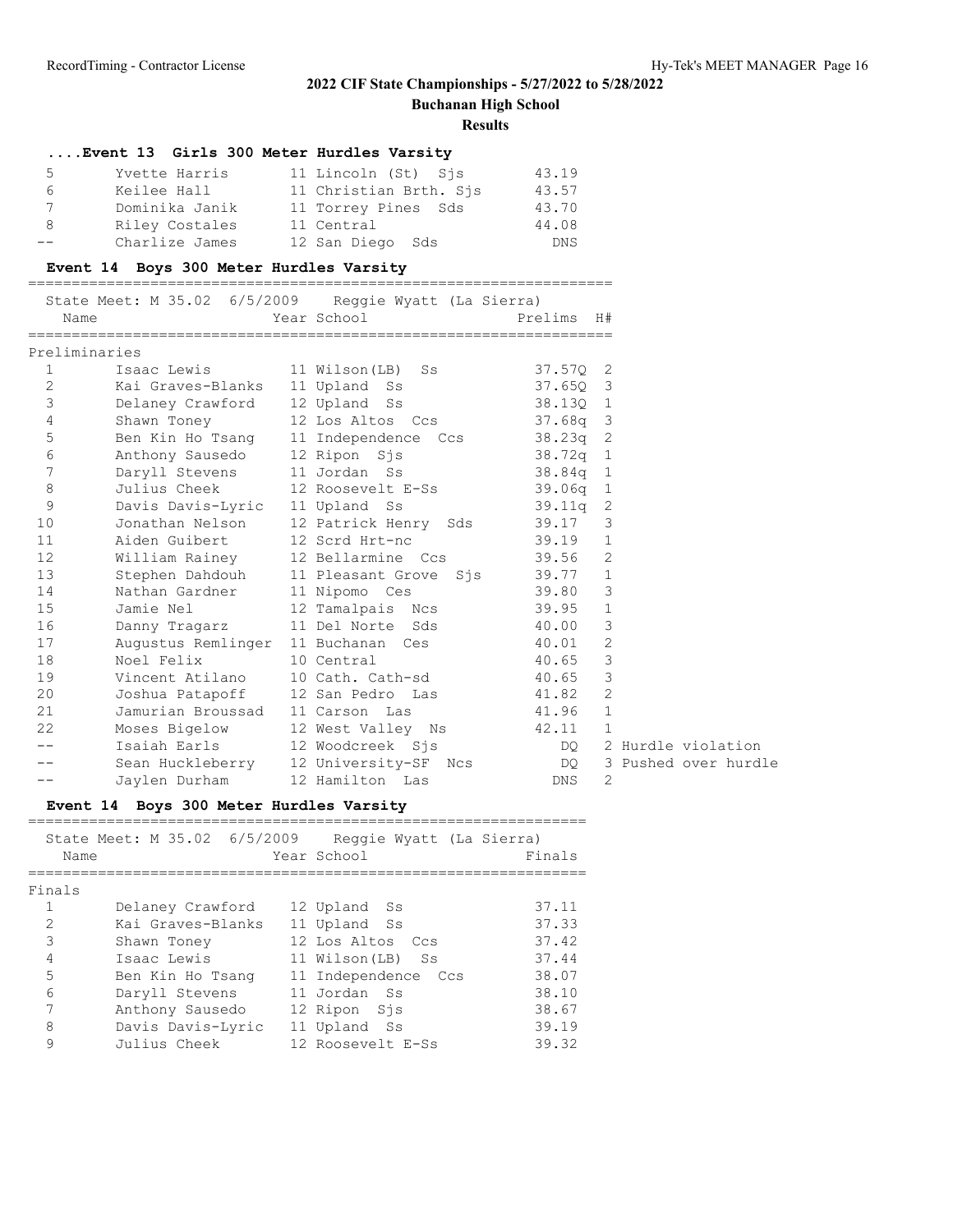## 2022 CIF State Championships - 5/27/2022 to 5/28/2022

**Buchanan High School**

**Results**

### ....Event 13 Girls 300 Meter Hurdles Varsity

| Place | Name | Year | School | Finals |
|---|---|---|---|---|
| 5 | Yvette Harris | 11 | Lincoln (St) Sjs | 43.19 |
| 6 | Keilee Hall | 11 | Christian Brth. Sjs | 43.57 |
| 7 | Dominika Janik | 11 | Torrey Pines Sds | 43.70 |
| 8 | Riley Costales | 11 | Central | 44.08 |
| -- | Charlize James | 12 | San Diego Sds | DNS |

### Event 14 Boys 300 Meter Hurdles Varsity

State Meet: M 35.02 6/5/2009 Reggie Wyatt (La Sierra)

**Preliminaries**

| Place | Name | Year | School | Prelims | H# | |
|---|---|---|---|---|---|---|
| 1 | Isaac Lewis | 11 | Wilson(LB) Ss | 37.57Q | 2 | |
| 2 | Kai Graves-Blanks | 11 | Upland Ss | 37.65Q | 3 | |
| 3 | Delaney Crawford | 12 | Upland Ss | 38.13Q | 1 | |
| 4 | Shawn Toney | 12 | Los Altos Ccs | 37.68q | 3 | |
| 5 | Ben Kin Ho Tsang | 11 | Independence Ccs | 38.23q | 2 | |
| 6 | Anthony Sausedo | 12 | Ripon Sjs | 38.72q | 1 | |
| 7 | Daryll Stevens | 11 | Jordan Ss | 38.84q | 1 | |
| 8 | Julius Cheek | 12 | Roosevelt E-Ss | 39.06q | 1 | |
| 9 | Davis Davis-Lyric | 11 | Upland Ss | 39.11q | 2 | |
| 10 | Jonathan Nelson | 12 | Patrick Henry Sds | 39.17 | 3 | |
| 11 | Aiden Guibert | 12 | Scrd Hrt-nc | 39.19 | 1 | |
| 12 | William Rainey | 12 | Bellarmine Ccs | 39.56 | 2 | |
| 13 | Stephen Dahdouh | 11 | Pleasant Grove Sjs | 39.77 | 1 | |
| 14 | Nathan Gardner | 11 | Nipomo Ces | 39.80 | 3 | |
| 15 | Jamie Nel | 12 | Tamalpais Ncs | 39.95 | 1 | |
| 16 | Danny Tragarz | 11 | Del Norte Sds | 40.00 | 3 | |
| 17 | Augustus Remlinger | 11 | Buchanan Ces | 40.01 | 2 | |
| 18 | Noel Felix | 10 | Central | 40.65 | 3 | |
| 19 | Vincent Atilano | 10 | Cath. Cath-sd | 40.65 | 3 | |
| 20 | Joshua Patapoff | 12 | San Pedro Las | 41.82 | 2 | |
| 21 | Jamurian Broussad | 11 | Carson Las | 41.96 | 1 | |
| 22 | Moses Bigelow | 12 | West Valley Ns | 42.11 | 1 | |
| -- | Isaiah Earls | 12 | Woodcreek Sjs | DQ | 2 | Hurdle violation |
| -- | Sean Huckleberry | 12 | University-SF Ncs | DQ | 3 | Pushed over hurdle |
| -- | Jaylen Durham | 12 | Hamilton Las | DNS | 2 | |

### Event 14 Boys 300 Meter Hurdles Varsity

State Meet: M 35.02 6/5/2009 Reggie Wyatt (La Sierra)

**Finals**

| Place | Name | Year | School | Finals |
|---|---|---|---|---|
| 1 | Delaney Crawford | 12 | Upland Ss | 37.11 |
| 2 | Kai Graves-Blanks | 11 | Upland Ss | 37.33 |
| 3 | Shawn Toney | 12 | Los Altos Ccs | 37.42 |
| 4 | Isaac Lewis | 11 | Wilson(LB) Ss | 37.44 |
| 5 | Ben Kin Ho Tsang | 11 | Independence Ccs | 38.07 |
| 6 | Daryll Stevens | 11 | Jordan Ss | 38.10 |
| 7 | Anthony Sausedo | 12 | Ripon Sjs | 38.67 |
| 8 | Davis Davis-Lyric | 11 | Upland Ss | 39.19 |
| 9 | Julius Cheek | 12 | Roosevelt E-Ss | 39.32 |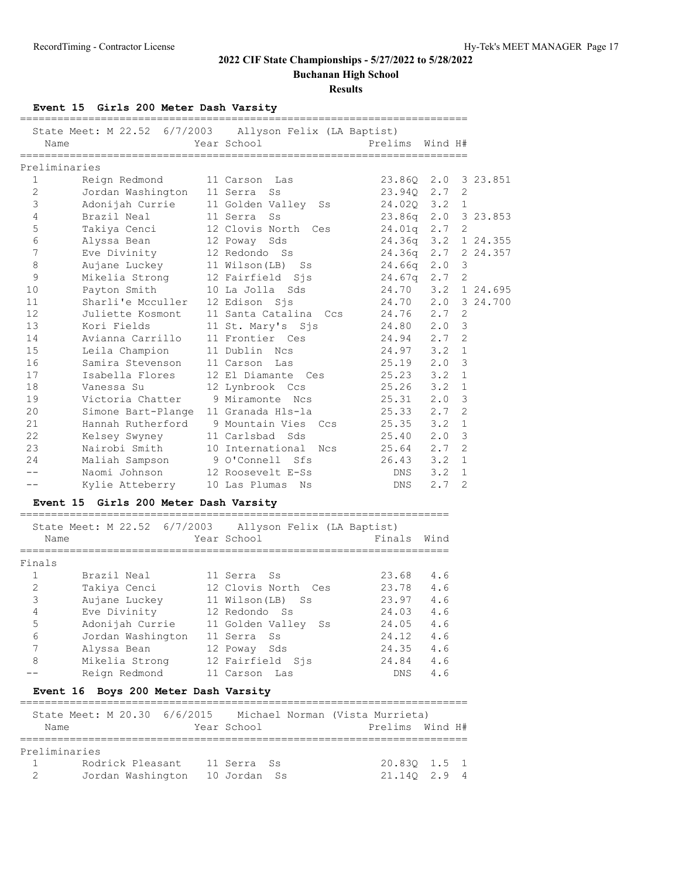## 2022 CIF State Championships - 5/27/2022 to 5/28/2022

**Buchanan High School**

**Results**

### Event 15 Girls 200 Meter Dash Varsity

State Meet: M 22.52 6/7/2003 Allyson Felix (LA Baptist)

**Preliminaries**

| Place | Name | Year | School | Prelims | Wind | H# | |
|---|---|---|---|---|---|---|---|
| 1 | Reign Redmond | 11 | Carson Las | 23.86Q | 2.0 | 3 | 23.851 |
| 2 | Jordan Washington | 11 | Serra Ss | 23.94Q | 2.7 | 2 | |
| 3 | Adonijah Currie | 11 | Golden Valley Ss | 24.02Q | 3.2 | 1 | |
| 4 | Brazil Neal | 11 | Serra Ss | 23.86q | 2.0 | 3 | 23.853 |
| 5 | Takiya Cenci | 12 | Clovis North Ces | 24.01q | 2.7 | 2 | |
| 6 | Alyssa Bean | 12 | Poway Sds | 24.36q | 3.2 | 1 | 24.355 |
| 7 | Eve Divinity | 12 | Redondo Ss | 24.36q | 2.7 | 2 | 24.357 |
| 8 | Aujane Luckey | 11 | Wilson(LB) Ss | 24.66q | 2.0 | 3 | |
| 9 | Mikelia Strong | 12 | Fairfield Sjs | 24.67q | 2.7 | 2 | |
| 10 | Payton Smith | 10 | La Jolla Sds | 24.70 | 3.2 | 1 | 24.695 |
| 11 | Sharli'e Mcculler | 12 | Edison Sjs | 24.70 | 2.0 | 3 | 24.700 |
| 12 | Juliette Kosmont | 11 | Santa Catalina Ccs | 24.76 | 2.7 | 2 | |
| 13 | Kori Fields | 11 | St. Mary's Sjs | 24.80 | 2.0 | 3 | |
| 14 | Avianna Carrillo | 11 | Frontier Ces | 24.94 | 2.7 | 2 | |
| 15 | Leila Champion | 11 | Dublin Ncs | 24.97 | 3.2 | 1 | |
| 16 | Samira Stevenson | 11 | Carson Las | 25.19 | 2.0 | 3 | |
| 17 | Isabella Flores | 12 | El Diamante Ces | 25.23 | 3.2 | 1 | |
| 18 | Vanessa Su | 12 | Lynbrook Ccs | 25.26 | 3.2 | 1 | |
| 19 | Victoria Chatter | 9 | Miramonte Ncs | 25.31 | 2.0 | 3 | |
| 20 | Simone Bart-Plange | 11 | Granada Hls-la | 25.33 | 2.7 | 2 | |
| 21 | Hannah Rutherford | 9 | Mountain Vies Ccs | 25.35 | 3.2 | 1 | |
| 22 | Kelsey Swyney | 11 | Carlsbad Sds | 25.40 | 2.0 | 3 | |
| 23 | Nairobi Smith | 10 | International Ncs | 25.64 | 2.7 | 2 | |
| 24 | Maliah Sampson | 9 | O'Connell Sfs | 26.43 | 3.2 | 1 | |
| -- | Naomi Johnson | 12 | Roosevelt E-Ss | DNS | 3.2 | 1 | |
| -- | Kylie Atteberry | 10 | Las Plumas Ns | DNS | 2.7 | 2 | |

### Event 15 Girls 200 Meter Dash Varsity

State Meet: M 22.52 6/7/2003 Allyson Felix (LA Baptist)

**Finals**

| Place | Name | Year | School | Finals | Wind |
|---|---|---|---|---|---|
| 1 | Brazil Neal | 11 | Serra Ss | 23.68 | 4.6 |
| 2 | Takiya Cenci | 12 | Clovis North Ces | 23.78 | 4.6 |
| 3 | Aujane Luckey | 11 | Wilson(LB) Ss | 23.97 | 4.6 |
| 4 | Eve Divinity | 12 | Redondo Ss | 24.03 | 4.6 |
| 5 | Adonijah Currie | 11 | Golden Valley Ss | 24.05 | 4.6 |
| 6 | Jordan Washington | 11 | Serra Ss | 24.12 | 4.6 |
| 7 | Alyssa Bean | 12 | Poway Sds | 24.35 | 4.6 |
| 8 | Mikelia Strong | 12 | Fairfield Sjs | 24.84 | 4.6 |
| -- | Reign Redmond | 11 | Carson Las | DNS | 4.6 |

### Event 16 Boys 200 Meter Dash Varsity

State Meet: M 20.30 6/6/2015 Michael Norman (Vista Murrieta)

**Preliminaries**

| Place | Name | Year | School | Prelims | Wind | H# |
|---|---|---|---|---|---|---|
| 1 | Rodrick Pleasant | 11 | Serra Ss | 20.83Q | 1.5 | 1 |
| 2 | Jordan Washington | 10 | Jordan Ss | 21.14Q | 2.9 | 4 |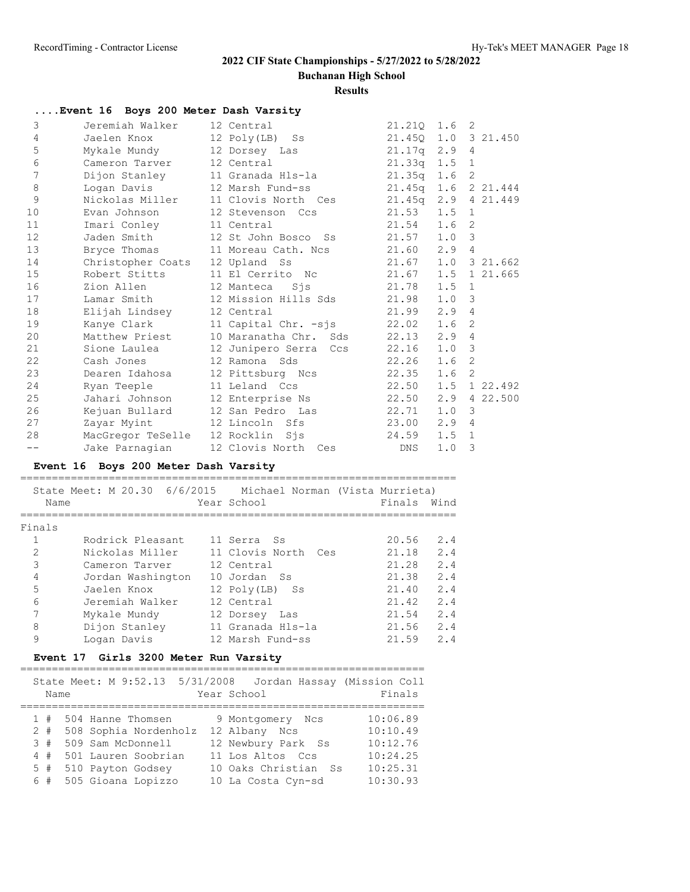## 2022 CIF State Championships - 5/27/2022 to 5/28/2022

**Buchanan High School**

**Results**

### ....Event 16 Boys 200 Meter Dash Varsity

| Place | Name | Year | School | Prelims | Wind | H# | |
|---|---|---|---|---|---|---|---|
| 3 | Jeremiah Walker | 12 | Central | 21.21Q | 1.6 | 2 | |
| 4 | Jaelen Knox | 12 | Poly(LB) Ss | 21.45Q | 1.0 | 3 | 21.450 |
| 5 | Mykale Mundy | 12 | Dorsey Las | 21.17q | 2.9 | 4 | |
| 6 | Cameron Tarver | 12 | Central | 21.33q | 1.5 | 1 | |
| 7 | Dijon Stanley | 11 | Granada Hls-la | 21.35q | 1.6 | 2 | |
| 8 | Logan Davis | 12 | Marsh Fund-ss | 21.45q | 1.6 | 2 | 21.444 |
| 9 | Nickolas Miller | 11 | Clovis North Ces | 21.45q | 2.9 | 4 | 21.449 |
| 10 | Evan Johnson | 12 | Stevenson Ccs | 21.53 | 1.5 | 1 | |
| 11 | Imari Conley | 11 | Central | 21.54 | 1.6 | 2 | |
| 12 | Jaden Smith | 12 | St John Bosco Ss | 21.57 | 1.0 | 3 | |
| 13 | Bryce Thomas | 11 | Moreau Cath. Ncs | 21.60 | 2.9 | 4 | |
| 14 | Christopher Coats | 12 | Upland Ss | 21.67 | 1.0 | 3 | 21.662 |
| 15 | Robert Stitts | 11 | El Cerrito Nc | 21.67 | 1.5 | 1 | 21.665 |
| 16 | Zion Allen | 12 | Manteca Sjs | 21.78 | 1.5 | 1 | |
| 17 | Lamar Smith | 12 | Mission Hills Sds | 21.98 | 1.0 | 3 | |
| 18 | Elijah Lindsey | 12 | Central | 21.99 | 2.9 | 4 | |
| 19 | Kanye Clark | 11 | Capital Chr. -sjs | 22.02 | 1.6 | 2 | |
| 20 | Matthew Priest | 10 | Maranatha Chr. Sds | 22.13 | 2.9 | 4 | |
| 21 | Sione Laulea | 12 | Junipero Serra Ccs | 22.16 | 1.0 | 3 | |
| 22 | Cash Jones | 12 | Ramona Sds | 22.26 | 1.6 | 2 | |
| 23 | Dearen Idahosa | 12 | Pittsburg Ncs | 22.35 | 1.6 | 2 | |
| 24 | Ryan Teeple | 11 | Leland Ccs | 22.50 | 1.5 | 1 | 22.492 |
| 25 | Jahari Johnson | 12 | Enterprise Ns | 22.50 | 2.9 | 4 | 22.500 |
| 26 | Kejuan Bullard | 12 | San Pedro Las | 22.71 | 1.0 | 3 | |
| 27 | Zayar Myint | 12 | Lincoln Sfs | 23.00 | 2.9 | 4 | |
| 28 | MacGregor TeSelle | 12 | Rocklin Sjs | 24.59 | 1.5 | 1 | |
| -- | Jake Parnagian | 12 | Clovis North Ces | DNS | 1.0 | 3 | |

### Event 16 Boys 200 Meter Dash Varsity

State Meet: M 20.30 6/6/2015 Michael Norman (Vista Murrieta)

**Finals**

| Place | Name | Year | School | Finals | Wind |
|---|---|---|---|---|---|
| 1 | Rodrick Pleasant | 11 | Serra Ss | 20.56 | 2.4 |
| 2 | Nickolas Miller | 11 | Clovis North Ces | 21.18 | 2.4 |
| 3 | Cameron Tarver | 12 | Central | 21.28 | 2.4 |
| 4 | Jordan Washington | 10 | Jordan Ss | 21.38 | 2.4 |
| 5 | Jaelen Knox | 12 | Poly(LB) Ss | 21.40 | 2.4 |
| 6 | Jeremiah Walker | 12 | Central | 21.42 | 2.4 |
| 7 | Mykale Mundy | 12 | Dorsey Las | 21.54 | 2.4 |
| 8 | Dijon Stanley | 11 | Granada Hls-la | 21.56 | 2.4 |
| 9 | Logan Davis | 12 | Marsh Fund-ss | 21.59 | 2.4 |

### Event 17 Girls 3200 Meter Run Varsity

State Meet: M 9:52.13 5/31/2008 Jordan Hassay (Mission Coll

| Place | | Name | Year | School | Finals |
|---|---|---|---|---|---|
| 1 | # | 504 Hanne Thomsen | 9 | Montgomery Ncs | 10:06.89 |
| 2 | # | 508 Sophia Nordenholz | 12 | Albany Ncs | 10:10.49 |
| 3 | # | 509 Sam McDonnell | 12 | Newbury Park Ss | 10:12.76 |
| 4 | # | 501 Lauren Soobrian | 11 | Los Altos Ccs | 10:24.25 |
| 5 | # | 510 Payton Godsey | 10 | Oaks Christian Ss | 10:25.31 |
| 6 | # | 505 Gioana Lopizzo | 10 | La Costa Cyn-sd | 10:30.93 |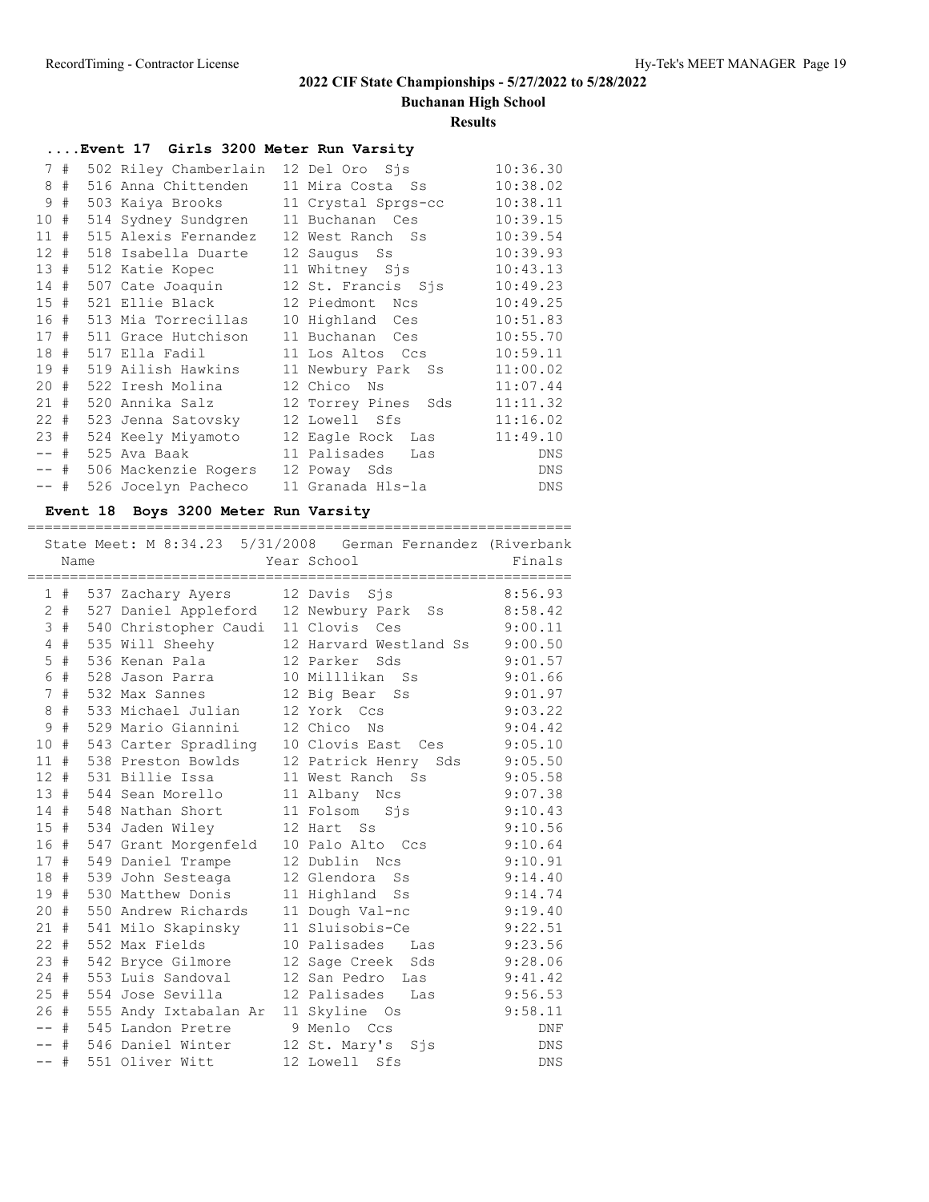# 2022 CIF State Championships - 5/27/2022 to 5/28/2022

## Buchanan High School

### Results

#### ....Event 17 Girls 3200 Meter Run Varsity

| Place | # | Bib | Name | Year | School | Finals |
|---|---|---|---|---|---|---|
| 7 | # | 502 | Riley Chamberlain | 12 | Del Oro Sjs | 10:36.30 |
| 8 | # | 516 | Anna Chittenden | 11 | Mira Costa Ss | 10:38.02 |
| 9 | # | 503 | Kaiya Brooks | 11 | Crystal Sprgs-cc | 10:38.11 |
| 10 | # | 514 | Sydney Sundgren | 11 | Buchanan Ces | 10:39.15 |
| 11 | # | 515 | Alexis Fernandez | 12 | West Ranch Ss | 10:39.54 |
| 12 | # | 518 | Isabella Duarte | 12 | Saugus Ss | 10:39.93 |
| 13 | # | 512 | Katie Kopec | 11 | Whitney Sjs | 10:43.13 |
| 14 | # | 507 | Cate Joaquin | 12 | St. Francis Sjs | 10:49.23 |
| 15 | # | 521 | Ellie Black | 12 | Piedmont Ncs | 10:49.25 |
| 16 | # | 513 | Mia Torrecillas | 10 | Highland Ces | 10:51.83 |
| 17 | # | 511 | Grace Hutchison | 11 | Buchanan Ces | 10:55.70 |
| 18 | # | 517 | Ella Fadil | 11 | Los Altos Ccs | 10:59.11 |
| 19 | # | 519 | Ailish Hawkins | 11 | Newbury Park Ss | 11:00.02 |
| 20 | # | 522 | Iresh Molina | 12 | Chico Ns | 11:07.44 |
| 21 | # | 520 | Annika Salz | 12 | Torrey Pines Sds | 11:11.32 |
| 22 | # | 523 | Jenna Satovsky | 12 | Lowell Sfs | 11:16.02 |
| 23 | # | 524 | Keely Miyamoto | 12 | Eagle Rock Las | 11:49.10 |
| -- | # | 525 | Ava Baak | 11 | Palisades Las | DNS |
| -- | # | 506 | Mackenzie Rogers | 12 | Poway Sds | DNS |
| -- | # | 526 | Jocelyn Pacheco | 11 | Granada Hls-la | DNS |

#### Event 18 Boys 3200 Meter Run Varsity

State Meet: M 8:34.23 5/31/2008 German Fernandez (Riverbank

| Place | # | Bib | Name | Year | School | Finals |
|---|---|---|---|---|---|---|
| 1 | # | 537 | Zachary Ayers | 12 | Davis Sjs | 8:56.93 |
| 2 | # | 527 | Daniel Appleford | 12 | Newbury Park Ss | 8:58.42 |
| 3 | # | 540 | Christopher Caudi | 11 | Clovis Ces | 9:00.11 |
| 4 | # | 535 | Will Sheehy | 12 | Harvard Westland Ss | 9:00.50 |
| 5 | # | 536 | Kenan Pala | 12 | Parker Sds | 9:01.57 |
| 6 | # | 528 | Jason Parra | 10 | Milllikan Ss | 9:01.66 |
| 7 | # | 532 | Max Sannes | 12 | Big Bear Ss | 9:01.97 |
| 8 | # | 533 | Michael Julian | 12 | York Ccs | 9:03.22 |
| 9 | # | 529 | Mario Giannini | 12 | Chico Ns | 9:04.42 |
| 10 | # | 543 | Carter Spradling | 10 | Clovis East Ces | 9:05.10 |
| 11 | # | 538 | Preston Bowlds | 12 | Patrick Henry Sds | 9:05.50 |
| 12 | # | 531 | Billie Issa | 11 | West Ranch Ss | 9:05.58 |
| 13 | # | 544 | Sean Morello | 11 | Albany Ncs | 9:07.38 |
| 14 | # | 548 | Nathan Short | 11 | Folsom Sjs | 9:10.43 |
| 15 | # | 534 | Jaden Wiley | 12 | Hart Ss | 9:10.56 |
| 16 | # | 547 | Grant Morgenfeld | 10 | Palo Alto Ccs | 9:10.64 |
| 17 | # | 549 | Daniel Trampe | 12 | Dublin Ncs | 9:10.91 |
| 18 | # | 539 | John Sesteaga | 12 | Glendora Ss | 9:14.40 |
| 19 | # | 530 | Matthew Donis | 11 | Highland Ss | 9:14.74 |
| 20 | # | 550 | Andrew Richards | 11 | Dough Val-nc | 9:19.40 |
| 21 | # | 541 | Milo Skapinsky | 11 | Sluisobis-Ce | 9:22.51 |
| 22 | # | 552 | Max Fields | 10 | Palisades Las | 9:23.56 |
| 23 | # | 542 | Bryce Gilmore | 12 | Sage Creek Sds | 9:28.06 |
| 24 | # | 553 | Luis Sandoval | 12 | San Pedro Las | 9:41.42 |
| 25 | # | 554 | Jose Sevilla | 12 | Palisades Las | 9:56.53 |
| 26 | # | 555 | Andy Ixtabalan Ar | 11 | Skyline Os | 9:58.11 |
| -- | # | 545 | Landon Pretre | 9 | Menlo Ccs | DNF |
| -- | # | 546 | Daniel Winter | 12 | St. Mary's Sjs | DNS |
| -- | # | 551 | Oliver Witt | 12 | Lowell Sfs | DNS |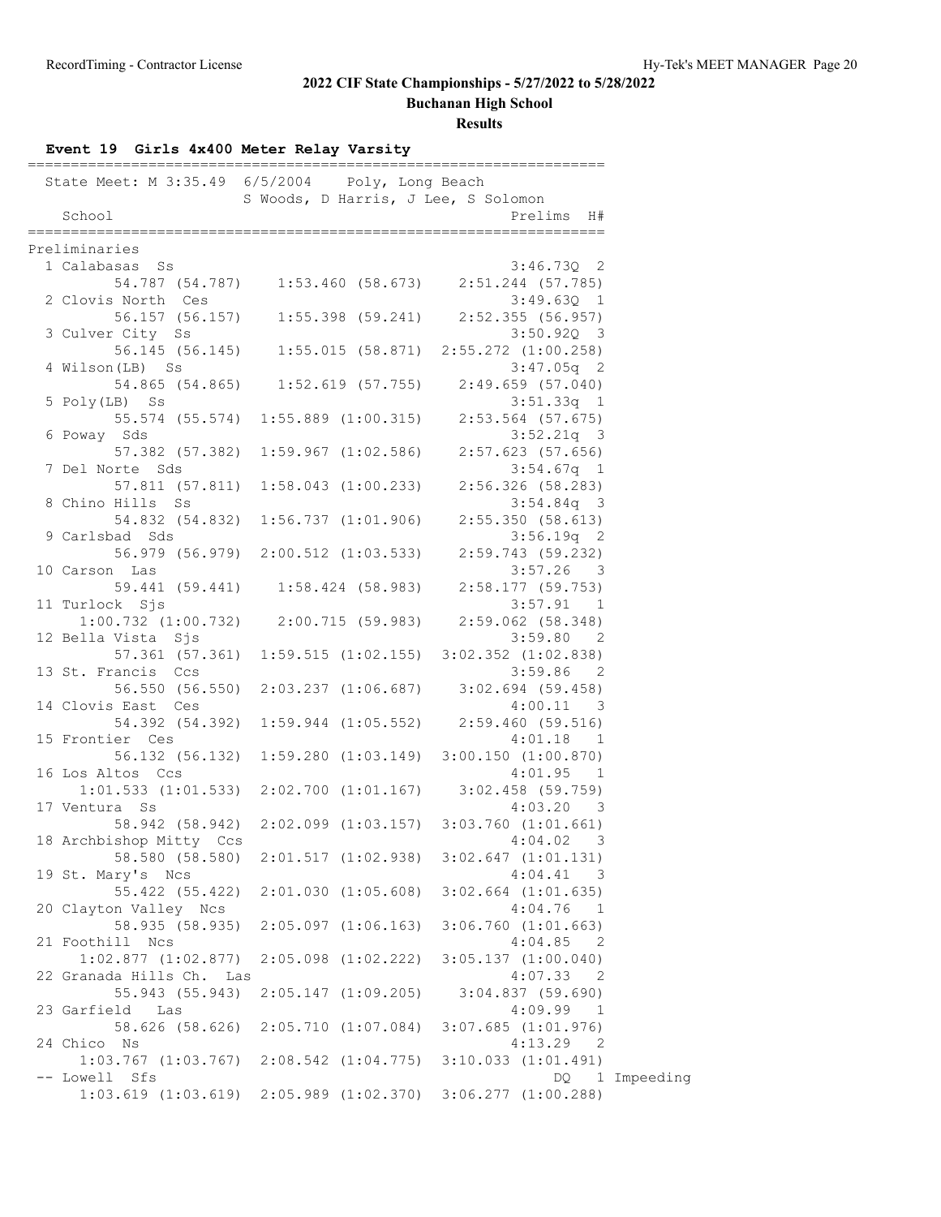# 2022 CIF State Championships - 5/27/2022 to 5/28/2022

**Buchanan High School**

**Results**

### Event 19 Girls 4x400 Meter Relay Varsity

State Meet: M 3:35.49 6/5/2004 Poly, Long Beach
S Woods, D Harris, J Lee, S Solomon

**Preliminaries**

| Place | School | Prelims | H# | Notes |
|---|---|---|---|---|
| 1 | Calabasas Ss | 3:46.73Q | 2 | |
| | 54.787 (54.787) 1:53.460 (58.673) 2:51.244 (57.785) | | | |
| 2 | Clovis North Ces | 3:49.63Q | 1 | |
| | 56.157 (56.157) 1:55.398 (59.241) 2:52.355 (56.957) | | | |
| 3 | Culver City Ss | 3:50.92Q | 3 | |
| | 56.145 (56.145) 1:55.015 (58.871) 2:55.272 (1:00.258) | | | |
| 4 | Wilson(LB) Ss | 3:47.05q | 2 | |
| | 54.865 (54.865) 1:52.619 (57.755) 2:49.659 (57.040) | | | |
| 5 | Poly(LB) Ss | 3:51.33q | 1 | |
| | 55.574 (55.574) 1:55.889 (1:00.315) 2:53.564 (57.675) | | | |
| 6 | Poway Sds | 3:52.21q | 3 | |
| | 57.382 (57.382) 1:59.967 (1:02.586) 2:57.623 (57.656) | | | |
| 7 | Del Norte Sds | 3:54.67q | 1 | |
| | 57.811 (57.811) 1:58.043 (1:00.233) 2:56.326 (58.283) | | | |
| 8 | Chino Hills Ss | 3:54.84q | 3 | |
| | 54.832 (54.832) 1:56.737 (1:01.906) 2:55.350 (58.613) | | | |
| 9 | Carlsbad Sds | 3:56.19q | 2 | |
| | 56.979 (56.979) 2:00.512 (1:03.533) 2:59.743 (59.232) | | | |
| 10 | Carson Las | 3:57.26 | 3 | |
| | 59.441 (59.441) 1:58.424 (58.983) 2:58.177 (59.753) | | | |
| 11 | Turlock Sjs | 3:57.91 | 1 | |
| | 1:00.732 (1:00.732) 2:00.715 (59.983) 2:59.062 (58.348) | | | |
| 12 | Bella Vista Sjs | 3:59.80 | 2 | |
| | 57.361 (57.361) 1:59.515 (1:02.155) 3:02.352 (1:02.838) | | | |
| 13 | St. Francis Ccs | 3:59.86 | 2 | |
| | 56.550 (56.550) 2:03.237 (1:06.687) 3:02.694 (59.458) | | | |
| 14 | Clovis East Ces | 4:00.11 | 3 | |
| | 54.392 (54.392) 1:59.944 (1:05.552) 2:59.460 (59.516) | | | |
| 15 | Frontier Ces | 4:01.18 | 1 | |
| | 56.132 (56.132) 1:59.280 (1:03.149) 3:00.150 (1:00.870) | | | |
| 16 | Los Altos Ccs | 4:01.95 | 1 | |
| | 1:01.533 (1:01.533) 2:02.700 (1:01.167) 3:02.458 (59.759) | | | |
| 17 | Ventura Ss | 4:03.20 | 3 | |
| | 58.942 (58.942) 2:02.099 (1:03.157) 3:03.760 (1:01.661) | | | |
| 18 | Archbishop Mitty Ccs | 4:04.02 | 3 | |
| | 58.580 (58.580) 2:01.517 (1:02.938) 3:02.647 (1:01.131) | | | |
| 19 | St. Mary's Ncs | 4:04.41 | 3 | |
| | 55.422 (55.422) 2:01.030 (1:05.608) 3:02.664 (1:01.635) | | | |
| 20 | Clayton Valley Ncs | 4:04.76 | 1 | |
| | 58.935 (58.935) 2:05.097 (1:06.163) 3:06.760 (1:01.663) | | | |
| 21 | Foothill Ncs | 4:04.85 | 2 | |
| | 1:02.877 (1:02.877) 2:05.098 (1:02.222) 3:05.137 (1:00.040) | | | |
| 22 | Granada Hills Ch. Las | 4:07.33 | 2 | |
| | 55.943 (55.943) 2:05.147 (1:09.205) 3:04.837 (59.690) | | | |
| 23 | Garfield Las | 4:09.99 | 1 | |
| | 58.626 (58.626) 2:05.710 (1:07.084) 3:07.685 (1:01.976) | | | |
| 24 | Chico Ns | 4:13.29 | 2 | |
| | 1:03.767 (1:03.767) 2:08.542 (1:04.775) 3:10.033 (1:01.491) | | | |
| -- | Lowell Sfs | DQ | 1 | Impeeding |
| | 1:03.619 (1:03.619) 2:05.989 (1:02.370) 3:06.277 (1:00.288) | | | |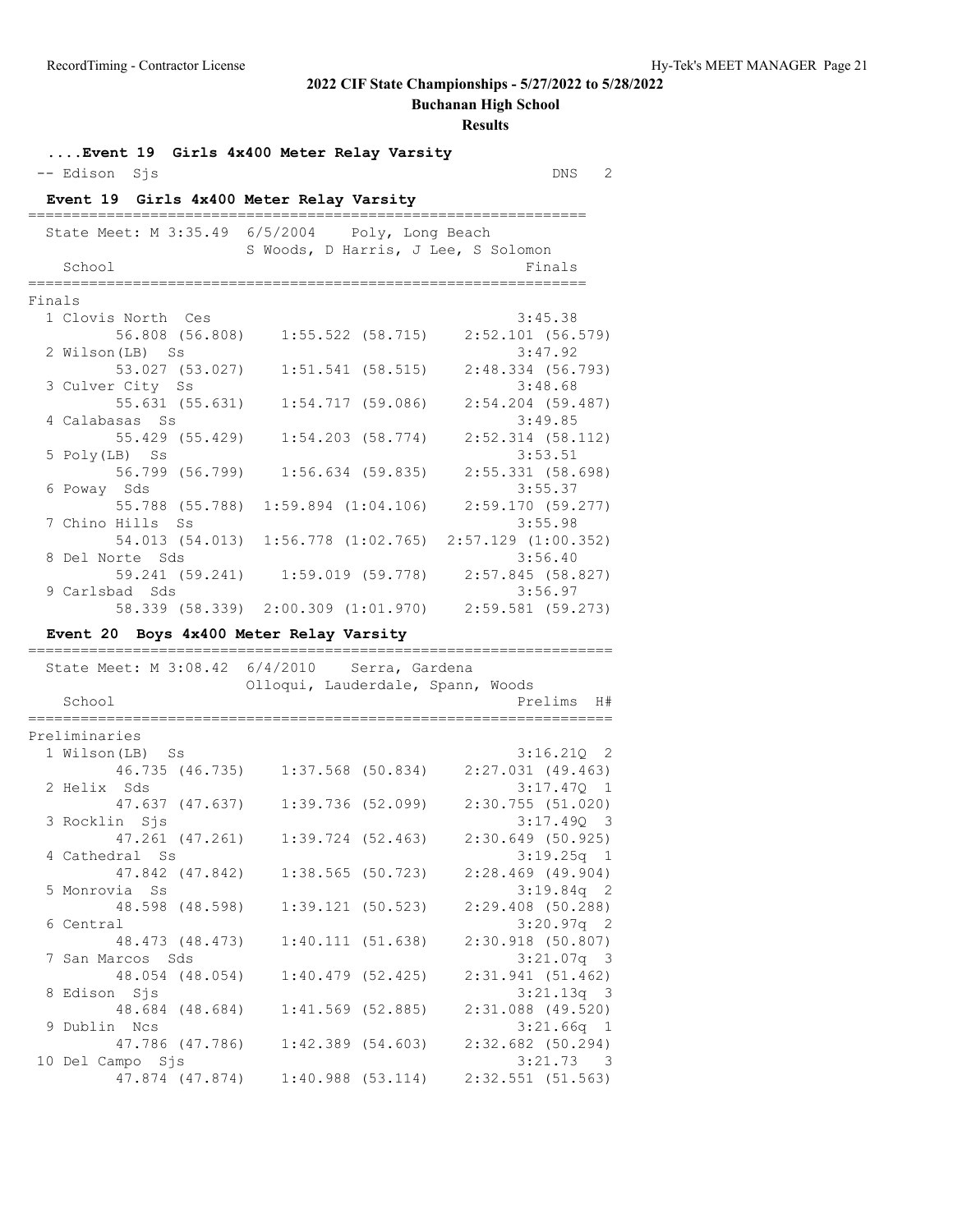## 2022 CIF State Championships - 5/27/2022 to 5/28/2022

**Buchanan High School**

**Results**

### ....Event 19 Girls 4x400 Meter Relay Varsity

| | School | Finals | H# |
|---|---|---|---|
| -- | Edison Sjs | DNS | 2 |

### Event 19 Girls 4x400 Meter Relay Varsity

State Meet: M 3:35.49 6/5/2004 Poly, Long Beach
S Woods, D Harris, J Lee, S Solomon

**Finals**

| Place | School | Finals |
|---|---|---|
| 1 | Clovis North Ces | 3:45.38 |
| | 56.808 (56.808) 1:55.522 (58.715) 2:52.101 (56.579) | |
| 2 | Wilson(LB) Ss | 3:47.92 |
| | 53.027 (53.027) 1:51.541 (58.515) 2:48.334 (56.793) | |
| 3 | Culver City Ss | 3:48.68 |
| | 55.631 (55.631) 1:54.717 (59.086) 2:54.204 (59.487) | |
| 4 | Calabasas Ss | 3:49.85 |
| | 55.429 (55.429) 1:54.203 (58.774) 2:52.314 (58.112) | |
| 5 | Poly(LB) Ss | 3:53.51 |
| | 56.799 (56.799) 1:56.634 (59.835) 2:55.331 (58.698) | |
| 6 | Poway Sds | 3:55.37 |
| | 55.788 (55.788) 1:59.894 (1:04.106) 2:59.170 (59.277) | |
| 7 | Chino Hills Ss | 3:55.98 |
| | 54.013 (54.013) 1:56.778 (1:02.765) 2:57.129 (1:00.352) | |
| 8 | Del Norte Sds | 3:56.40 |
| | 59.241 (59.241) 1:59.019 (59.778) 2:57.845 (58.827) | |
| 9 | Carlsbad Sds | 3:56.97 |
| | 58.339 (58.339) 2:00.309 (1:01.970) 2:59.581 (59.273) | |

### Event 20 Boys 4x400 Meter Relay Varsity

State Meet: M 3:08.42 6/4/2010 Serra, Gardena
Olloqui, Lauderdale, Spann, Woods

**Preliminaries**

| Place | School | Prelims | H# |
|---|---|---|---|
| 1 | Wilson(LB) Ss | 3:16.21Q | 2 |
| | 46.735 (46.735) 1:37.568 (50.834) 2:27.031 (49.463) | | |
| 2 | Helix Sds | 3:17.47Q | 1 |
| | 47.637 (47.637) 1:39.736 (52.099) 2:30.755 (51.020) | | |
| 3 | Rocklin Sjs | 3:17.49Q | 3 |
| | 47.261 (47.261) 1:39.724 (52.463) 2:30.649 (50.925) | | |
| 4 | Cathedral Ss | 3:19.25q | 1 |
| | 47.842 (47.842) 1:38.565 (50.723) 2:28.469 (49.904) | | |
| 5 | Monrovia Ss | 3:19.84q | 2 |
| | 48.598 (48.598) 1:39.121 (50.523) 2:29.408 (50.288) | | |
| 6 | Central | 3:20.97q | 2 |
| | 48.473 (48.473) 1:40.111 (51.638) 2:30.918 (50.807) | | |
| 7 | San Marcos Sds | 3:21.07q | 3 |
| | 48.054 (48.054) 1:40.479 (52.425) 2:31.941 (51.462) | | |
| 8 | Edison Sjs | 3:21.13q | 3 |
| | 48.684 (48.684) 1:41.569 (52.885) 2:31.088 (49.520) | | |
| 9 | Dublin Ncs | 3:21.66q | 1 |
| | 47.786 (47.786) 1:42.389 (54.603) 2:32.682 (50.294) | | |
| 10 | Del Campo Sjs | 3:21.73 | 3 |
| | 47.874 (47.874) 1:40.988 (53.114) 2:32.551 (51.563) | | |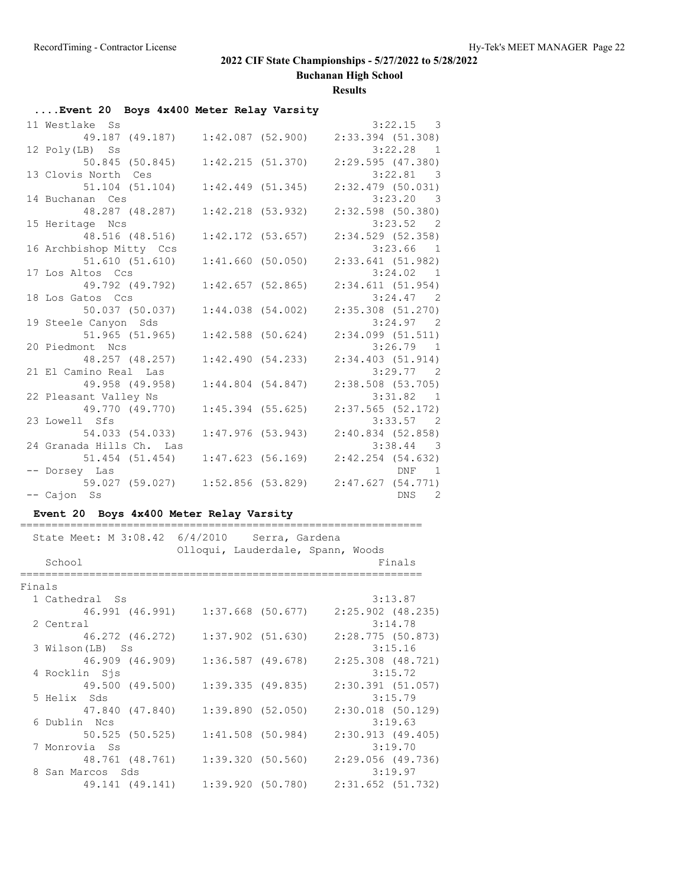## 2022 CIF State Championships - 5/27/2022 to 5/28/2022

**Buchanan High School**

**Results**

### ....Event 20 Boys 4x400 Meter Relay Varsity

| Place | School | Split 1 | Split 2 | Split 3 | Finals | Heat |
|---|---|---|---|---|---|---|
| 11 | Westlake Ss | 49.187 (49.187) | 1:42.087 (52.900) | 2:33.394 (51.308) | 3:22.15 | 3 |
| 12 | Poly(LB) Ss | 50.845 (50.845) | 1:42.215 (51.370) | 2:29.595 (47.380) | 3:22.28 | 1 |
| 13 | Clovis North Ces | 51.104 (51.104) | 1:42.449 (51.345) | 2:32.479 (50.031) | 3:22.81 | 3 |
| 14 | Buchanan Ces | 48.287 (48.287) | 1:42.218 (53.932) | 2:32.598 (50.380) | 3:23.20 | 3 |
| 15 | Heritage Ncs | 48.516 (48.516) | 1:42.172 (53.657) | 2:34.529 (52.358) | 3:23.52 | 2 |
| 16 | Archbishop Mitty Ccs | 51.610 (51.610) | 1:41.660 (50.050) | 2:33.641 (51.982) | 3:23.66 | 1 |
| 17 | Los Altos Ccs | 49.792 (49.792) | 1:42.657 (52.865) | 2:34.611 (51.954) | 3:24.02 | 1 |
| 18 | Los Gatos Ccs | 50.037 (50.037) | 1:44.038 (54.002) | 2:35.308 (51.270) | 3:24.47 | 2 |
| 19 | Steele Canyon Sds | 51.965 (51.965) | 1:42.588 (50.624) | 2:34.099 (51.511) | 3:24.97 | 2 |
| 20 | Piedmont Ncs | 48.257 (48.257) | 1:42.490 (54.233) | 2:34.403 (51.914) | 3:26.79 | 1 |
| 21 | El Camino Real Las | 49.958 (49.958) | 1:44.804 (54.847) | 2:38.508 (53.705) | 3:29.77 | 2 |
| 22 | Pleasant Valley Ns | 49.770 (49.770) | 1:45.394 (55.625) | 2:37.565 (52.172) | 3:31.82 | 1 |
| 23 | Lowell Sfs | 54.033 (54.033) | 1:47.976 (53.943) | 2:40.834 (52.858) | 3:33.57 | 2 |
| 24 | Granada Hills Ch. Las | 51.454 (51.454) | 1:47.623 (56.169) | 2:42.254 (54.632) | 3:38.44 | 3 |
| -- | Dorsey Las | 59.027 (59.027) | 1:52.856 (53.829) | 2:47.627 (54.771) | DNF | 1 |
| -- | Cajon Ss | | | | DNS | 2 |

### Event 20 Boys 4x400 Meter Relay Varsity

State Meet: M 3:08.42 6/4/2010 Serra, Gardena
Olloqui, Lauderdale, Spann, Woods

**Finals**

| Place | School | Split 1 | Split 2 | Split 3 | Finals |
|---|---|---|---|---|---|
| 1 | Cathedral Ss | 46.991 (46.991) | 1:37.668 (50.677) | 2:25.902 (48.235) | 3:13.87 |
| 2 | Central | 46.272 (46.272) | 1:37.902 (51.630) | 2:28.775 (50.873) | 3:14.78 |
| 3 | Wilson(LB) Ss | 46.909 (46.909) | 1:36.587 (49.678) | 2:25.308 (48.721) | 3:15.16 |
| 4 | Rocklin Sjs | 49.500 (49.500) | 1:39.335 (49.835) | 2:30.391 (51.057) | 3:15.72 |
| 5 | Helix Sds | 47.840 (47.840) | 1:39.890 (52.050) | 2:30.018 (50.129) | 3:15.79 |
| 6 | Dublin Ncs | 50.525 (50.525) | 1:41.508 (50.984) | 2:30.913 (49.405) | 3:19.63 |
| 7 | Monrovia Ss | 48.761 (48.761) | 1:39.320 (50.560) | 2:29.056 (49.736) | 3:19.70 |
| 8 | San Marcos Sds | 49.141 (49.141) | 1:39.920 (50.780) | 2:31.652 (51.732) | 3:19.97 |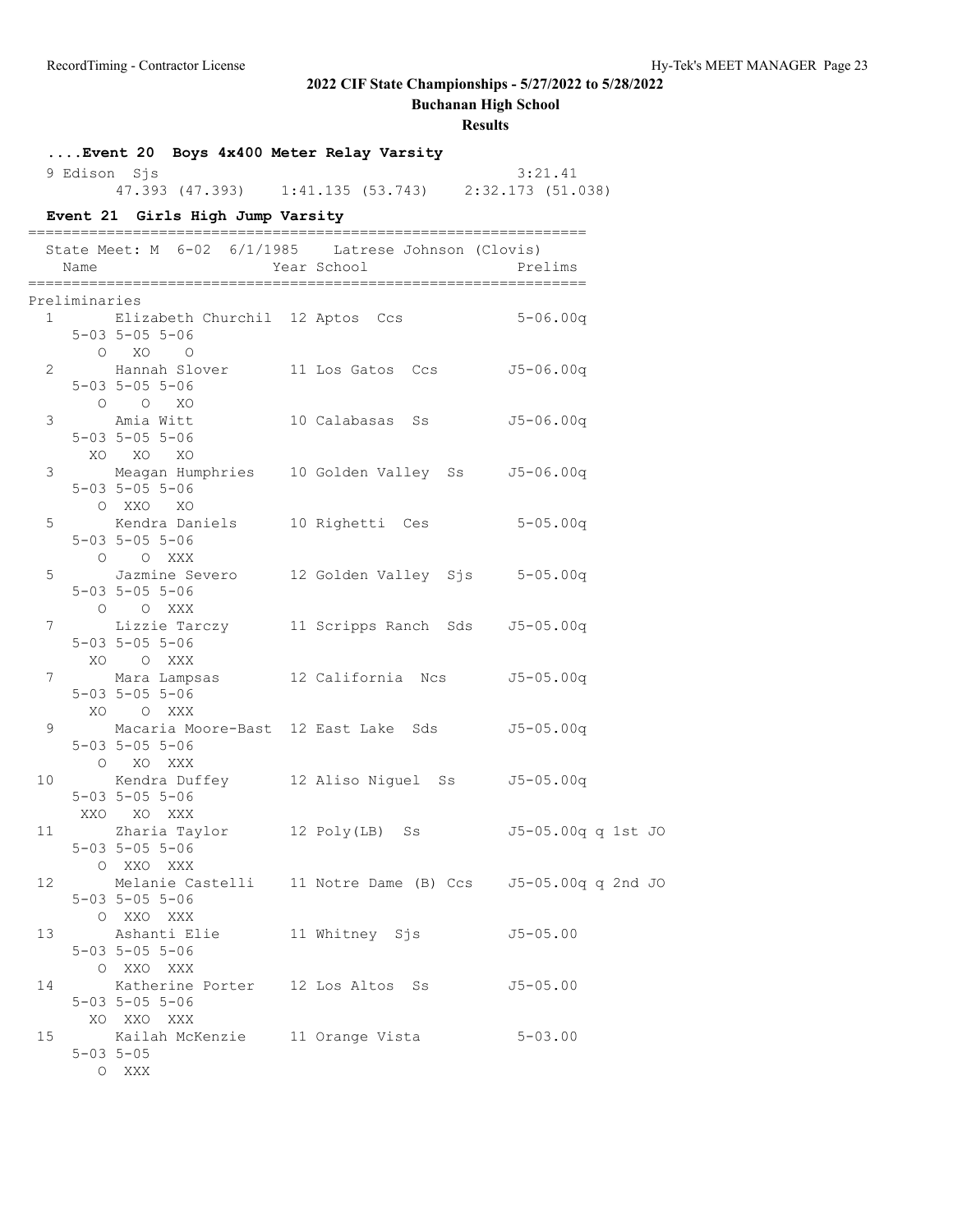## 2022 CIF State Championships - 5/27/2022 to 5/28/2022

**Buchanan High School**

**Results**

### ....Event 20 Boys 4x400 Meter Relay Varsity

```
  9 Edison  Sjs                                           3:21.41 
         47.393 (47.393)    1:41.135 (53.743)    2:32.173 (51.038)
```

### Event 21 Girls High Jump Varsity

```
===============================================================
  State Meet: M  6-02  6/1/1985   Latrese Johnson (Clovis)     
    Name                    Year School                 Prelims 
===============================================================
Preliminaries
  1      Elizabeth Churchil  12 Aptos  Ccs             5-06.00q 
     5-03 5-05 5-06
        O   XO    O
  2      Hannah Slover       11 Los Gatos  Ccs        J5-06.00q 
     5-03 5-05 5-06
        O    O   XO
  3      Amia Witt           10 Calabasas  Ss         J5-06.00q 
     5-03 5-05 5-06
       XO   XO   XO
  3      Meagan Humphries    10 Golden Valley  Ss     J5-06.00q 
     5-03 5-05 5-06
        O  XXO   XO
  5      Kendra Daniels      10 Righetti  Ces          5-05.00q 
     5-03 5-05 5-06
        O    O  XXX
  5      Jazmine Severo      12 Golden Valley  Sjs     5-05.00q 
     5-03 5-05 5-06
        O    O  XXX
  7      Lizzie Tarczy       11 Scripps Ranch  Sds    J5-05.00q 
     5-03 5-05 5-06
       XO    O  XXX
  7      Mara Lampsas        12 California  Ncs       J5-05.00q 
     5-03 5-05 5-06
       XO    O  XXX
  9      Macaria Moore-Bast  12 East Lake  Sds        J5-05.00q 
     5-03 5-05 5-06
        O   XO  XXX
 10      Kendra Duffey       12 Aliso Niguel  Ss      J5-05.00q 
     5-03 5-05 5-06
      XXO   XO  XXX
 11      Zharia Taylor       12 Poly(LB)  Ss          J5-05.00q q 1st JO
     5-03 5-05 5-06
        O  XXO  XXX
 12      Melanie Castelli    11 Notre Dame (B) Ccs    J5-05.00q q 2nd JO
     5-03 5-05 5-06
        O  XXO  XXX
 13      Ashanti Elie        11 Whitney  Sjs          J5-05.00  
     5-03 5-05 5-06
        O  XXO  XXX
 14      Katherine Porter    12 Los Altos  Ss         J5-05.00  
     5-03 5-05 5-06
       XO  XXO  XXX
 15      Kailah McKenzie     11 Orange Vista           5-03.00  
     5-03 5-05
        O  XXX
```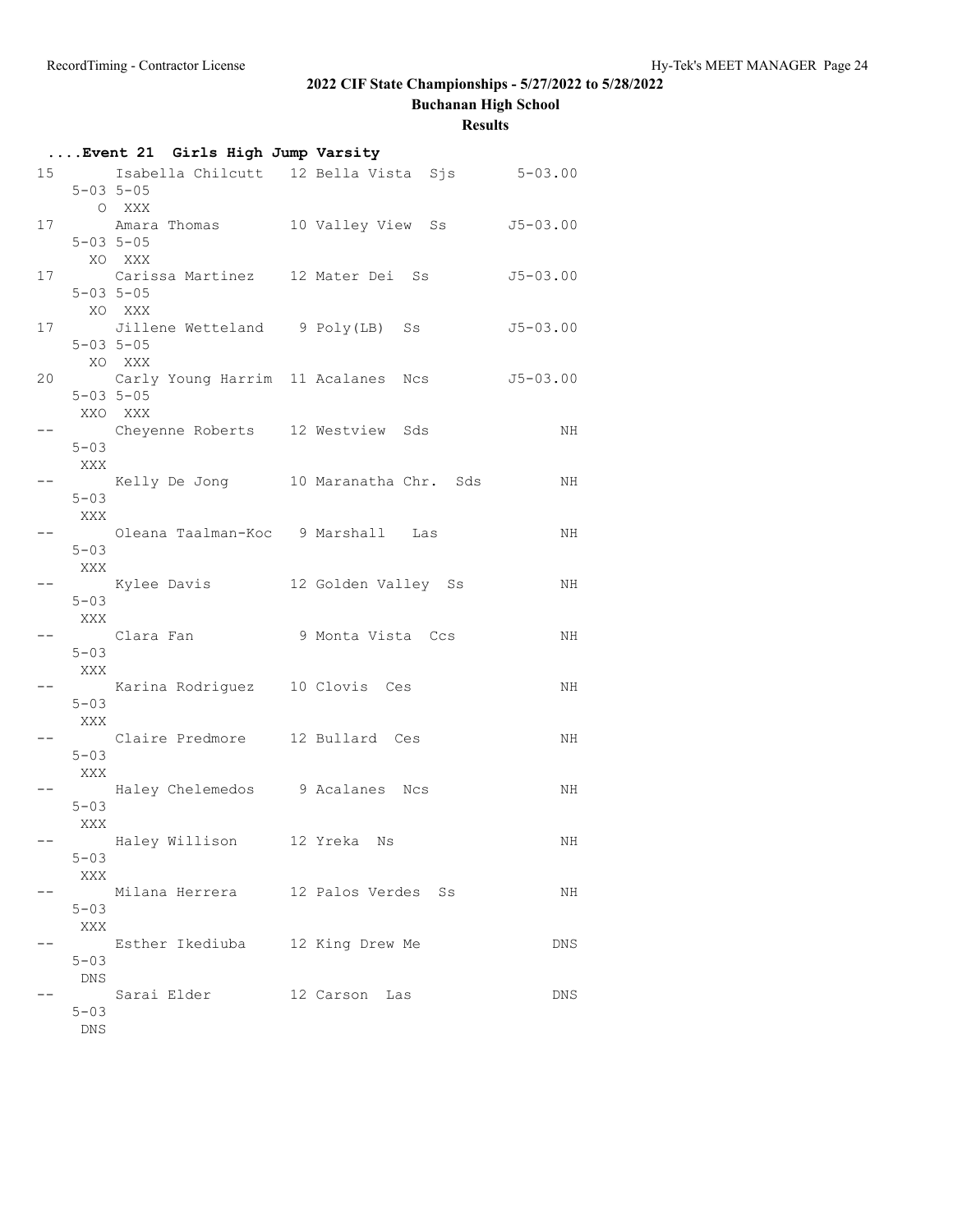## 2022 CIF State Championships - 5/27/2022 to 5/28/2022

### Buchanan High School

### Results

**....Event 21 Girls High Jump Varsity**

```
15      Isabella Chilcutt   12 Bella Vista  Sjs       5-03.00
    5-03 5-05
       O  XXX
17      Amara Thomas        10 Valley View  Ss       J5-03.00
    5-03 5-05
      XO  XXX
17      Carissa Martinez    12 Mater Dei  Ss         J5-03.00
    5-03 5-05
      XO  XXX
17      Jillene Wetteland    9 Poly(LB)  Ss          J5-03.00
    5-03 5-05
      XO  XXX
20      Carly Young Harrim  11 Acalanes  Ncs         J5-03.00
    5-03 5-05
     XXO  XXX
--      Cheyenne Roberts    12 Westview  Sds               NH
    5-03
     XXX
--      Kelly De Jong       10 Maranatha Chr.  Sds         NH
    5-03
     XXX
--      Oleana Taalman-Koc   9 Marshall   Las              NH
    5-03
     XXX
--      Kylee Davis         12 Golden Valley  Ss           NH
    5-03
     XXX
--      Clara Fan            9 Monta Vista  Ccs            NH
    5-03
     XXX
--      Karina Rodriguez    10 Clovis  Ces                 NH
    5-03
     XXX
--      Claire Predmore     12 Bullard  Ces                NH
    5-03
     XXX
--      Haley Chelemedos     9 Acalanes  Ncs               NH
    5-03
     XXX
--      Haley Willison      12 Yreka  Ns                   NH
    5-03
     XXX
--      Milana Herrera      12 Palos Verdes  Ss            NH
    5-03
     XXX
--      Esther Ikediuba     12 King Drew Me               DNS
    5-03
     DNS
--      Sarai Elder         12 Carson  Las                DNS
    5-03
     DNS
```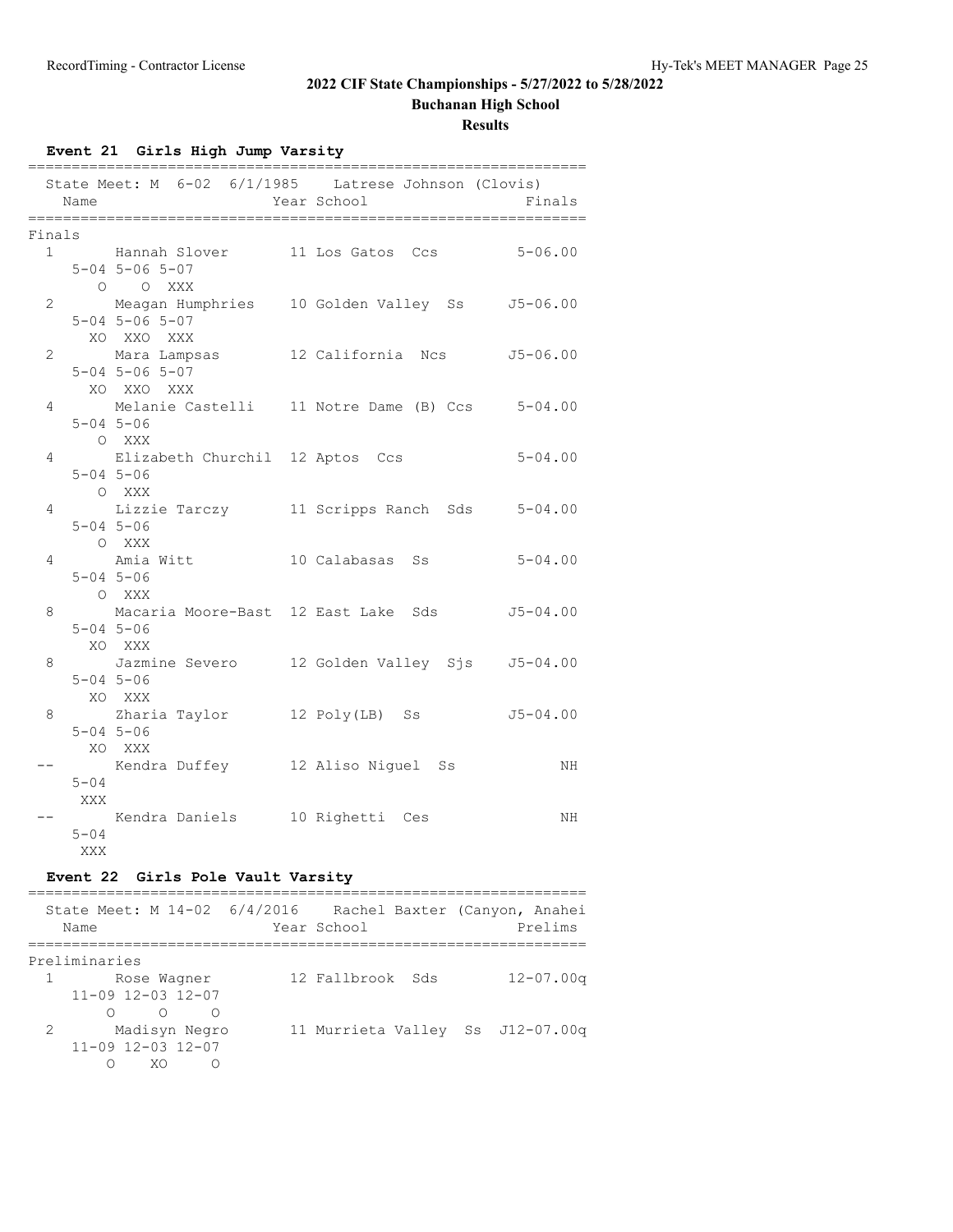**2022 CIF State Championships - 5/27/2022 to 5/28/2022**

**Buchanan High School**

**Results**

### Event 21 Girls High Jump Varsity

State Meet: M 6-02 6/1/1985 Latrese Johnson (Clovis)

**Finals**

| Place | Name | Year | School | Finals | Heights | Attempts |
|---|---|---|---|---|---|---|
| 1 | Hannah Slover | 11 | Los Gatos Ccs | 5-06.00 | 5-04 5-06 5-07 | O O XXX |
| 2 | Meagan Humphries | 10 | Golden Valley Ss | J5-06.00 | 5-04 5-06 5-07 | XO XXO XXX |
| 2 | Mara Lampsas | 12 | California Ncs | J5-06.00 | 5-04 5-06 5-07 | XO XXO XXX |
| 4 | Melanie Castelli | 11 | Notre Dame (B) Ccs | 5-04.00 | 5-04 5-06 | O XXX |
| 4 | Elizabeth Churchil | 12 | Aptos Ccs | 5-04.00 | 5-04 5-06 | O XXX |
| 4 | Lizzie Tarczy | 11 | Scripps Ranch Sds | 5-04.00 | 5-04 5-06 | O XXX |
| 4 | Amia Witt | 10 | Calabasas Ss | 5-04.00 | 5-04 5-06 | O XXX |
| 8 | Macaria Moore-Bast | 12 | East Lake Sds | J5-04.00 | 5-04 5-06 | XO XXX |
| 8 | Jazmine Severo | 12 | Golden Valley Sjs | J5-04.00 | 5-04 5-06 | XO XXX |
| 8 | Zharia Taylor | 12 | Poly(LB) Ss | J5-04.00 | 5-04 5-06 | XO XXX |
| -- | Kendra Duffey | 12 | Aliso Niguel Ss | NH | 5-04 | XXX |
| -- | Kendra Daniels | 10 | Righetti Ces | NH | 5-04 | XXX |

### Event 22 Girls Pole Vault Varsity

State Meet: M 14-02 6/4/2016 Rachel Baxter (Canyon, Anahei

**Preliminaries**

| Place | Name | Year | School | Prelims | Heights | Attempts |
|---|---|---|---|---|---|---|
| 1 | Rose Wagner | 12 | Fallbrook Sds | 12-07.00q | 11-09 12-03 12-07 | O O O |
| 2 | Madisyn Negro | 11 | Murrieta Valley Ss | J12-07.00q | 11-09 12-03 12-07 | O XO O |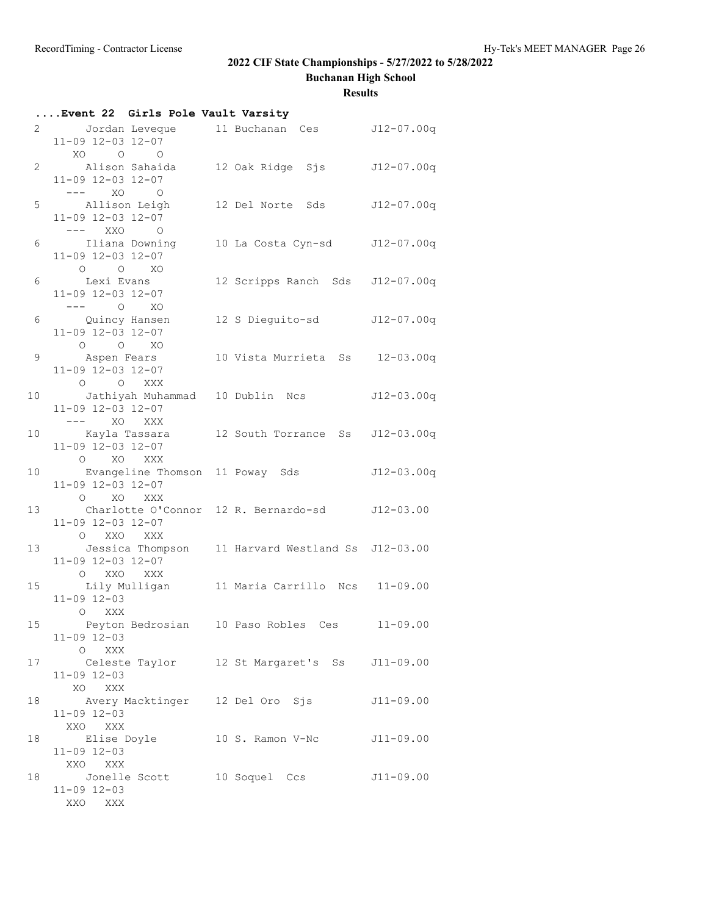# 2022 CIF State Championships - 5/27/2022 to 5/28/2022

## Buchanan High School

### Results

**....Event 22 Girls Pole Vault Varsity**

```
 2      Jordan Leveque      11 Buchanan  Ces        J12-07.00q
   11-09 12-03 12-07
      XO    O    O
 2      Alison Sahaida      12 Oak Ridge  Sjs       J12-07.00q
   11-09 12-03 12-07
     ---   XO    O
 5      Allison Leigh       12 Del Norte  Sds       J12-07.00q
   11-09 12-03 12-07
     ---  XXO    O
 6      Iliana Downing      10 La Costa Cyn-sd      J12-07.00q
   11-09 12-03 12-07
       O    O   XO
 6      Lexi Evans          12 Scripps Ranch  Sds   J12-07.00q
   11-09 12-03 12-07
     ---    O   XO
 6      Quincy Hansen       12 S Dieguito-sd        J12-07.00q
   11-09 12-03 12-07
       O    O   XO
 9      Aspen Fears         10 Vista Murrieta  Ss    12-03.00q
   11-09 12-03 12-07
       O    O  XXX
10      Jathiyah Muhammad   10 Dublin  Ncs          J12-03.00q
   11-09 12-03 12-07
     ---   XO  XXX
10      Kayla Tassara       12 South Torrance  Ss   J12-03.00q
   11-09 12-03 12-07
       O   XO  XXX
10      Evangeline Thomson  11 Poway  Sds           J12-03.00q
   11-09 12-03 12-07
       O   XO  XXX
13      Charlotte O'Connor  12 R. Bernardo-sd       J12-03.00
   11-09 12-03 12-07
       O  XXO  XXX
13      Jessica Thompson    11 Harvard Westland Ss  J12-03.00
   11-09 12-03 12-07
       O  XXO  XXX
15      Lily Mulligan       11 Maria Carrillo  Ncs   11-09.00
   11-09 12-03
       O  XXX
15      Peyton Bedrosian    10 Paso Robles  Ces      11-09.00
   11-09 12-03
       O  XXX
17      Celeste Taylor      12 St Margaret's  Ss    J11-09.00
   11-09 12-03
      XO  XXX
18      Avery Macktinger    12 Del Oro  Sjs         J11-09.00
   11-09 12-03
     XXO  XXX
18      Elise Doyle         10 S. Ramon V-Nc        J11-09.00
   11-09 12-03
     XXO  XXX
18      Jonelle Scott       10 Soquel  Ccs          J11-09.00
   11-09 12-03
     XXO  XXX
```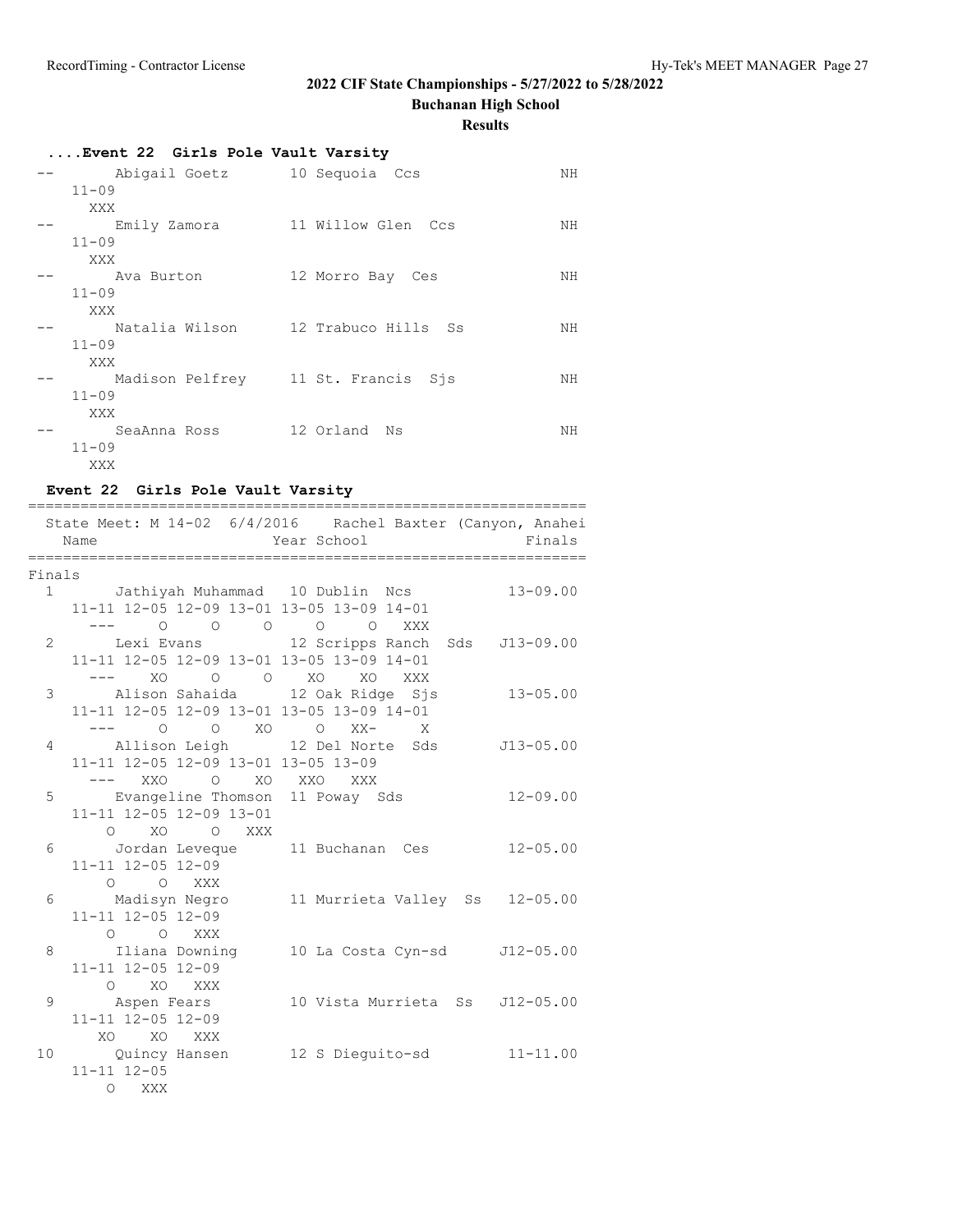**2022 CIF State Championships - 5/27/2022 to 5/28/2022**

**Buchanan High School**

**Results**

### ....Event 22 Girls Pole Vault Varsity

```
 --       Abigail Goetz       10 Sequoia  Ccs               NH
    11-09
      XXX
 --       Emily Zamora        11 Willow Glen  Ccs           NH
    11-09
      XXX
 --       Ava Burton          12 Morro Bay  Ces             NH
    11-09
      XXX
 --       Natalia Wilson      12 Trabuco Hills  Ss          NH
    11-09
      XXX
 --       Madison Pelfrey     11 St. Francis  Sjs           NH
    11-09
      XXX
 --       SeaAnna Ross        12 Orland  Ns                 NH
    11-09
      XXX
```

### Event 22 Girls Pole Vault Varsity

```
===============================================================
  State Meet: M 14-02  6/4/2016    Rachel Baxter (Canyon, Anahei
    Name                    Year School                  Finals
===============================================================
Finals
  1       Jathiyah Muhammad   10 Dublin  Ncs           13-09.00
    11-11 12-05 12-09 13-01 13-05 13-09 14-01
      ---     O     O     O     O     O   XXX
  2       Lexi Evans          12 Scripps Ranch  Sds   J13-09.00
    11-11 12-05 12-09 13-01 13-05 13-09 14-01
      ---    XO     O     O    XO    XO   XXX
  3       Alison Sahaida      12 Oak Ridge  Sjs        13-05.00
    11-11 12-05 12-09 13-01 13-05 13-09 14-01
      ---     O     O    XO     O   XX-     X
  4       Allison Leigh       12 Del Norte  Sds       J13-05.00
    11-11 12-05 12-09 13-01 13-05 13-09
      ---   XXO     O    XO   XXO   XXX
  5       Evangeline Thomson  11 Poway  Sds            12-09.00
    11-11 12-05 12-09 13-01
        O    XO     O   XXX
  6       Jordan Leveque      11 Buchanan  Ces         12-05.00
    11-11 12-05 12-09
        O     O   XXX
  6       Madisyn Negro       11 Murrieta Valley  Ss   12-05.00
    11-11 12-05 12-09
        O     O   XXX
  8       Iliana Downing      10 La Costa Cyn-sd      J12-05.00
    11-11 12-05 12-09
        O    XO   XXX
  9       Aspen Fears         10 Vista Murrieta  Ss   J12-05.00
    11-11 12-05 12-09
       XO    XO   XXX
 10       Quincy Hansen       12 S Dieguito-sd         11-11.00
    11-11 12-05
        O   XXX
```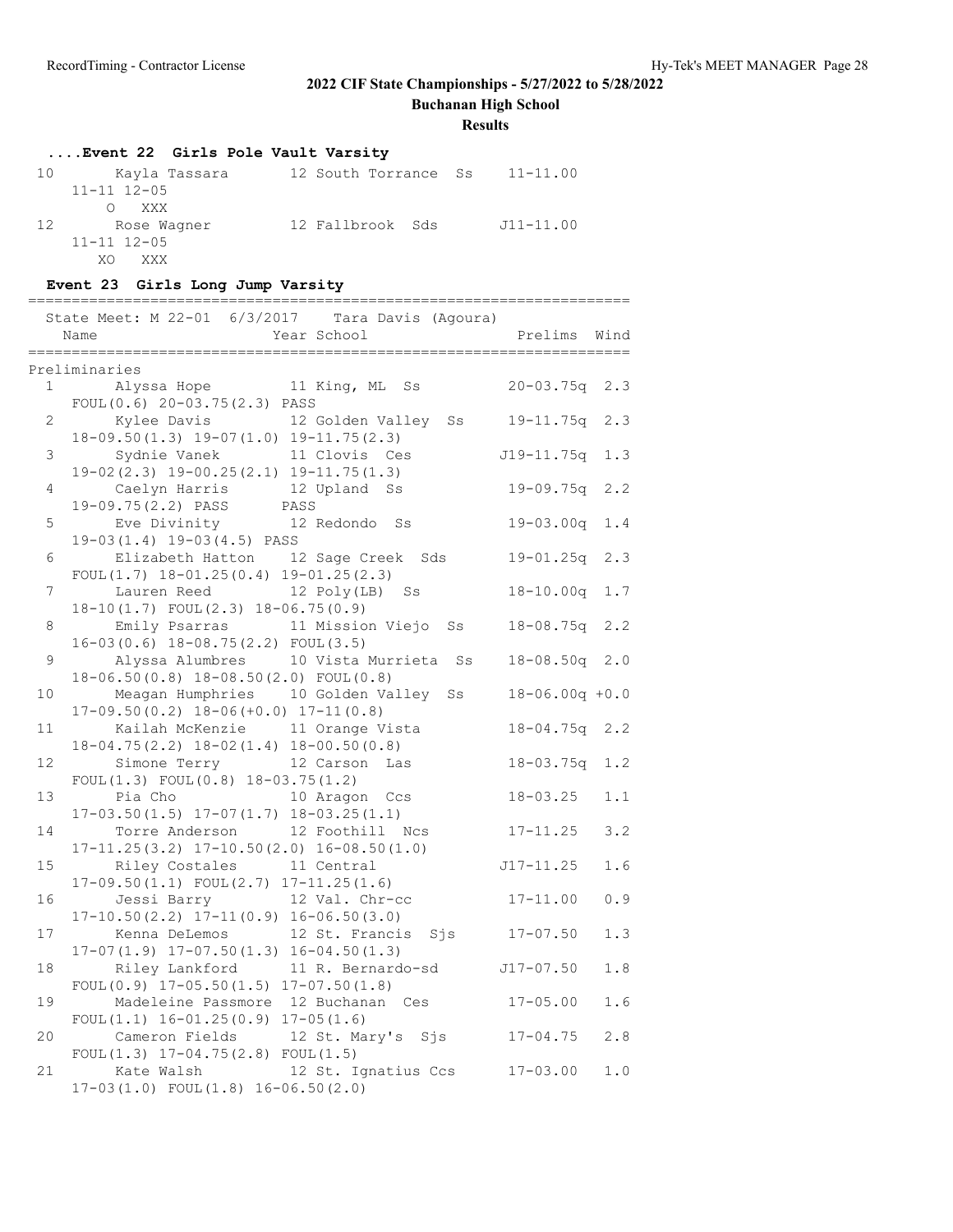## 2022 CIF State Championships - 5/27/2022 to 5/28/2022

**Buchanan High School**

**Results**

### ....Event 22 Girls Pole Vault Varsity

```
 10      Kayla Tassara       12 South Torrance  Ss    11-11.00
    11-11 12-05
       O  XXX
 12      Rose Wagner         12 Fallbrook  Sds       J11-11.00
    11-11 12-05
      XO  XXX
```

### Event 23 Girls Long Jump Varsity

```
====================================================================
  State Meet: M 22-01  6/3/2017    Tara Davis (Agoura)
    Name                    Year School                Prelims  Wind
====================================================================
Preliminaries
  1      Alyssa Hope         11 King, ML  Ss          20-03.75q  2.3
    FOUL(0.6) 20-03.75(2.3) PASS
  2      Kylee Davis         12 Golden Valley  Ss     19-11.75q  2.3
    18-09.50(1.3) 19-07(1.0) 19-11.75(2.3)
  3      Sydnie Vanek        11 Clovis  Ces          J19-11.75q  1.3
    19-02(2.3) 19-00.25(2.1) 19-11.75(1.3)
  4      Caelyn Harris       12 Upland  Ss            19-09.75q  2.2
    19-09.75(2.2) PASS       PASS
  5      Eve Divinity        12 Redondo  Ss           19-03.00q  1.4
    19-03(1.4) 19-03(4.5) PASS
  6      Elizabeth Hatton    12 Sage Creek  Sds       19-01.25q  2.3
    FOUL(1.7) 18-01.25(0.4) 19-01.25(2.3)
  7      Lauren Reed         12 Poly(LB)  Ss          18-10.00q  1.7
    18-10(1.7) FOUL(2.3) 18-06.75(0.9)
  8      Emily Psarras       11 Mission Viejo  Ss     18-08.75q  2.2
    16-03(0.6) 18-08.75(2.2) FOUL(3.5)
  9      Alyssa Alumbres     10 Vista Murrieta  Ss    18-08.50q  2.0
    18-06.50(0.8) 18-08.50(2.0) FOUL(0.8)
 10      Meagan Humphries    10 Golden Valley  Ss     18-06.00q +0.0
    17-09.50(0.2) 18-06(+0.0) 17-11(0.8)
 11      Kailah McKenzie     11 Orange Vista          18-04.75q  2.2
    18-04.75(2.2) 18-02(1.4) 18-00.50(0.8)
 12      Simone Terry        12 Carson  Las           18-03.75q  1.2
    FOUL(1.3) FOUL(0.8) 18-03.75(1.2)
 13      Pia Cho             10 Aragon  Ccs           18-03.25   1.1
    17-03.50(1.5) 17-07(1.7) 18-03.25(1.1)
 14      Torre Anderson      12 Foothill  Ncs         17-11.25   3.2
    17-11.25(3.2) 17-10.50(2.0) 16-08.50(1.0)
 15      Riley Costales      11 Central              J17-11.25   1.6
    17-09.50(1.1) FOUL(2.7) 17-11.25(1.6)
 16      Jessi Barry         12 Val. Chr-cc           17-11.00   0.9
    17-10.50(2.2) 17-11(0.9) 16-06.50(3.0)
 17      Kenna DeLemos       12 St. Francis  Sjs      17-07.50   1.3
    17-07(1.9) 17-07.50(1.3) 16-04.50(1.3)
 18      Riley Lankford      11 R. Bernardo-sd       J17-07.50   1.8
    FOUL(0.9) 17-05.50(1.5) 17-07.50(1.8)
 19      Madeleine Passmore  12 Buchanan  Ces         17-05.00   1.6
    FOUL(1.1) 16-01.25(0.9) 17-05(1.6)
 20      Cameron Fields      12 St. Mary's  Sjs       17-04.75   2.8
    FOUL(1.3) 17-04.75(2.8) FOUL(1.5)
 21      Kate Walsh          12 St. Ignatius Ccs      17-03.00   1.0
    17-03(1.0) FOUL(1.8) 16-06.50(2.0)
```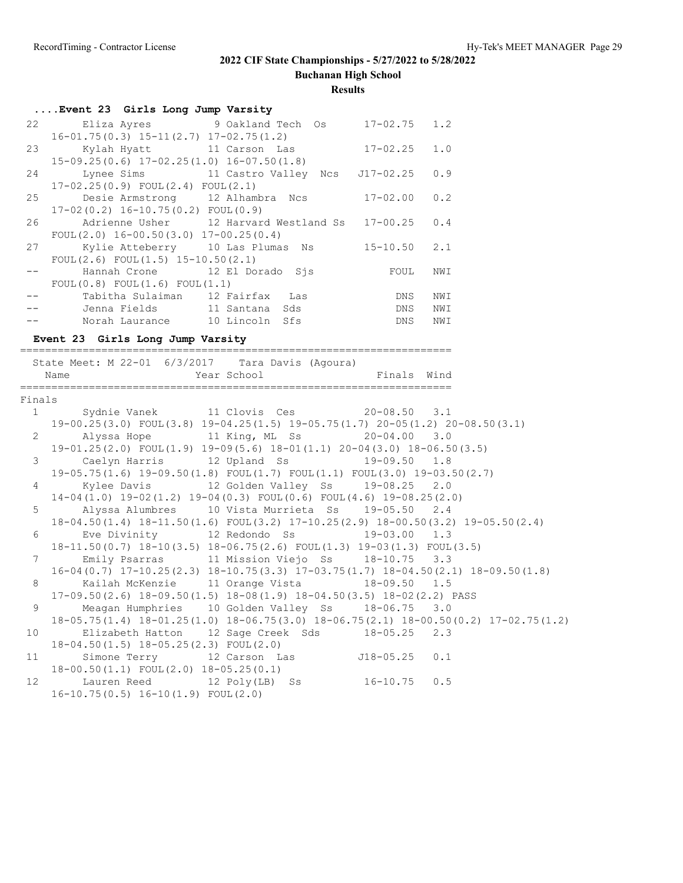**2022 CIF State Championships - 5/27/2022 to 5/28/2022**

**Buchanan High School**

**Results**

### ....Event 23 Girls Long Jump Varsity

```
 22       Eliza Ayres          9 Oakland Tech  Os      17-02.75   1.2
    16-01.75(0.3) 15-11(2.7) 17-02.75(1.2)
 23       Kylah Hyatt         11 Carson  Las           17-02.25   1.0
    15-09.25(0.6) 17-02.25(1.0) 16-07.50(1.8)
 24       Lynee Sims          11 Castro Valley  Ncs   J17-02.25   0.9
    17-02.25(0.9) FOUL(2.4) FOUL(2.1)
 25       Desie Armstrong     12 Alhambra  Ncs         17-02.00   0.2
    17-02(0.2) 16-10.75(0.2) FOUL(0.9)
 26       Adrienne Usher      12 Harvard Westland Ss   17-00.25   0.4
    FOUL(2.0) 16-00.50(3.0) 17-00.25(0.4)
 27       Kylie Atteberry     10 Las Plumas  Ns        15-10.50   2.1
    FOUL(2.6) FOUL(1.5) 15-10.50(2.1)
 --       Hannah Crone        12 El Dorado  Sjs            FOUL   NWI
    FOUL(0.8) FOUL(1.6) FOUL(1.1)
 --       Tabitha Sulaiman    12 Fairfax   Las              DNS   NWI
 --       Jenna Fields        11 Santana  Sds               DNS   NWI
 --       Norah Laurance      10 Lincoln  Sfs               DNS   NWI
```

### Event 23 Girls Long Jump Varsity

```
===================================================================
  State Meet: M 22-01  6/3/2017    Tara Davis (Agoura)
    Name                    Year School                 Finals  Wind
===================================================================
Finals
  1       Sydnie Vanek        11 Clovis  Ces           20-08.50   3.1
    19-00.25(3.0) FOUL(3.8) 19-04.25(1.5) 19-05.75(1.7) 20-05(1.2) 20-08.50(3.1)
  2       Alyssa Hope         11 King, ML  Ss          20-04.00   3.0
    19-01.25(2.0) FOUL(1.9) 19-09(5.6) 18-01(1.1) 20-04(3.0) 18-06.50(3.5)
  3       Caelyn Harris       12 Upland  Ss            19-09.50   1.8
    19-05.75(1.6) 19-09.50(1.8) FOUL(1.7) FOUL(1.1) FOUL(3.0) 19-03.50(2.7)
  4       Kylee Davis         12 Golden Valley  Ss     19-08.25   2.0
    14-04(1.0) 19-02(1.2) 19-04(0.3) FOUL(0.6) FOUL(4.6) 19-08.25(2.0)
  5       Alyssa Alumbres     10 Vista Murrieta  Ss    19-05.50   2.4
    18-04.50(1.4) 18-11.50(1.6) FOUL(3.2) 17-10.25(2.9) 18-00.50(3.2) 19-05.50(2.4)
  6       Eve Divinity        12 Redondo  Ss           19-03.00   1.3
    18-11.50(0.7) 18-10(3.5) 18-06.75(2.6) FOUL(1.3) 19-03(1.3) FOUL(3.5)
  7       Emily Psarras       11 Mission Viejo  Ss     18-10.75   3.3
    16-04(0.7) 17-10.25(2.3) 18-10.75(3.3) 17-03.75(1.7) 18-04.50(2.1) 18-09.50(1.8)
  8       Kailah McKenzie     11 Orange Vista          18-09.50   1.5
    17-09.50(2.6) 18-09.50(1.5) 18-08(1.9) 18-04.50(3.5) 18-02(2.2) PASS
  9       Meagan Humphries    10 Golden Valley  Ss     18-06.75   3.0
    18-05.75(1.4) 18-01.25(1.0) 18-06.75(3.0) 18-06.75(2.1) 18-00.50(0.2) 17-02.75(1.2)
 10       Elizabeth Hatton    12 Sage Creek  Sds       18-05.25   2.3
    18-04.50(1.5) 18-05.25(2.3) FOUL(2.0)
 11       Simone Terry        12 Carson  Las          J18-05.25   0.1
    18-00.50(1.1) FOUL(2.0) 18-05.25(0.1)
 12       Lauren Reed         12 Poly(LB)  Ss          16-10.75   0.5
    16-10.75(0.5) 16-10(1.9) FOUL(2.0)
```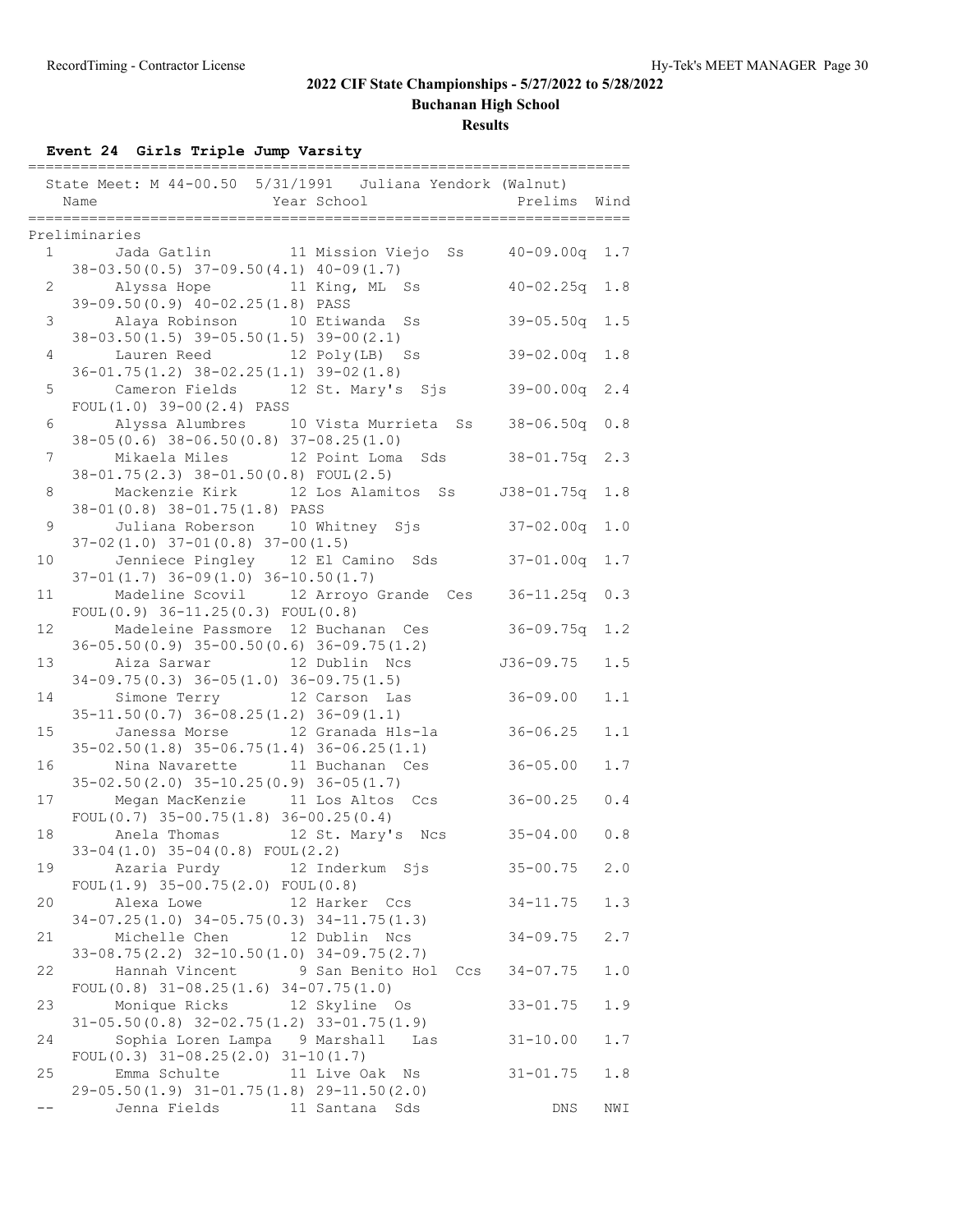# 2022 CIF State Championships - 5/27/2022 to 5/28/2022

## Buchanan High School

### Results

**Event 24 Girls Triple Jump Varsity**

State Meet: M 44-00.50 5/31/1991 Juliana Yendork (Walnut)

| Place | Name | Year | School | Prelims | Wind |
|---|---|---|---|---|---|
| **Preliminaries** | | | | | |
| 1 | Jada Gatlin | 11 | Mission Viejo Ss | 40-09.00q | 1.7 |
| | 38-03.50(0.5) 37-09.50(4.1) 40-09(1.7) | | | | |
| 2 | Alyssa Hope | 11 | King, ML Ss | 40-02.25q | 1.8 |
| | 39-09.50(0.9) 40-02.25(1.8) PASS | | | | |
| 3 | Alaya Robinson | 10 | Etiwanda Ss | 39-05.50q | 1.5 |
| | 38-03.50(1.5) 39-05.50(1.5) 39-00(2.1) | | | | |
| 4 | Lauren Reed | 12 | Poly(LB) Ss | 39-02.00q | 1.8 |
| | 36-01.75(1.2) 38-02.25(1.1) 39-02(1.8) | | | | |
| 5 | Cameron Fields | 12 | St. Mary's Sjs | 39-00.00q | 2.4 |
| | FOUL(1.0) 39-00(2.4) PASS | | | | |
| 6 | Alyssa Alumbres | 10 | Vista Murrieta Ss | 38-06.50q | 0.8 |
| | 38-05(0.6) 38-06.50(0.8) 37-08.25(1.0) | | | | |
| 7 | Mikaela Miles | 12 | Point Loma Sds | 38-01.75q | 2.3 |
| | 38-01.75(2.3) 38-01.50(0.8) FOUL(2.5) | | | | |
| 8 | Mackenzie Kirk | 12 | Los Alamitos Ss | J38-01.75q | 1.8 |
| | 38-01(0.8) 38-01.75(1.8) PASS | | | | |
| 9 | Juliana Roberson | 10 | Whitney Sjs | 37-02.00q | 1.0 |
| | 37-02(1.0) 37-01(0.8) 37-00(1.5) | | | | |
| 10 | Jenniece Pingley | 12 | El Camino Sds | 37-01.00q | 1.7 |
| | 37-01(1.7) 36-09(1.0) 36-10.50(1.7) | | | | |
| 11 | Madeline Scovil | 12 | Arroyo Grande Ces | 36-11.25q | 0.3 |
| | FOUL(0.9) 36-11.25(0.3) FOUL(0.8) | | | | |
| 12 | Madeleine Passmore | 12 | Buchanan Ces | 36-09.75q | 1.2 |
| | 36-05.50(0.9) 35-00.50(0.6) 36-09.75(1.2) | | | | |
| 13 | Aiza Sarwar | 12 | Dublin Ncs | J36-09.75 | 1.5 |
| | 34-09.75(0.3) 36-05(1.0) 36-09.75(1.5) | | | | |
| 14 | Simone Terry | 12 | Carson Las | 36-09.00 | 1.1 |
| | 35-11.50(0.7) 36-08.25(1.2) 36-09(1.1) | | | | |
| 15 | Janessa Morse | 12 | Granada Hls-la | 36-06.25 | 1.1 |
| | 35-02.50(1.8) 35-06.75(1.4) 36-06.25(1.1) | | | | |
| 16 | Nina Navarette | 11 | Buchanan Ces | 36-05.00 | 1.7 |
| | 35-02.50(2.0) 35-10.25(0.9) 36-05(1.7) | | | | |
| 17 | Megan MacKenzie | 11 | Los Altos Ccs | 36-00.25 | 0.4 |
| | FOUL(0.7) 35-00.75(1.8) 36-00.25(0.4) | | | | |
| 18 | Anela Thomas | 12 | St. Mary's Ncs | 35-04.00 | 0.8 |
| | 33-04(1.0) 35-04(0.8) FOUL(2.2) | | | | |
| 19 | Azaria Purdy | 12 | Inderkum Sjs | 35-00.75 | 2.0 |
| | FOUL(1.9) 35-00.75(2.0) FOUL(0.8) | | | | |
| 20 | Alexa Lowe | 12 | Harker Ccs | 34-11.75 | 1.3 |
| | 34-07.25(1.0) 34-05.75(0.3) 34-11.75(1.3) | | | | |
| 21 | Michelle Chen | 12 | Dublin Ncs | 34-09.75 | 2.7 |
| | 33-08.75(2.2) 32-10.50(1.0) 34-09.75(2.7) | | | | |
| 22 | Hannah Vincent | 9 | San Benito Hol Ccs | 34-07.75 | 1.0 |
| | FOUL(0.8) 31-08.25(1.6) 34-07.75(1.0) | | | | |
| 23 | Monique Ricks | 12 | Skyline Os | 33-01.75 | 1.9 |
| | 31-05.50(0.8) 32-02.75(1.2) 33-01.75(1.9) | | | | |
| 24 | Sophia Loren Lampa | 9 | Marshall Las | 31-10.00 | 1.7 |
| | FOUL(0.3) 31-08.25(2.0) 31-10(1.7) | | | | |
| 25 | Emma Schulte | 11 | Live Oak Ns | 31-01.75 | 1.8 |
| | 29-05.50(1.9) 31-01.75(1.8) 29-11.50(2.0) | | | | |
| -- | Jenna Fields | 11 | Santana Sds | DNS | NWI |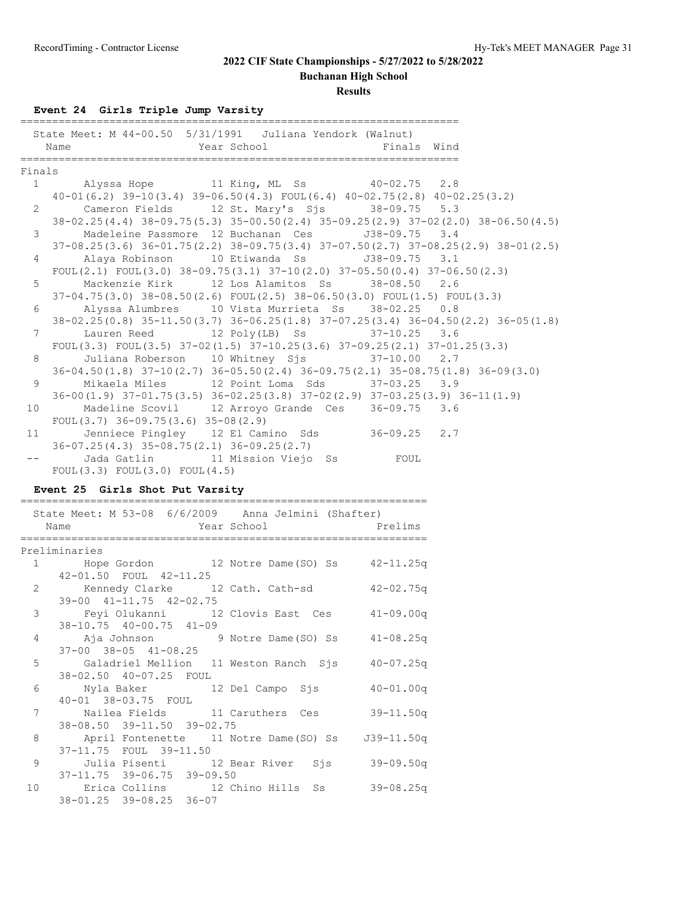## 2022 CIF State Championships - 5/27/2022 to 5/28/2022

**Buchanan High School**

**Results**

### Event 24 Girls Triple Jump Varsity

State Meet: M 44-00.50 5/31/1991 Juliana Yendork (Walnut)

**Finals**

| Place | Name | Year | School | Finals | Wind |
|---|---|---|---|---|---|
| 1 | Alyssa Hope | 11 | King, ML Ss | 40-02.75 | 2.8 |
| | 40-01(6.2) 39-10(3.4) 39-06.50(4.3) FOUL(6.4) 40-02.75(2.8) 40-02.25(3.2) | | | | |
| 2 | Cameron Fields | 12 | St. Mary's Sjs | 38-09.75 | 5.3 |
| | 38-02.25(4.4) 38-09.75(5.3) 35-00.50(2.4) 35-09.25(2.9) 37-02(2.0) 38-06.50(4.5) | | | | |
| 3 | Madeleine Passmore | 12 | Buchanan Ces | J38-09.75 | 3.4 |
| | 37-08.25(3.6) 36-01.75(2.2) 38-09.75(3.4) 37-07.50(2.7) 37-08.25(2.9) 38-01(2.5) | | | | |
| 4 | Alaya Robinson | 10 | Etiwanda Ss | J38-09.75 | 3.1 |
| | FOUL(2.1) FOUL(3.0) 38-09.75(3.1) 37-10(2.0) 37-05.50(0.4) 37-06.50(2.3) | | | | |
| 5 | Mackenzie Kirk | 12 | Los Alamitos Ss | 38-08.50 | 2.6 |
| | 37-04.75(3.0) 38-08.50(2.6) FOUL(2.5) 38-06.50(3.0) FOUL(1.5) FOUL(3.3) | | | | |
| 6 | Alyssa Alumbres | 10 | Vista Murrieta Ss | 38-02.25 | 0.8 |
| | 38-02.25(0.8) 35-11.50(3.7) 36-06.25(1.8) 37-07.25(3.4) 36-04.50(2.2) 36-05(1.8) | | | | |
| 7 | Lauren Reed | 12 | Poly(LB) Ss | 37-10.25 | 3.6 |
| | FOUL(3.3) FOUL(3.5) 37-02(1.5) 37-10.25(3.6) 37-09.25(2.1) 37-01.25(3.3) | | | | |
| 8 | Juliana Roberson | 10 | Whitney Sjs | 37-10.00 | 2.7 |
| | 36-04.50(1.8) 37-10(2.7) 36-05.50(2.4) 36-09.75(2.1) 35-08.75(1.8) 36-09(3.0) | | | | |
| 9 | Mikaela Miles | 12 | Point Loma Sds | 37-03.25 | 3.9 |
| | 36-00(1.9) 37-01.75(3.5) 36-02.25(3.8) 37-02(2.9) 37-03.25(3.9) 36-11(1.9) | | | | |
| 10 | Madeline Scovil | 12 | Arroyo Grande Ces | 36-09.75 | 3.6 |
| | FOUL(3.7) 36-09.75(3.6) 35-08(2.9) | | | | |
| 11 | Jenniece Pingley | 12 | El Camino Sds | 36-09.25 | 2.7 |
| | 36-07.25(4.3) 35-08.75(2.1) 36-09.25(2.7) | | | | |
| -- | Jada Gatlin | 11 | Mission Viejo Ss | FOUL | |
| | FOUL(3.3) FOUL(3.0) FOUL(4.5) | | | | |

### Event 25 Girls Shot Put Varsity

State Meet: M 53-08 6/6/2009 Anna Jelmini (Shafter)

**Preliminaries**

| Place | Name | Year | School | Prelims |
|---|---|---|---|---|
| 1 | Hope Gordon | 12 | Notre Dame(SO) Ss | 42-11.25q |
| | 42-01.50 FOUL 42-11.25 | | | |
| 2 | Kennedy Clarke | 12 | Cath. Cath-sd | 42-02.75q |
| | 39-00 41-11.75 42-02.75 | | | |
| 3 | Feyi Olukanni | 12 | Clovis East Ces | 41-09.00q |
| | 38-10.75 40-00.75 41-09 | | | |
| 4 | Aja Johnson | 9 | Notre Dame(SO) Ss | 41-08.25q |
| | 37-00 38-05 41-08.25 | | | |
| 5 | Galadriel Mellion | 11 | Weston Ranch Sjs | 40-07.25q |
| | 38-02.50 40-07.25 FOUL | | | |
| 6 | Nyla Baker | 12 | Del Campo Sjs | 40-01.00q |
| | 40-01 38-03.75 FOUL | | | |
| 7 | Nailea Fields | 11 | Caruthers Ces | 39-11.50q |
| | 38-08.50 39-11.50 39-02.75 | | | |
| 8 | April Fontenette | 11 | Notre Dame(SO) Ss | J39-11.50q |
| | 37-11.75 FOUL 39-11.50 | | | |
| 9 | Julia Pisenti | 12 | Bear River Sjs | 39-09.50q |
| | 37-11.75 39-06.75 39-09.50 | | | |
| 10 | Erica Collins | 12 | Chino Hills Ss | 39-08.25q |
| | 38-01.25 39-08.25 36-07 | | | |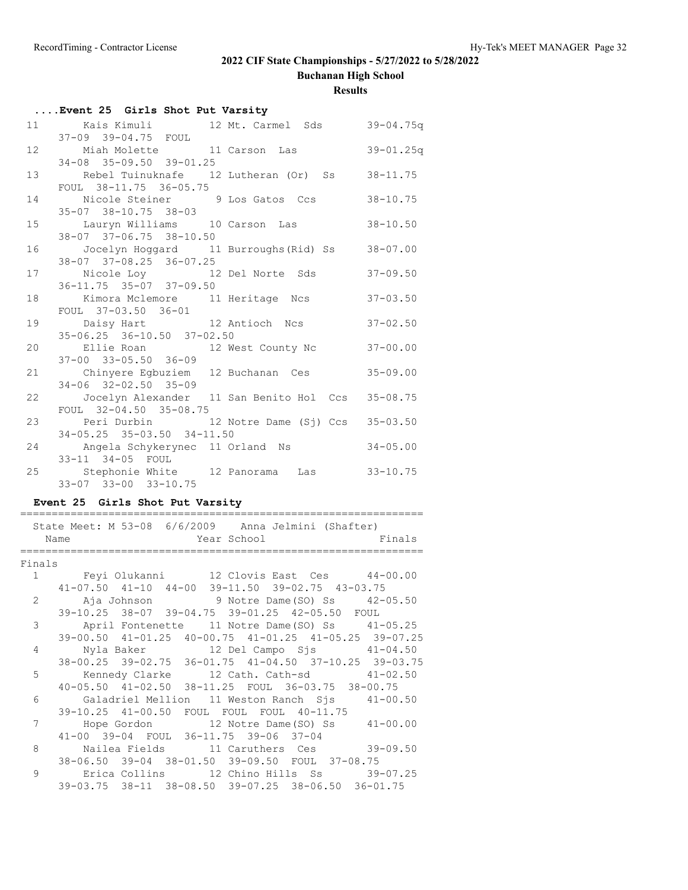# 2022 CIF State Championships - 5/27/2022 to 5/28/2022

## Buchanan High School

### Results

**....Event 25 Girls Shot Put Varsity**

| Place | Name | Year | School | Mark |
|---|---|---|---|---|
| 11 | Kais Kimuli | 12 | Mt. Carmel Sds | 39-04.75q |
| | 37-09 39-04.75 FOUL | | | |
| 12 | Miah Molette | 11 | Carson Las | 39-01.25q |
| | 34-08 35-09.50 39-01.25 | | | |
| 13 | Rebel Tuinuknafe | 12 | Lutheran (Or) Ss | 38-11.75 |
| | FOUL 38-11.75 36-05.75 | | | |
| 14 | Nicole Steiner | 9 | Los Gatos Ccs | 38-10.75 |
| | 35-07 38-10.75 38-03 | | | |
| 15 | Lauryn Williams | 10 | Carson Las | 38-10.50 |
| | 38-07 37-06.75 38-10.50 | | | |
| 16 | Jocelyn Hoggard | 11 | Burroughs(Rid) Ss | 38-07.00 |
| | 38-07 37-08.25 36-07.25 | | | |
| 17 | Nicole Loy | 12 | Del Norte Sds | 37-09.50 |
| | 36-11.75 35-07 37-09.50 | | | |
| 18 | Kimora Mclemore | 11 | Heritage Ncs | 37-03.50 |
| | FOUL 37-03.50 36-01 | | | |
| 19 | Daisy Hart | 12 | Antioch Ncs | 37-02.50 |
| | 35-06.25 36-10.50 37-02.50 | | | |
| 20 | Ellie Roan | 12 | West County Nc | 37-00.00 |
| | 37-00 33-05.50 36-09 | | | |
| 21 | Chinyere Egbuziem | 12 | Buchanan Ces | 35-09.00 |
| | 34-06 32-02.50 35-09 | | | |
| 22 | Jocelyn Alexander | 11 | San Benito Hol Ccs | 35-08.75 |
| | FOUL 32-04.50 35-08.75 | | | |
| 23 | Peri Durbin | 12 | Notre Dame (Sj) Ccs | 35-03.50 |
| | 34-05.25 35-03.50 34-11.50 | | | |
| 24 | Angela Schykerynec | 11 | Orland Ns | 34-05.00 |
| | 33-11 34-05 FOUL | | | |
| 25 | Stephonie White | 12 | Panorama Las | 33-10.75 |
| | 33-07 33-00 33-10.75 | | | |

**Event 25 Girls Shot Put Varsity**

State Meet: M 53-08 6/6/2009 Anna Jelmini (Shafter)

Finals

| Place | Name | Year | School | Finals |
|---|---|---|---|---|
| 1 | Feyi Olukanni | 12 | Clovis East Ces | 44-00.00 |
| | 41-07.50 41-10 44-00 39-11.50 39-02.75 43-03.75 | | | |
| 2 | Aja Johnson | 9 | Notre Dame(SO) Ss | 42-05.50 |
| | 39-10.25 38-07 39-04.75 39-01.25 42-05.50 FOUL | | | |
| 3 | April Fontenette | 11 | Notre Dame(SO) Ss | 41-05.25 |
| | 39-00.50 41-01.25 40-00.75 41-01.25 41-05.25 39-07.25 | | | |
| 4 | Nyla Baker | 12 | Del Campo Sjs | 41-04.50 |
| | 38-00.25 39-02.75 36-01.75 41-04.50 37-10.25 39-03.75 | | | |
| 5 | Kennedy Clarke | 12 | Cath. Cath-sd | 41-02.50 |
| | 40-05.50 41-02.50 38-11.25 FOUL 36-03.75 38-00.75 | | | |
| 6 | Galadriel Mellion | 11 | Weston Ranch Sjs | 41-00.50 |
| | 39-10.25 41-00.50 FOUL FOUL FOUL 40-11.75 | | | |
| 7 | Hope Gordon | 12 | Notre Dame(SO) Ss | 41-00.00 |
| | 41-00 39-04 FOUL 36-11.75 39-06 37-04 | | | |
| 8 | Nailea Fields | 11 | Caruthers Ces | 39-09.50 |
| | 38-06.50 39-04 38-01.50 39-09.50 FOUL 37-08.75 | | | |
| 9 | Erica Collins | 12 | Chino Hills Ss | 39-07.25 |
| | 39-03.75 38-11 38-08.50 39-07.25 38-06.50 36-01.75 | | | |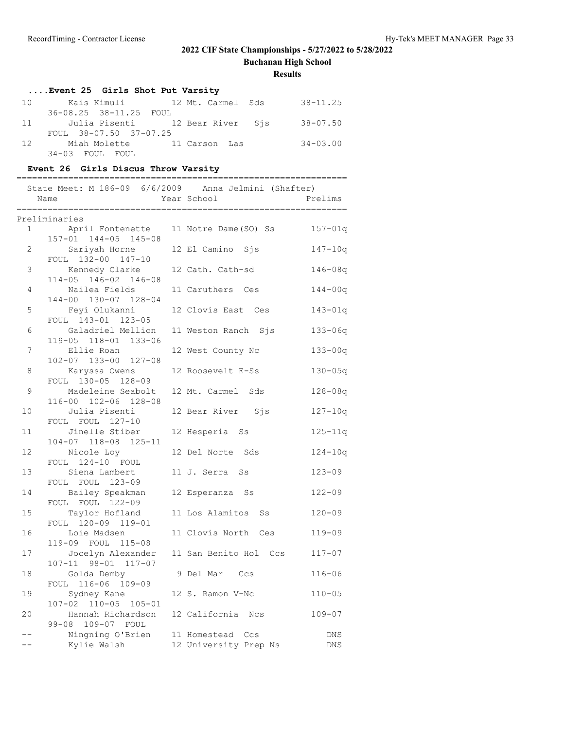## 2022 CIF State Championships - 5/27/2022 to 5/28/2022

**Buchanan High School**

**Results**

### ....Event 25 Girls Shot Put Varsity

| Place | Name | Year | School | Mark |
|---|---|---|---|---|
| 10 | Kais Kimuli | 12 | Mt. Carmel Sds | 38-11.25 |
| | 36-08.25 38-11.25 FOUL | | | |
| 11 | Julia Pisenti | 12 | Bear River Sjs | 38-07.50 |
| | FOUL 38-07.50 37-07.25 | | | |
| 12 | Miah Molette | 11 | Carson Las | 34-03.00 |
| | 34-03 FOUL FOUL | | | |

### Event 26 Girls Discus Throw Varsity

State Meet: M 186-09 6/6/2009 Anna Jelmini (Shafter)

Preliminaries

| Place | Name | Year | School | Prelims |
|---|---|---|---|---|
| 1 | April Fontenette | 11 | Notre Dame(SO) Ss | 157-01q |
| | 157-01 144-05 145-08 | | | |
| 2 | Sariyah Horne | 12 | El Camino Sjs | 147-10q |
| | FOUL 132-00 147-10 | | | |
| 3 | Kennedy Clarke | 12 | Cath. Cath-sd | 146-08q |
| | 114-05 146-02 146-08 | | | |
| 4 | Nailea Fields | 11 | Caruthers Ces | 144-00q |
| | 144-00 130-07 128-04 | | | |
| 5 | Feyi Olukanni | 12 | Clovis East Ces | 143-01q |
| | FOUL 143-01 123-05 | | | |
| 6 | Galadriel Mellion | 11 | Weston Ranch Sjs | 133-06q |
| | 119-05 118-01 133-06 | | | |
| 7 | Ellie Roan | 12 | West County Nc | 133-00q |
| | 102-07 133-00 127-08 | | | |
| 8 | Karyssa Owens | 12 | Roosevelt E-Ss | 130-05q |
| | FOUL 130-05 128-09 | | | |
| 9 | Madeleine Seabolt | 12 | Mt. Carmel Sds | 128-08q |
| | 116-00 102-06 128-08 | | | |
| 10 | Julia Pisenti | 12 | Bear River Sjs | 127-10q |
| | FOUL FOUL 127-10 | | | |
| 11 | Jinelle Stiber | 12 | Hesperia Ss | 125-11q |
| | 104-07 118-08 125-11 | | | |
| 12 | Nicole Loy | 12 | Del Norte Sds | 124-10q |
| | FOUL 124-10 FOUL | | | |
| 13 | Siena Lambert | 11 | J. Serra Ss | 123-09 |
| | FOUL FOUL 123-09 | | | |
| 14 | Bailey Speakman | 12 | Esperanza Ss | 122-09 |
| | FOUL FOUL 122-09 | | | |
| 15 | Taylor Hofland | 11 | Los Alamitos Ss | 120-09 |
| | FOUL 120-09 119-01 | | | |
| 16 | Loie Madsen | 11 | Clovis North Ces | 119-09 |
| | 119-09 FOUL 115-08 | | | |
| 17 | Jocelyn Alexander | 11 | San Benito Hol Ccs | 117-07 |
| | 107-11 98-01 117-07 | | | |
| 18 | Golda Demby | 9 | Del Mar Ccs | 116-06 |
| | FOUL 116-06 109-09 | | | |
| 19 | Sydney Kane | 12 | S. Ramon V-Nc | 110-05 |
| | 107-02 110-05 105-01 | | | |
| 20 | Hannah Richardson | 12 | California Ncs | 109-07 |
| | 99-08 109-07 FOUL | | | |
| -- | Ningning O'Brien | 11 | Homestead Ccs | DNS |
| -- | Kylie Walsh | 12 | University Prep Ns | DNS |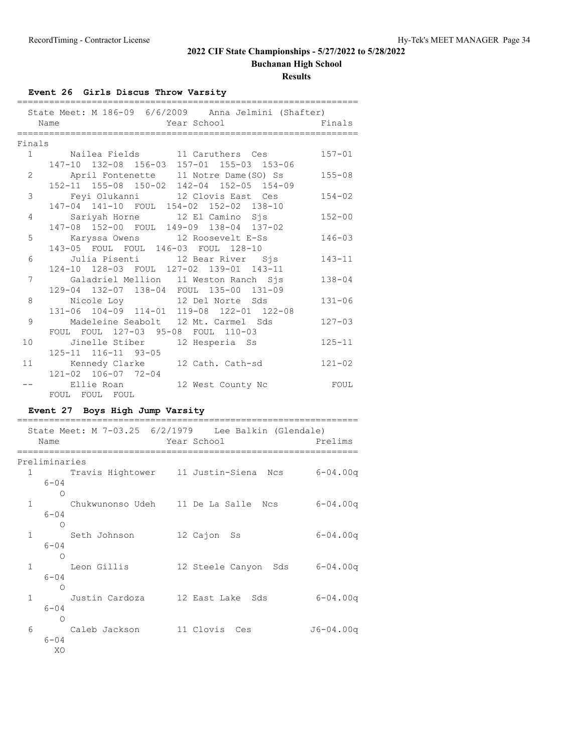## 2022 CIF State Championships - 5/27/2022 to 5/28/2022

**Buchanan High School**

**Results**

### Event 26 Girls Discus Throw Varsity

State Meet: M 186-09 6/6/2009 Anna Jelmini (Shafter)

**Finals**

| Place | Name | Year | School | Finals |
|---|---|---|---|---|
| 1 | Nailea Fields | 11 | Caruthers Ces | 157-01 |
| | 147-10 132-08 156-03 157-01 155-03 153-06 | | | |
| 2 | April Fontenette | 11 | Notre Dame(SO) Ss | 155-08 |
| | 152-11 155-08 150-02 142-04 152-05 154-09 | | | |
| 3 | Feyi Olukanni | 12 | Clovis East Ces | 154-02 |
| | 147-04 141-10 FOUL 154-02 152-02 138-10 | | | |
| 4 | Sariyah Horne | 12 | El Camino Sjs | 152-00 |
| | 147-08 152-00 FOUL 149-09 138-04 137-02 | | | |
| 5 | Karyssa Owens | 12 | Roosevelt E-Ss | 146-03 |
| | 143-05 FOUL FOUL 146-03 FOUL 128-10 | | | |
| 6 | Julia Pisenti | 12 | Bear River Sjs | 143-11 |
| | 124-10 128-03 FOUL 127-02 139-01 143-11 | | | |
| 7 | Galadriel Mellion | 11 | Weston Ranch Sjs | 138-04 |
| | 129-04 132-07 138-04 FOUL 135-00 131-09 | | | |
| 8 | Nicole Loy | 12 | Del Norte Sds | 131-06 |
| | 131-06 104-09 114-01 119-08 122-01 122-08 | | | |
| 9 | Madeleine Seabolt | 12 | Mt. Carmel Sds | 127-03 |
| | FOUL FOUL 127-03 95-08 FOUL 110-03 | | | |
| 10 | Jinelle Stiber | 12 | Hesperia Ss | 125-11 |
| | 125-11 116-11 93-05 | | | |
| 11 | Kennedy Clarke | 12 | Cath. Cath-sd | 121-02 |
| | 121-02 106-07 72-04 | | | |
| -- | Ellie Roan | 12 | West County Nc | FOUL |
| | FOUL FOUL FOUL | | | |

### Event 27 Boys High Jump Varsity

State Meet: M 7-03.25 6/2/1979 Lee Balkin (Glendale)

**Preliminaries**

| Place | Name | Year | School | Prelims |
|---|---|---|---|---|
| 1 | Travis Hightower | 11 | Justin-Siena Ncs | 6-04.00q |
| | 6-04 | | | |
| | O | | | |
| 1 | Chukwunonso Udeh | 11 | De La Salle Ncs | 6-04.00q |
| | 6-04 | | | |
| | O | | | |
| 1 | Seth Johnson | 12 | Cajon Ss | 6-04.00q |
| | 6-04 | | | |
| | O | | | |
| 1 | Leon Gillis | 12 | Steele Canyon Sds | 6-04.00q |
| | 6-04 | | | |
| | O | | | |
| 1 | Justin Cardoza | 12 | East Lake Sds | 6-04.00q |
| | 6-04 | | | |
| | O | | | |
| 6 | Caleb Jackson | 11 | Clovis Ces | J6-04.00q |
| | 6-04 | | | |
| | XO | | | |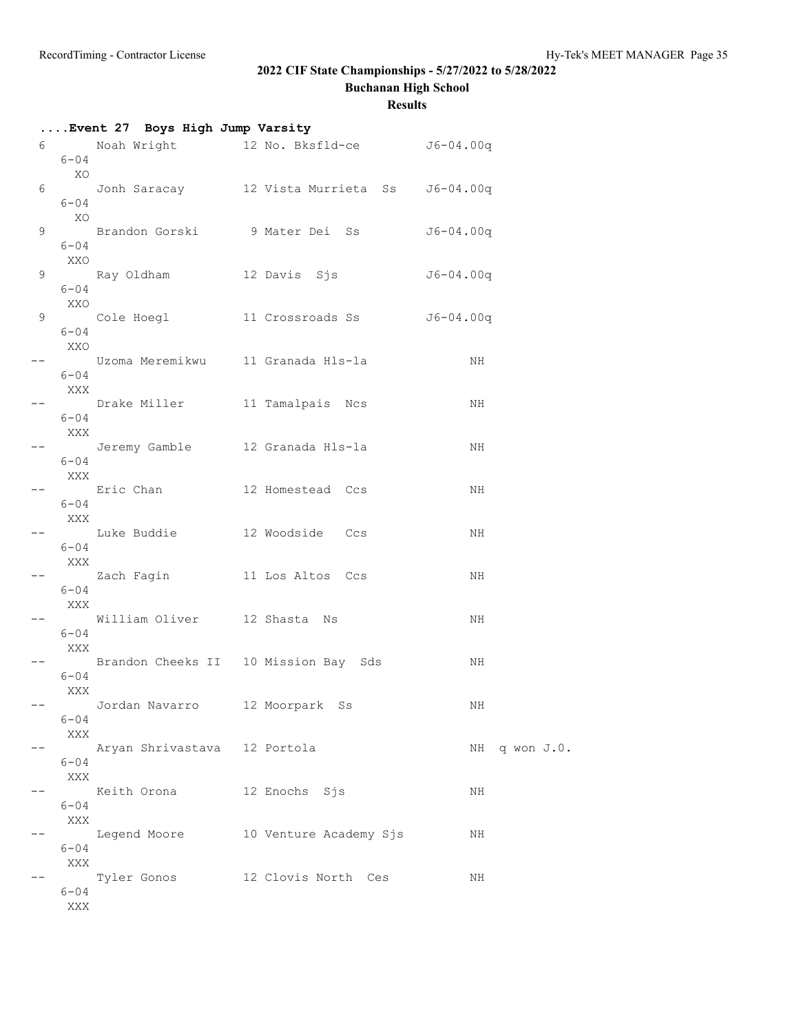## 2022 CIF State Championships - 5/27/2022 to 5/28/2022

### Buchanan High School

### Results

**....Event 27 Boys High Jump Varsity**

```
  6      Noah Wright          12 No. Bksfld-ce         J6-04.00q 
     6-04 
       XO 
  6      Jonh Saracay         12 Vista Murrieta  Ss    J6-04.00q 
     6-04 
       XO 
  9      Brandon Gorski        9 Mater Dei  Ss         J6-04.00q 
     6-04 
      XXO 
  9      Ray Oldham           12 Davis  Sjs            J6-04.00q 
     6-04 
      XXO 
  9      Cole Hoegl           11 Crossroads Ss         J6-04.00q 
     6-04 
      XXO 
 --      Uzoma Meremikwu      11 Granada Hls-la               NH 
     6-04 
      XXX 
 --      Drake Miller         11 Tamalpais  Ncs               NH 
     6-04 
      XXX 
 --      Jeremy Gamble        12 Granada Hls-la               NH 
     6-04 
      XXX 
 --      Eric Chan            12 Homestead  Ccs               NH 
     6-04 
      XXX 
 --      Luke Buddie          12 Woodside   Ccs               NH 
     6-04 
      XXX 
 --      Zach Fagin           11 Los Altos  Ccs               NH 
     6-04 
      XXX 
 --      William Oliver       12 Shasta  Ns                   NH 
     6-04 
      XXX 
 --      Brandon Cheeks II    10 Mission Bay  Sds             NH 
     6-04 
      XXX 
 --      Jordan Navarro       12 Moorpark  Ss                 NH 
     6-04 
      XXX 
 --      Aryan Shrivastava    12 Portola                      NH  q won J.O. 
     6-04 
      XXX 
 --      Keith Orona          12 Enochs  Sjs                  NH 
     6-04 
      XXX 
 --      Legend Moore         10 Venture Academy Sjs          NH 
     6-04 
      XXX 
 --      Tyler Gonos          12 Clovis North  Ces            NH 
     6-04 
      XXX 
```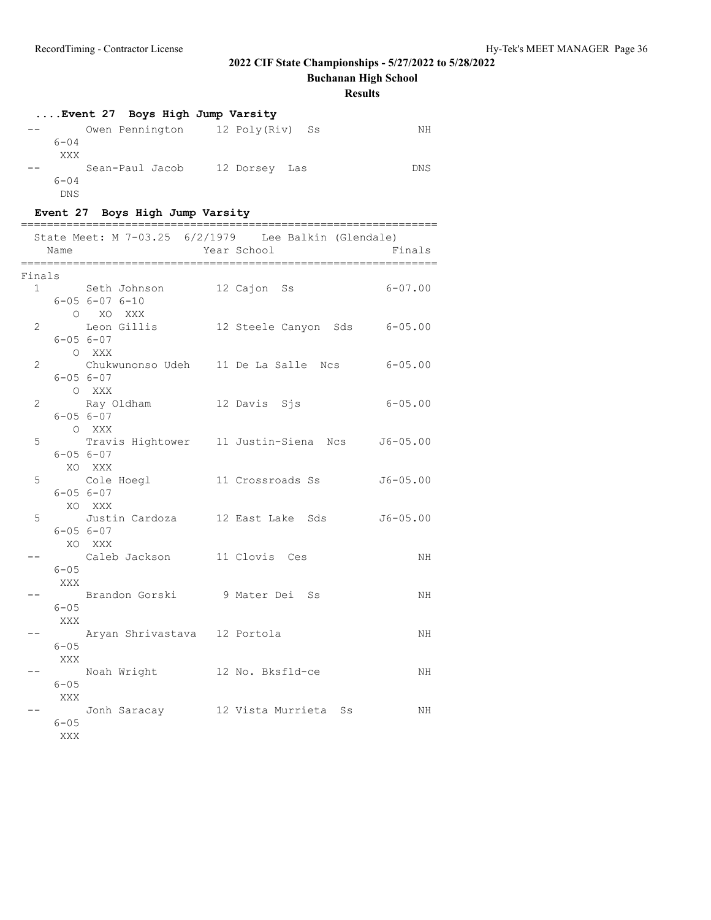## 2022 CIF State Championships - 5/27/2022 to 5/28/2022

### Buchanan High School

### Results

#### ....Event 27 Boys High Jump Varsity

| Place | Name | Year | School | Finals |
|---|---|---|---|---|
| -- | Owen Pennington | 12 | Poly(Riv) Ss | NH |
| | 6-04 | | | |
| | XXX | | | |
| -- | Sean-Paul Jacob | 12 | Dorsey Las | DNS |
| | 6-04 | | | |
| | DNS | | | |

#### Event 27 Boys High Jump Varsity

State Meet: M 7-03.25 6/2/1979 Lee Balkin (Glendale)

| Place | Name | Year | School | Finals |
|---|---|---|---|---|
| **Finals** | | | | |
| 1 | Seth Johnson | 12 | Cajon Ss | 6-07.00 |
| | 6-05 6-07 6-10 | | | |
| | O XO XXX | | | |
| 2 | Leon Gillis | 12 | Steele Canyon Sds | 6-05.00 |
| | 6-05 6-07 | | | |
| | O XXX | | | |
| 2 | Chukwunonso Udeh | 11 | De La Salle Ncs | 6-05.00 |
| | 6-05 6-07 | | | |
| | O XXX | | | |
| 2 | Ray Oldham | 12 | Davis Sjs | 6-05.00 |
| | 6-05 6-07 | | | |
| | O XXX | | | |
| 5 | Travis Hightower | 11 | Justin-Siena Ncs | J6-05.00 |
| | 6-05 6-07 | | | |
| | XO XXX | | | |
| 5 | Cole Hoegl | 11 | Crossroads Ss | J6-05.00 |
| | 6-05 6-07 | | | |
| | XO XXX | | | |
| 5 | Justin Cardoza | 12 | East Lake Sds | J6-05.00 |
| | 6-05 6-07 | | | |
| | XO XXX | | | |
| -- | Caleb Jackson | 11 | Clovis Ces | NH |
| | 6-05 | | | |
| | XXX | | | |
| -- | Brandon Gorski | 9 | Mater Dei Ss | NH |
| | 6-05 | | | |
| | XXX | | | |
| -- | Aryan Shrivastava | 12 | Portola | NH |
| | 6-05 | | | |
| | XXX | | | |
| -- | Noah Wright | 12 | No. Bksfld-ce | NH |
| | 6-05 | | | |
| | XXX | | | |
| -- | Jonh Saracay | 12 | Vista Murrieta Ss | NH |
| | 6-05 | | | |
| | XXX | | | |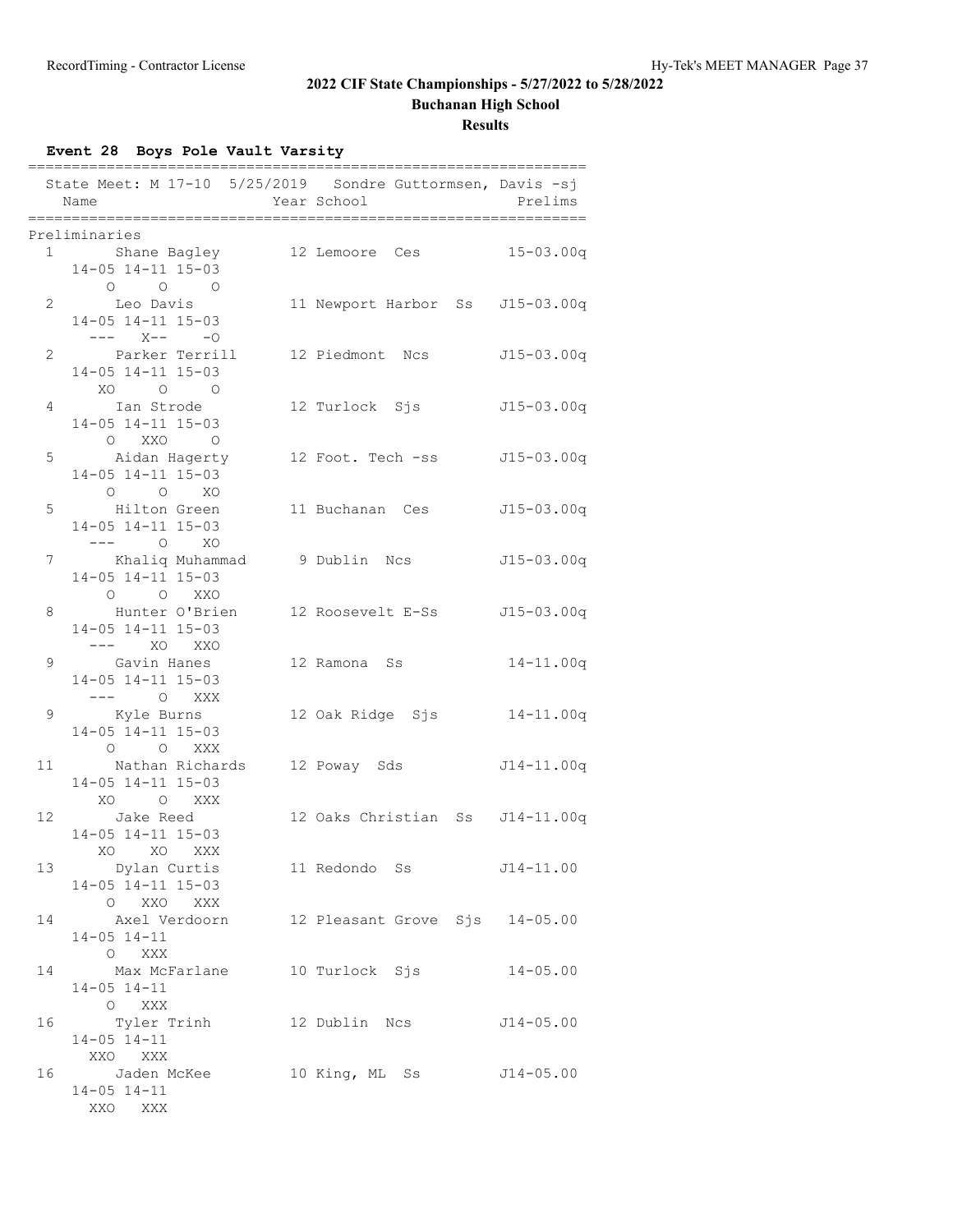## 2022 CIF State Championships - 5/27/2022 to 5/28/2022

**Buchanan High School**

**Results**

### Event 28 Boys Pole Vault Varsity

State Meet: M 17-10 5/25/2019 Sondre Guttormsen, Davis -sj

| Place | Name | Year | School | Prelims |
|---|---|---|---|---|
| **Preliminaries** | | | | |
| 1 | Shane Bagley | 12 | Lemoore Ces | 15-03.00q |
| | 14-05 14-11 15-03 | | | |
| | O O O | | | |
| 2 | Leo Davis | 11 | Newport Harbor Ss | J15-03.00q |
| | 14-05 14-11 15-03 | | | |
| | --- X-- -O | | | |
| 2 | Parker Terrill | 12 | Piedmont Ncs | J15-03.00q |
| | 14-05 14-11 15-03 | | | |
| | XO O O | | | |
| 4 | Ian Strode | 12 | Turlock Sjs | J15-03.00q |
| | 14-05 14-11 15-03 | | | |
| | O XXO O | | | |
| 5 | Aidan Hagerty | 12 | Foot. Tech -ss | J15-03.00q |
| | 14-05 14-11 15-03 | | | |
| | O O XO | | | |
| 5 | Hilton Green | 11 | Buchanan Ces | J15-03.00q |
| | 14-05 14-11 15-03 | | | |
| | --- O XO | | | |
| 7 | Khaliq Muhammad | 9 | Dublin Ncs | J15-03.00q |
| | 14-05 14-11 15-03 | | | |
| | O O XXO | | | |
| 8 | Hunter O'Brien | 12 | Roosevelt E-Ss | J15-03.00q |
| | 14-05 14-11 15-03 | | | |
| | --- XO XXO | | | |
| 9 | Gavin Hanes | 12 | Ramona Ss | 14-11.00q |
| | 14-05 14-11 15-03 | | | |
| | --- O XXX | | | |
| 9 | Kyle Burns | 12 | Oak Ridge Sjs | 14-11.00q |
| | 14-05 14-11 15-03 | | | |
| | O O XXX | | | |
| 11 | Nathan Richards | 12 | Poway Sds | J14-11.00q |
| | 14-05 14-11 15-03 | | | |
| | XO O XXX | | | |
| 12 | Jake Reed | 12 | Oaks Christian Ss | J14-11.00q |
| | 14-05 14-11 15-03 | | | |
| | XO XO XXX | | | |
| 13 | Dylan Curtis | 11 | Redondo Ss | J14-11.00 |
| | 14-05 14-11 15-03 | | | |
| | O XXO XXX | | | |
| 14 | Axel Verdoorn | 12 | Pleasant Grove Sjs | 14-05.00 |
| | 14-05 14-11 | | | |
| | O XXX | | | |
| 14 | Max McFarlane | 10 | Turlock Sjs | 14-05.00 |
| | 14-05 14-11 | | | |
| | O XXX | | | |
| 16 | Tyler Trinh | 12 | Dublin Ncs | J14-05.00 |
| | 14-05 14-11 | | | |
| | XXO XXX | | | |
| 16 | Jaden McKee | 10 | King, ML Ss | J14-05.00 |
| | 14-05 14-11 | | | |
| | XXO XXX | | | |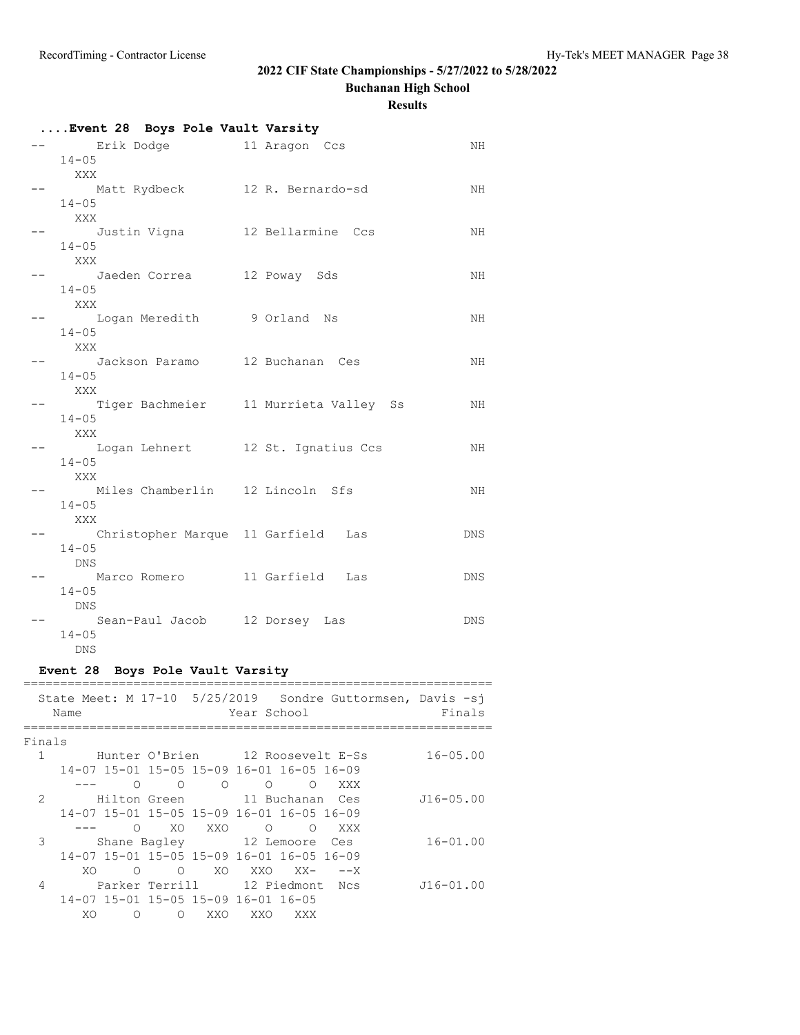# 2022 CIF State Championships - 5/27/2022 to 5/28/2022

## Buchanan High School

### Results

#### ....Event 28 Boys Pole Vault Varsity

```
 --       Erik Dodge          11 Aragon  Ccs                  NH
    14-05
      XXX
 --       Matt Rydbeck        12 R. Bernardo-sd               NH
    14-05
      XXX
 --       Justin Vigna        12 Bellarmine  Ccs              NH
    14-05
      XXX
 --       Jaeden Correa       12 Poway  Sds                   NH
    14-05
      XXX
 --       Logan Meredith       9 Orland  Ns                   NH
    14-05
      XXX
 --       Jackson Paramo      12 Buchanan  Ces                NH
    14-05
      XXX
 --       Tiger Bachmeier     11 Murrieta Valley  Ss          NH
    14-05
      XXX
 --       Logan Lehnert       12 St. Ignatius Ccs             NH
    14-05
      XXX
 --       Miles Chamberlin    12 Lincoln  Sfs                 NH
    14-05
      XXX
 --       Christopher Marque  11 Garfield   Las              DNS
    14-05
      DNS
 --       Marco Romero        11 Garfield   Las              DNS
    14-05
      DNS
 --       Sean-Paul Jacob     12 Dorsey  Las                 DNS
    14-05
      DNS
```

#### Event 28 Boys Pole Vault Varsity

```
===============================================================
  State Meet: M 17-10  5/25/2019   Sondre Guttormsen, Davis -sj
    Name                    Year School                  Finals
===============================================================
Finals
  1       Hunter O'Brien      12 Roosevelt E-Ss        16-05.00
    14-07 15-01 15-05 15-09 16-01 16-05 16-09
      ---     O     O     O     O     O   XXX
  2       Hilton Green        11 Buchanan  Ces        J16-05.00
    14-07 15-01 15-05 15-09 16-01 16-05 16-09
      ---     O    XO   XXO     O     O   XXX
  3       Shane Bagley        12 Lemoore  Ces          16-01.00
    14-07 15-01 15-05 15-09 16-01 16-05 16-09
       XO     O     O    XO   XXO   XX-   --X
  4       Parker Terrill      12 Piedmont  Ncs        J16-01.00
    14-07 15-01 15-05 15-09 16-01 16-05
       XO     O     O   XXO   XXO   XXX
```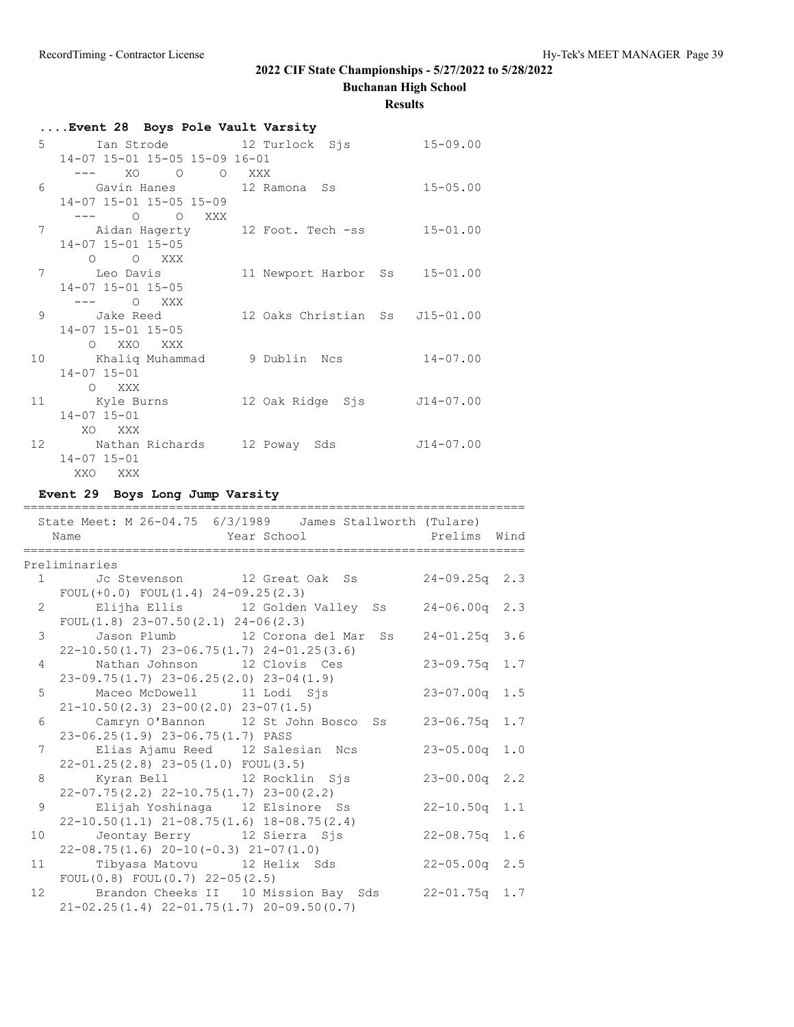## 2022 CIF State Championships - 5/27/2022 to 5/28/2022

### Buchanan High School

### Results

**....Event 28 Boys Pole Vault Varsity**

```
  5      Ian Strode           12 Turlock  Sjs           15-09.00
    14-07 15-01 15-05 15-09 16-01
      ---    XO     O     O   XXX
  6      Gavin Hanes          12 Ramona  Ss             15-05.00
    14-07 15-01 15-05 15-09
      ---     O     O   XXX
  7      Aidan Hagerty        12 Foot. Tech -ss         15-01.00
    14-07 15-01 15-05
        O     O   XXX
  7      Leo Davis            11 Newport Harbor  Ss     15-01.00
    14-07 15-01 15-05
      ---     O   XXX
  9      Jake Reed            12 Oaks Christian  Ss    J15-01.00
    14-07 15-01 15-05
        O   XXO   XXX
 10      Khaliq Muhammad       9 Dublin  Ncs            14-07.00
    14-07 15-01
        O   XXX
 11      Kyle Burns           12 Oak Ridge  Sjs        J14-07.00
    14-07 15-01
       XO   XXX
 12      Nathan Richards      12 Poway  Sds            J14-07.00
    14-07 15-01
      XXO   XXX
```

**Event 29 Boys Long Jump Varsity**

```
=======================================================================
  State Meet: M 26-04.75  6/3/1989    James Stallworth (Tulare)
    Name                    Year School                 Prelims  Wind
=======================================================================
Preliminaries
  1      Jc Stevenson         12 Great Oak  Ss         24-09.25q  2.3
    FOUL(+0.0) FOUL(1.4) 24-09.25(2.3)
  2      Elijha Ellis         12 Golden Valley  Ss     24-06.00q  2.3
    FOUL(1.8) 23-07.50(2.1) 24-06(2.3)
  3      Jason Plumb          12 Corona del Mar  Ss    24-01.25q  3.6
    22-10.50(1.7) 23-06.75(1.7) 24-01.25(3.6)
  4      Nathan Johnson       12 Clovis  Ces           23-09.75q  1.7
    23-09.75(1.7) 23-06.25(2.0) 23-04(1.9)
  5      Maceo McDowell       11 Lodi  Sjs             23-07.00q  1.5
    21-10.50(2.3) 23-00(2.0) 23-07(1.5)
  6      Camryn O'Bannon      12 St John Bosco  Ss     23-06.75q  1.7
    23-06.25(1.9) 23-06.75(1.7) PASS
  7      Elias Ajamu Reed     12 Salesian  Ncs         23-05.00q  1.0
    22-01.25(2.8) 23-05(1.0) FOUL(3.5)
  8      Kyran Bell           12 Rocklin  Sjs          23-00.00q  2.2
    22-07.75(2.2) 22-10.75(1.7) 23-00(2.2)
  9      Elijah Yoshinaga     12 Elsinore  Ss          22-10.50q  1.1
    22-10.50(1.1) 21-08.75(1.6) 18-08.75(2.4)
 10      Jeontay Berry        12 Sierra  Sjs           22-08.75q  1.6
    22-08.75(1.6) 20-10(-0.3) 21-07(1.0)
 11      Tibyasa Matovu       12 Helix  Sds            22-05.00q  2.5
    FOUL(0.8) FOUL(0.7) 22-05(2.5)
 12      Brandon Cheeks II    10 Mission Bay  Sds      22-01.75q  1.7
    21-02.25(1.4) 22-01.75(1.7) 20-09.50(0.7)
```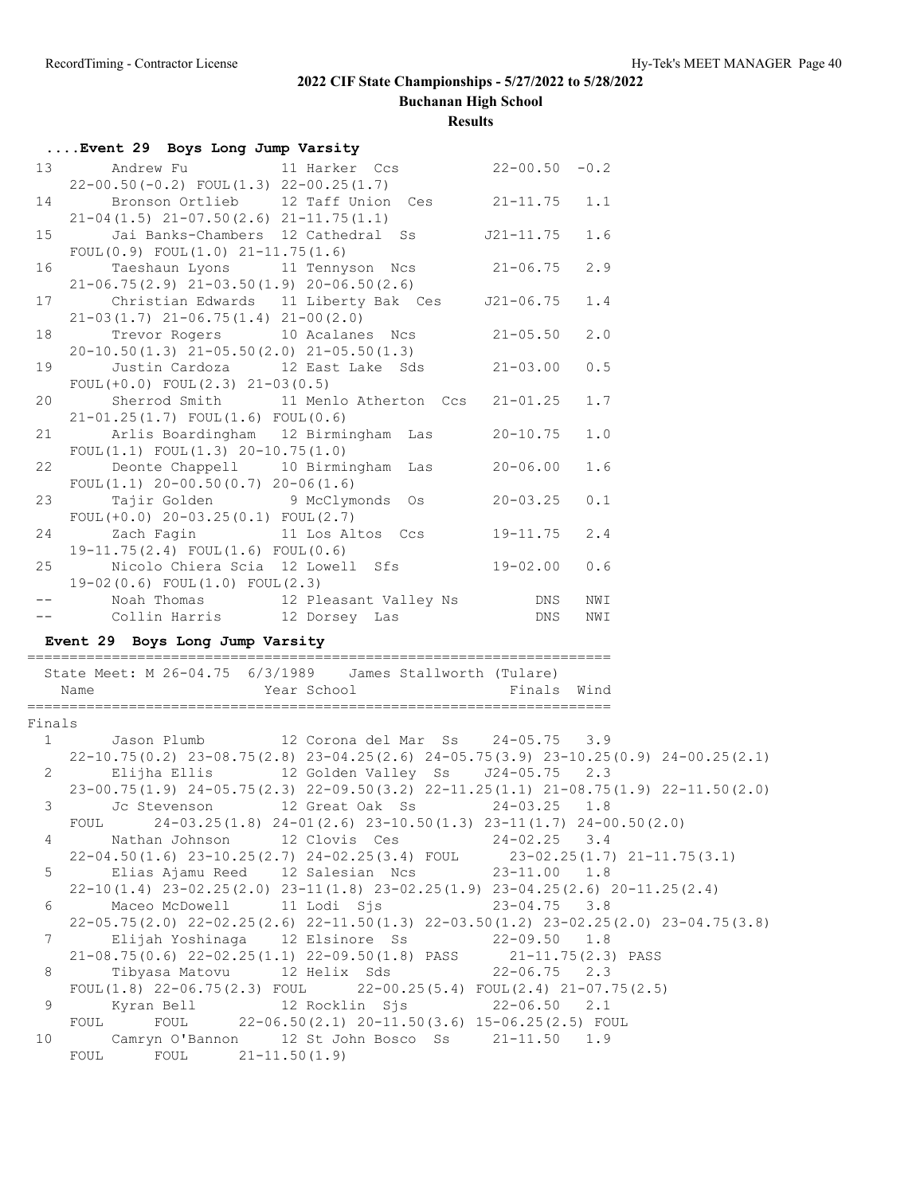## 2022 CIF State Championships - 5/27/2022 to 5/28/2022

**Buchanan High School**

**Results**

### ....Event 29 Boys Long Jump Varsity

```
 13       Andrew Fu           11 Harker  Ccs           22-00.50  -0.2 
    22-00.50(-0.2) FOUL(1.3) 22-00.25(1.7) 
 14       Bronson Ortlieb     12 Taff Union  Ces       21-11.75   1.1 
    21-04(1.5) 21-07.50(2.6) 21-11.75(1.1) 
 15       Jai Banks-Chambers  12 Cathedral  Ss        J21-11.75   1.6 
    FOUL(0.9) FOUL(1.0) 21-11.75(1.6) 
 16       Taeshaun Lyons      11 Tennyson  Ncs         21-06.75   2.9 
    21-06.75(2.9) 21-03.50(1.9) 20-06.50(2.6) 
 17       Christian Edwards   11 Liberty Bak  Ces     J21-06.75   1.4 
    21-03(1.7) 21-06.75(1.4) 21-00(2.0) 
 18       Trevor Rogers       10 Acalanes  Ncs         21-05.50   2.0 
    20-10.50(1.3) 21-05.50(2.0) 21-05.50(1.3) 
 19       Justin Cardoza      12 East Lake  Sds        21-03.00   0.5 
    FOUL(+0.0) FOUL(2.3) 21-03(0.5) 
 20       Sherrod Smith       11 Menlo Atherton  Ccs   21-01.25   1.7 
    21-01.25(1.7) FOUL(1.6) FOUL(0.6) 
 21       Arlis Boardingham   12 Birmingham  Las       20-10.75   1.0 
    FOUL(1.1) FOUL(1.3) 20-10.75(1.0) 
 22       Deonte Chappell     10 Birmingham  Las       20-06.00   1.6 
    FOUL(1.1) 20-00.50(0.7) 20-06(1.6) 
 23       Tajir Golden         9 McClymonds  Os        20-03.25   0.1 
    FOUL(+0.0) 20-03.25(0.1) FOUL(2.7) 
 24       Zach Fagin          11 Los Altos  Ccs        19-11.75   2.4 
    19-11.75(2.4) FOUL(1.6) FOUL(0.6) 
 25       Nicolo Chiera Scia  12 Lowell  Sfs           19-02.00   0.6 
    19-02(0.6) FOUL(1.0) FOUL(2.3) 
 --       Noah Thomas         12 Pleasant Valley Ns         DNS   NWI 
 --       Collin Harris       12 Dorsey  Las                DNS   NWI 
```

### Event 29 Boys Long Jump Varsity

```
=====================================================================
  State Meet: M 26-04.75  6/3/1989    James Stallworth (Tulare)      
    Name                    Year School                Finals  Wind 
=====================================================================
Finals
  1       Jason Plumb         12 Corona del Mar  Ss    24-05.75   3.9 
    22-10.75(0.2) 23-08.75(2.8) 23-04.25(2.6) 24-05.75(3.9) 23-10.25(0.9) 24-00.25(2.1)
  2       Elijha Ellis        12 Golden Valley  Ss    J24-05.75   2.3 
    23-00.75(1.9) 24-05.75(2.3) 22-09.50(3.2) 22-11.25(1.1) 21-08.75(1.9) 22-11.50(2.0)
  3       Jc Stevenson        12 Great Oak  Ss         24-03.25   1.8 
    FOUL      24-03.25(1.8) 24-01(2.6) 23-10.50(1.3) 23-11(1.7) 24-00.50(2.0)
  4       Nathan Johnson      12 Clovis  Ces           24-02.25   3.4 
    22-04.50(1.6) 23-10.25(2.7) 24-02.25(3.4) FOUL      23-02.25(1.7) 21-11.75(3.1)
  5       Elias Ajamu Reed    12 Salesian  Ncs         23-11.00   1.8 
    22-10(1.4) 23-02.25(2.0) 23-11(1.8) 23-02.25(1.9) 23-04.25(2.6) 20-11.25(2.4)
  6       Maceo McDowell      11 Lodi  Sjs             23-04.75   3.8 
    22-05.75(2.0) 22-02.25(2.6) 22-11.50(1.3) 22-03.50(1.2) 23-02.25(2.0) 23-04.75(3.8)
  7       Elijah Yoshinaga    12 Elsinore  Ss          22-09.50   1.8 
    21-08.75(0.6) 22-02.25(1.1) 22-09.50(1.8) PASS      21-11.75(2.3) PASS      
  8       Tibyasa Matovu      12 Helix  Sds            22-06.75   2.3 
    FOUL(1.8) 22-06.75(2.3) FOUL      22-00.25(5.4) FOUL(2.4) 21-07.75(2.5)
  9       Kyran Bell          12 Rocklin  Sjs          22-06.50   2.1 
    FOUL      FOUL      22-06.50(2.1) 20-11.50(3.6) 15-06.25(2.5) FOUL      
 10       Camryn O'Bannon     12 St John Bosco  Ss     21-11.50   1.9 
    FOUL      FOUL      21-11.50(1.9)
```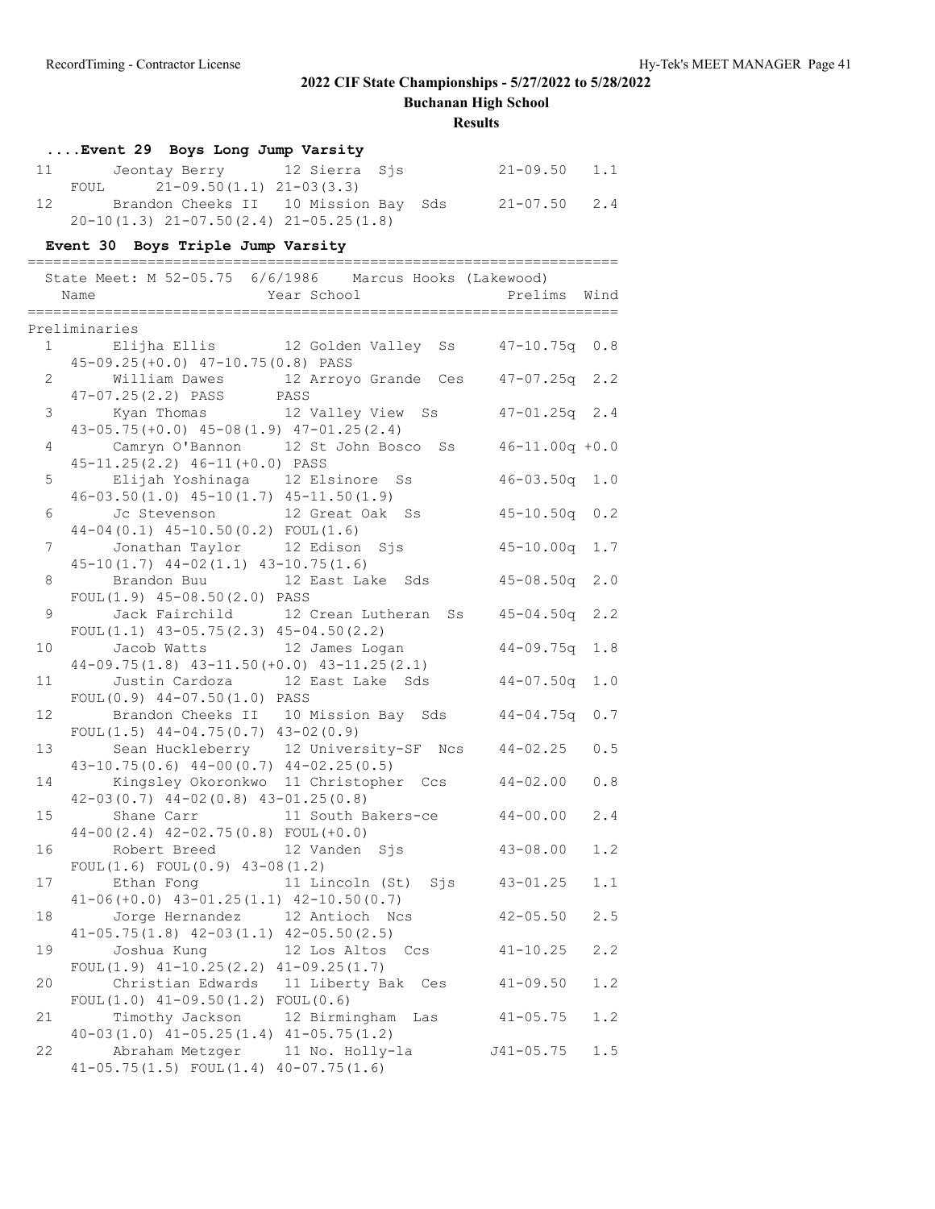# 2022 CIF State Championships - 5/27/2022 to 5/28/2022

## Buchanan High School

### Results

#### ....Event 29 Boys Long Jump Varsity

| Place | Name | Year | School | Finals | Wind |
|---|---|---|---|---|---|
| 11 | Jeontay Berry | 12 | Sierra Sjs | 21-09.50 | 1.1 |
| | FOUL 21-09.50(1.1) 21-03(3.3) | | | | |
| 12 | Brandon Cheeks II | 10 | Mission Bay Sds | 21-07.50 | 2.4 |
| | 20-10(1.3) 21-07.50(2.4) 21-05.25(1.8) | | | | |

#### Event 30 Boys Triple Jump Varsity

State Meet: M 52-05.75 6/6/1986 Marcus Hooks (Lakewood)

Preliminaries

| Place | Name | Year | School | Prelims | Wind |
|---|---|---|---|---|---|
| 1 | Elijha Ellis | 12 | Golden Valley Ss | 47-10.75q | 0.8 |
| | 45-09.25(+0.0) 47-10.75(0.8) PASS | | | | |
| 2 | William Dawes | 12 | Arroyo Grande Ces | 47-07.25q | 2.2 |
| | 47-07.25(2.2) PASS PASS | | | | |
| 3 | Kyan Thomas | 12 | Valley View Ss | 47-01.25q | 2.4 |
| | 43-05.75(+0.0) 45-08(1.9) 47-01.25(2.4) | | | | |
| 4 | Camryn O'Bannon | 12 | St John Bosco Ss | 46-11.00q | +0.0 |
| | 45-11.25(2.2) 46-11(+0.0) PASS | | | | |
| 5 | Elijah Yoshinaga | 12 | Elsinore Ss | 46-03.50q | 1.0 |
| | 46-03.50(1.0) 45-10(1.7) 45-11.50(1.9) | | | | |
| 6 | Jc Stevenson | 12 | Great Oak Ss | 45-10.50q | 0.2 |
| | 44-04(0.1) 45-10.50(0.2) FOUL(1.6) | | | | |
| 7 | Jonathan Taylor | 12 | Edison Sjs | 45-10.00q | 1.7 |
| | 45-10(1.7) 44-02(1.1) 43-10.75(1.6) | | | | |
| 8 | Brandon Buu | 12 | East Lake Sds | 45-08.50q | 2.0 |
| | FOUL(1.9) 45-08.50(2.0) PASS | | | | |
| 9 | Jack Fairchild | 12 | Crean Lutheran Ss | 45-04.50q | 2.2 |
| | FOUL(1.1) 43-05.75(2.3) 45-04.50(2.2) | | | | |
| 10 | Jacob Watts | 12 | James Logan | 44-09.75q | 1.8 |
| | 44-09.75(1.8) 43-11.50(+0.0) 43-11.25(2.1) | | | | |
| 11 | Justin Cardoza | 12 | East Lake Sds | 44-07.50q | 1.0 |
| | FOUL(0.9) 44-07.50(1.0) PASS | | | | |
| 12 | Brandon Cheeks II | 10 | Mission Bay Sds | 44-04.75q | 0.7 |
| | FOUL(1.5) 44-04.75(0.7) 43-02(0.9) | | | | |
| 13 | Sean Huckleberry | 12 | University-SF Ncs | 44-02.25 | 0.5 |
| | 43-10.75(0.6) 44-00(0.7) 44-02.25(0.5) | | | | |
| 14 | Kingsley Okoronkwo | 11 | Christopher Ccs | 44-02.00 | 0.8 |
| | 42-03(0.7) 44-02(0.8) 43-01.25(0.8) | | | | |
| 15 | Shane Carr | 11 | South Bakers-ce | 44-00.00 | 2.4 |
| | 44-00(2.4) 42-02.75(0.8) FOUL(+0.0) | | | | |
| 16 | Robert Breed | 12 | Vanden Sjs | 43-08.00 | 1.2 |
| | FOUL(1.6) FOUL(0.9) 43-08(1.2) | | | | |
| 17 | Ethan Fong | 11 | Lincoln (St) Sjs | 43-01.25 | 1.1 |
| | 41-06(+0.0) 43-01.25(1.1) 42-10.50(0.7) | | | | |
| 18 | Jorge Hernandez | 12 | Antioch Ncs | 42-05.50 | 2.5 |
| | 41-05.75(1.8) 42-03(1.1) 42-05.50(2.5) | | | | |
| 19 | Joshua Kung | 12 | Los Altos Ccs | 41-10.25 | 2.2 |
| | FOUL(1.9) 41-10.25(2.2) 41-09.25(1.7) | | | | |
| 20 | Christian Edwards | 11 | Liberty Bak Ces | 41-09.50 | 1.2 |
| | FOUL(1.0) 41-09.50(1.2) FOUL(0.6) | | | | |
| 21 | Timothy Jackson | 12 | Birmingham Las | 41-05.75 | 1.2 |
| | 40-03(1.0) 41-05.25(1.4) 41-05.75(1.2) | | | | |
| 22 | Abraham Metzger | 11 | No. Holly-la | J41-05.75 | 1.5 |
| | 41-05.75(1.5) FOUL(1.4) 40-07.75(1.6) | | | | |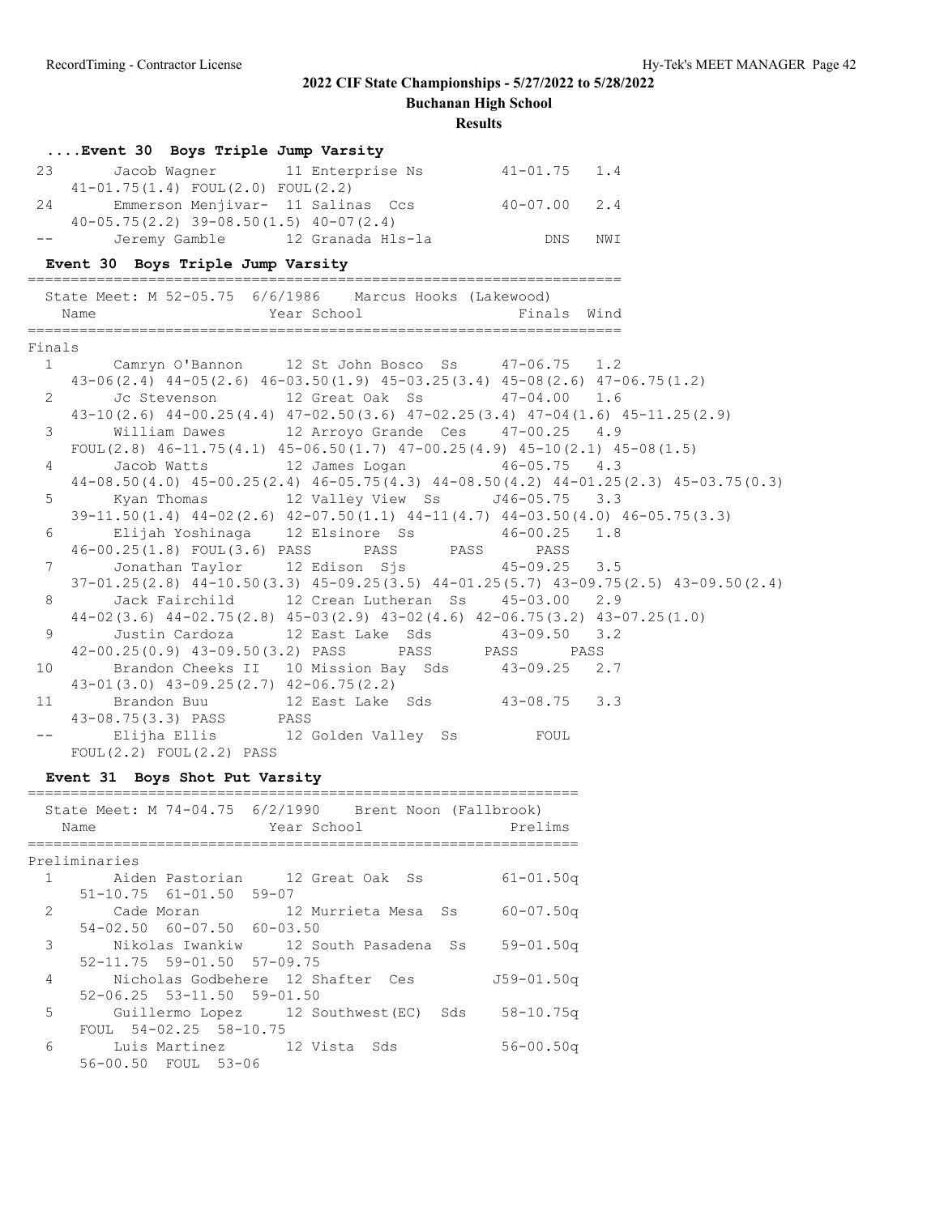## 2022 CIF State Championships - 5/27/2022 to 5/28/2022

**Buchanan High School**

**Results**

### ....Event 30 Boys Triple Jump Varsity

```
 23       Jacob Wagner        11 Enterprise Ns        41-01.75   1.4
    41-01.75(1.4) FOUL(2.0) FOUL(2.2)
 24       Emmerson Menjivar-  11 Salinas  Ccs         40-07.00   2.4
    40-05.75(2.2) 39-08.50(1.5) 40-07(2.4)
 --       Jeremy Gamble       12 Granada Hls-la            DNS   NWI
```

### Event 30 Boys Triple Jump Varsity

```
===================================================================
  State Meet: M 52-05.75  6/6/1986    Marcus Hooks (Lakewood)
    Name                    Year School                Finals  Wind
===================================================================
Finals
  1       Camryn O'Bannon     12 St John Bosco  Ss     47-06.75   1.2
    43-06(2.4) 44-05(2.6) 46-03.50(1.9) 45-03.25(3.4) 45-08(2.6) 47-06.75(1.2)
  2       Jc Stevenson        12 Great Oak  Ss         47-04.00   1.6
    43-10(2.6) 44-00.25(4.4) 47-02.50(3.6) 47-02.25(3.4) 47-04(1.6) 45-11.25(2.9)
  3       William Dawes       12 Arroyo Grande  Ces    47-00.25   4.9
    FOUL(2.8) 46-11.75(4.1) 45-06.50(1.7) 47-00.25(4.9) 45-10(2.1) 45-08(1.5)
  4       Jacob Watts         12 James Logan           46-05.75   4.3
    44-08.50(4.0) 45-00.25(2.4) 46-05.75(4.3) 44-08.50(4.2) 44-01.25(2.3) 45-03.75(0.3)
  5       Kyan Thomas         12 Valley View  Ss      J46-05.75   3.3
    39-11.50(1.4) 44-02(2.6) 42-07.50(1.1) 44-11(4.7) 44-03.50(4.0) 46-05.75(3.3)
  6       Elijah Yoshinaga    12 Elsinore  Ss          46-00.25   1.8
    46-00.25(1.8) FOUL(3.6) PASS      PASS      PASS      PASS
  7       Jonathan Taylor     12 Edison  Sjs           45-09.25   3.5
    37-01.25(2.8) 44-10.50(3.3) 45-09.25(3.5) 44-01.25(5.7) 43-09.75(2.5) 43-09.50(2.4)
  8       Jack Fairchild      12 Crean Lutheran  Ss    45-03.00   2.9
    44-02(3.6) 44-02.75(2.8) 45-03(2.9) 43-02(4.6) 42-06.75(3.2) 43-07.25(1.0)
  9       Justin Cardoza      12 East Lake  Sds        43-09.50   3.2
    42-00.25(0.9) 43-09.50(3.2) PASS      PASS      PASS      PASS
 10       Brandon Cheeks II   10 Mission Bay  Sds      43-09.25   2.7
    43-01(3.0) 43-09.25(2.7) 42-06.75(2.2)
 11       Brandon Buu         12 East Lake  Sds        43-08.75   3.3
    43-08.75(3.3) PASS      PASS
 --       Elijha Ellis        12 Golden Valley  Ss          FOUL
    FOUL(2.2) FOUL(2.2) PASS
```

### Event 31 Boys Shot Put Varsity

```
================================================================
  State Meet: M 74-04.75  6/2/1990    Brent Noon (Fallbrook)
    Name                    Year School                 Prelims
================================================================
Preliminaries
  1       Aiden Pastorian     12 Great Oak  Ss          61-01.50q
     51-10.75  61-01.50  59-07
  2       Cade Moran          12 Murrieta Mesa  Ss      60-07.50q
     54-02.50  60-07.50  60-03.50
  3       Nikolas Iwankiw     12 South Pasadena  Ss     59-01.50q
     52-11.75  59-01.50  57-09.75
  4       Nicholas Godbehere  12 Shafter  Ces          J59-01.50q
     52-06.25  53-11.50  59-01.50
  5       Guillermo Lopez     12 Southwest(EC)  Sds     58-10.75q
     FOUL  54-02.25  58-10.75
  6       Luis Martinez       12 Vista  Sds             56-00.50q
     56-00.50  FOUL  53-06
```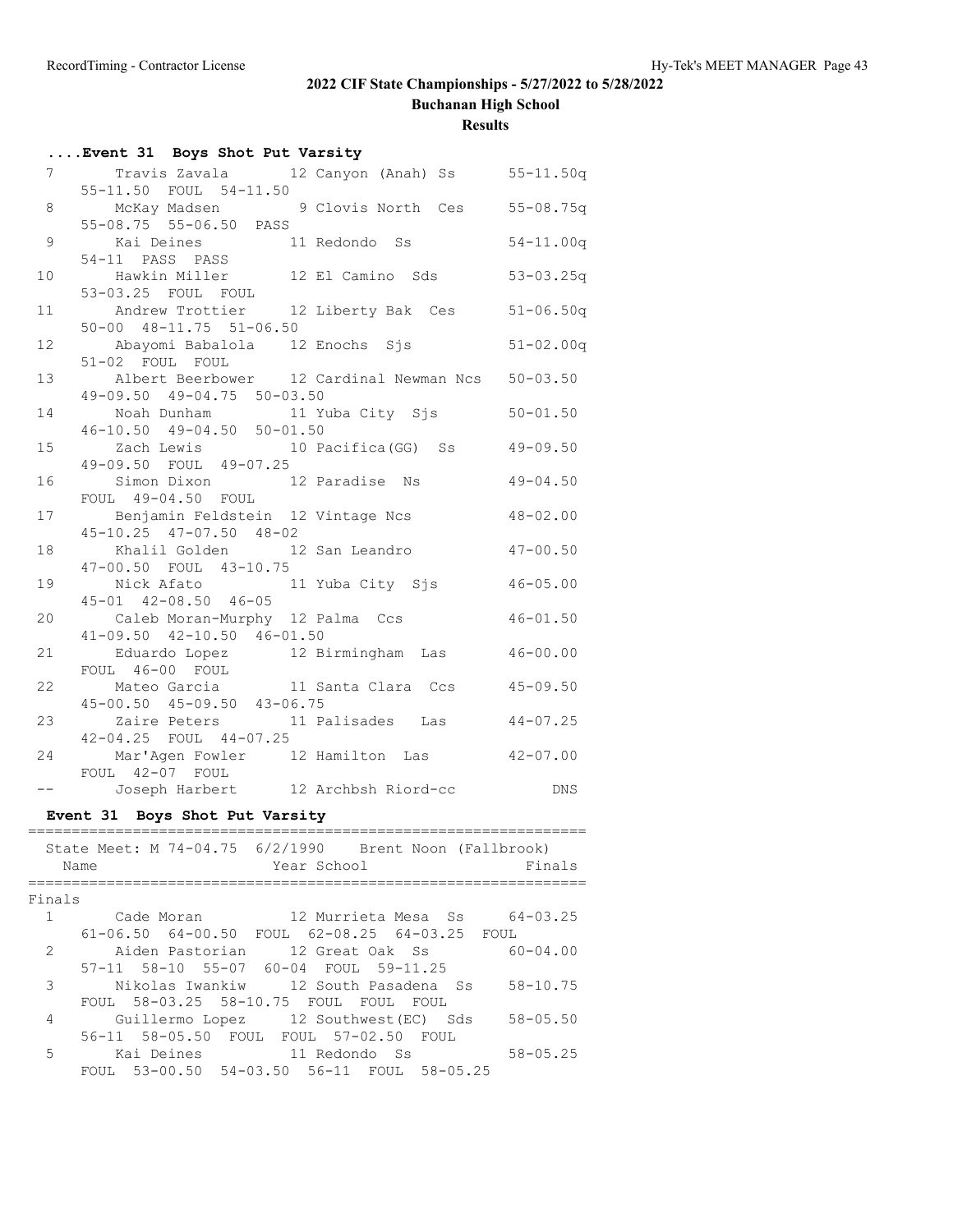## 2022 CIF State Championships - 5/27/2022 to 5/28/2022

### Buchanan High School

### Results

#### ....Event 31 Boys Shot Put Varsity

| Place | Name | Year | School | Mark | Attempts |
|---|---|---|---|---|---|
| 7 | Travis Zavala | 12 | Canyon (Anah) Ss | 55-11.50q | 55-11.50 FOUL 54-11.50 |
| 8 | McKay Madsen | 9 | Clovis North Ces | 55-08.75q | 55-08.75 55-06.50 PASS |
| 9 | Kai Deines | 11 | Redondo Ss | 54-11.00q | 54-11 PASS PASS |
| 10 | Hawkin Miller | 12 | El Camino Sds | 53-03.25q | 53-03.25 FOUL FOUL |
| 11 | Andrew Trottier | 12 | Liberty Bak Ces | 51-06.50q | 50-00 48-11.75 51-06.50 |
| 12 | Abayomi Babalola | 12 | Enochs Sjs | 51-02.00q | 51-02 FOUL FOUL |
| 13 | Albert Beerbower | 12 | Cardinal Newman Ncs | 50-03.50 | 49-09.50 49-04.75 50-03.50 |
| 14 | Noah Dunham | 11 | Yuba City Sjs | 50-01.50 | 46-10.50 49-04.50 50-01.50 |
| 15 | Zach Lewis | 10 | Pacifica(GG) Ss | 49-09.50 | 49-09.50 FOUL 49-07.25 |
| 16 | Simon Dixon | 12 | Paradise Ns | 49-04.50 | FOUL 49-04.50 FOUL |
| 17 | Benjamin Feldstein | 12 | Vintage Ncs | 48-02.00 | 45-10.25 47-07.50 48-02 |
| 18 | Khalil Golden | 12 | San Leandro | 47-00.50 | 47-00.50 FOUL 43-10.75 |
| 19 | Nick Afato | 11 | Yuba City Sjs | 46-05.00 | 45-01 42-08.50 46-05 |
| 20 | Caleb Moran-Murphy | 12 | Palma Ccs | 46-01.50 | 41-09.50 42-10.50 46-01.50 |
| 21 | Eduardo Lopez | 12 | Birmingham Las | 46-00.00 | FOUL 46-00 FOUL |
| 22 | Mateo Garcia | 11 | Santa Clara Ccs | 45-09.50 | 45-00.50 45-09.50 43-06.75 |
| 23 | Zaire Peters | 11 | Palisades Las | 44-07.25 | 42-04.25 FOUL 44-07.25 |
| 24 | Mar'Agen Fowler | 12 | Hamilton Las | 42-07.00 | FOUL 42-07 FOUL |
| -- | Joseph Harbert | 12 | Archbsh Riord-cc | DNS | |

#### Event 31 Boys Shot Put Varsity

State Meet: M 74-04.75 6/2/1990 Brent Noon (Fallbrook)

**Finals**

| Place | Name | Year | School | Finals | Attempts |
|---|---|---|---|---|---|
| 1 | Cade Moran | 12 | Murrieta Mesa Ss | 64-03.25 | 61-06.50 64-00.50 FOUL 62-08.25 64-03.25 FOUL |
| 2 | Aiden Pastorian | 12 | Great Oak Ss | 60-04.00 | 57-11 58-10 55-07 60-04 FOUL 59-11.25 |
| 3 | Nikolas Iwankiw | 12 | South Pasadena Ss | 58-10.75 | FOUL 58-03.25 58-10.75 FOUL FOUL FOUL |
| 4 | Guillermo Lopez | 12 | Southwest(EC) Sds | 58-05.50 | 56-11 58-05.50 FOUL FOUL 57-02.50 FOUL |
| 5 | Kai Deines | 11 | Redondo Ss | 58-05.25 | FOUL 53-00.50 54-03.50 56-11 FOUL 58-05.25 |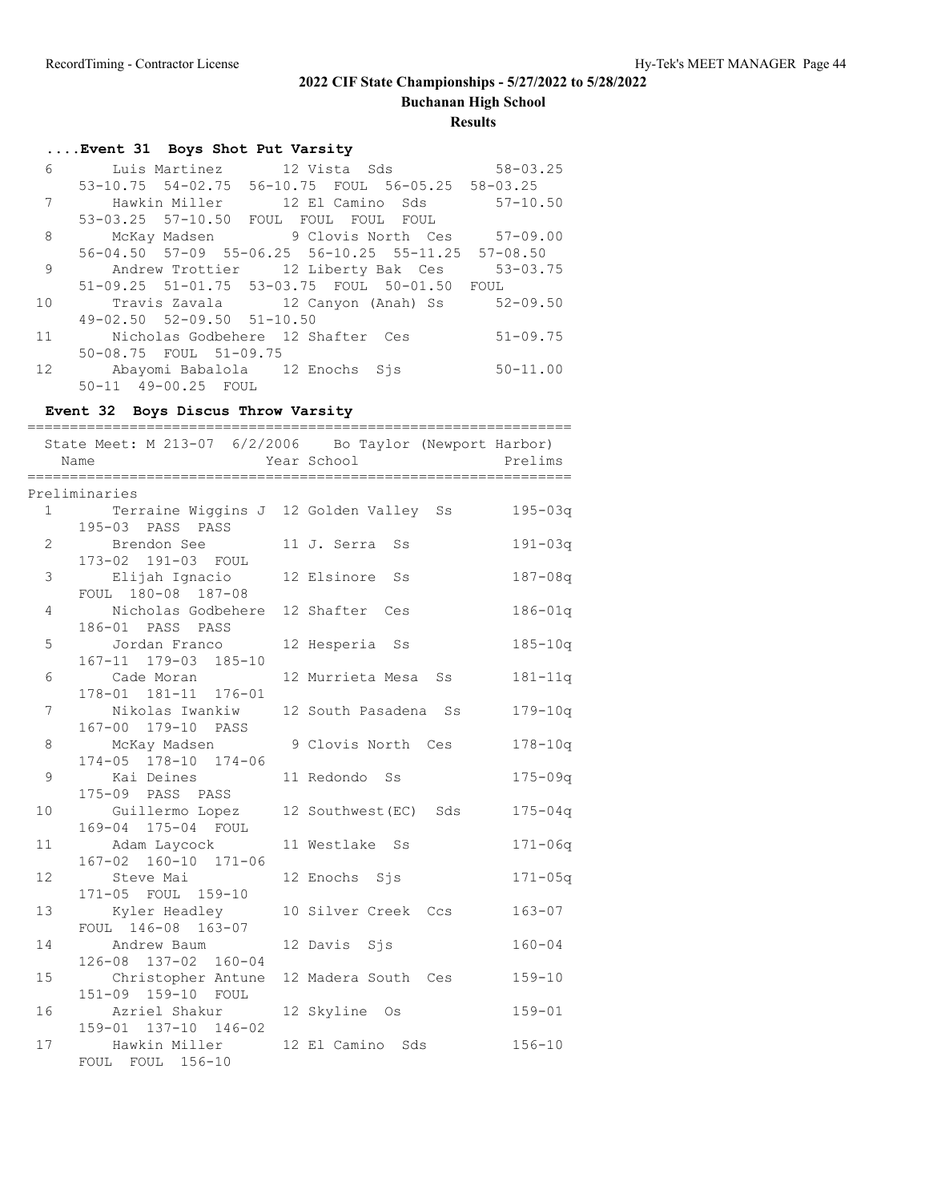## 2022 CIF State Championships - 5/27/2022 to 5/28/2022

### Buchanan High School

### Results

#### ....Event 31 Boys Shot Put Varsity

| Place | Name | Year | School | Mark |
|---|---|---|---|---|
| 6 | Luis Martinez | 12 | Vista Sds | 58-03.25 |
| | 53-10.75 54-02.75 56-10.75 FOUL 56-05.25 58-03.25 | | | |
| 7 | Hawkin Miller | 12 | El Camino Sds | 57-10.50 |
| | 53-03.25 57-10.50 FOUL FOUL FOUL FOUL | | | |
| 8 | McKay Madsen | 9 | Clovis North Ces | 57-09.00 |
| | 56-04.50 57-09 55-06.25 56-10.25 55-11.25 57-08.50 | | | |
| 9 | Andrew Trottier | 12 | Liberty Bak Ces | 53-03.75 |
| | 51-09.25 51-01.75 53-03.75 FOUL 50-01.50 FOUL | | | |
| 10 | Travis Zavala | 12 | Canyon (Anah) Ss | 52-09.50 |
| | 49-02.50 52-09.50 51-10.50 | | | |
| 11 | Nicholas Godbehere | 12 | Shafter Ces | 51-09.75 |
| | 50-08.75 FOUL 51-09.75 | | | |
| 12 | Abayomi Babalola | 12 | Enochs Sjs | 50-11.00 |
| | 50-11 49-00.25 FOUL | | | |

#### Event 32 Boys Discus Throw Varsity

State Meet: M 213-07 6/2/2006 Bo Taylor (Newport Harbor)

Preliminaries

| Place | Name | Year | School | Prelims |
|---|---|---|---|---|
| 1 | Terraine Wiggins J | 12 | Golden Valley Ss | 195-03q |
| | 195-03 PASS PASS | | | |
| 2 | Brendon See | 11 | J. Serra Ss | 191-03q |
| | 173-02 191-03 FOUL | | | |
| 3 | Elijah Ignacio | 12 | Elsinore Ss | 187-08q |
| | FOUL 180-08 187-08 | | | |
| 4 | Nicholas Godbehere | 12 | Shafter Ces | 186-01q |
| | 186-01 PASS PASS | | | |
| 5 | Jordan Franco | 12 | Hesperia Ss | 185-10q |
| | 167-11 179-03 185-10 | | | |
| 6 | Cade Moran | 12 | Murrieta Mesa Ss | 181-11q |
| | 178-01 181-11 176-01 | | | |
| 7 | Nikolas Iwankiw | 12 | South Pasadena Ss | 179-10q |
| | 167-00 179-10 PASS | | | |
| 8 | McKay Madsen | 9 | Clovis North Ces | 178-10q |
| | 174-05 178-10 174-06 | | | |
| 9 | Kai Deines | 11 | Redondo Ss | 175-09q |
| | 175-09 PASS PASS | | | |
| 10 | Guillermo Lopez | 12 | Southwest(EC) Sds | 175-04q |
| | 169-04 175-04 FOUL | | | |
| 11 | Adam Laycock | 11 | Westlake Ss | 171-06q |
| | 167-02 160-10 171-06 | | | |
| 12 | Steve Mai | 12 | Enochs Sjs | 171-05q |
| | 171-05 FOUL 159-10 | | | |
| 13 | Kyler Headley | 10 | Silver Creek Ccs | 163-07 |
| | FOUL 146-08 163-07 | | | |
| 14 | Andrew Baum | 12 | Davis Sjs | 160-04 |
| | 126-08 137-02 160-04 | | | |
| 15 | Christopher Antune | 12 | Madera South Ces | 159-10 |
| | 151-09 159-10 FOUL | | | |
| 16 | Azriel Shakur | 12 | Skyline Os | 159-01 |
| | 159-01 137-10 146-02 | | | |
| 17 | Hawkin Miller | 12 | El Camino Sds | 156-10 |
| | FOUL FOUL 156-10 | | | |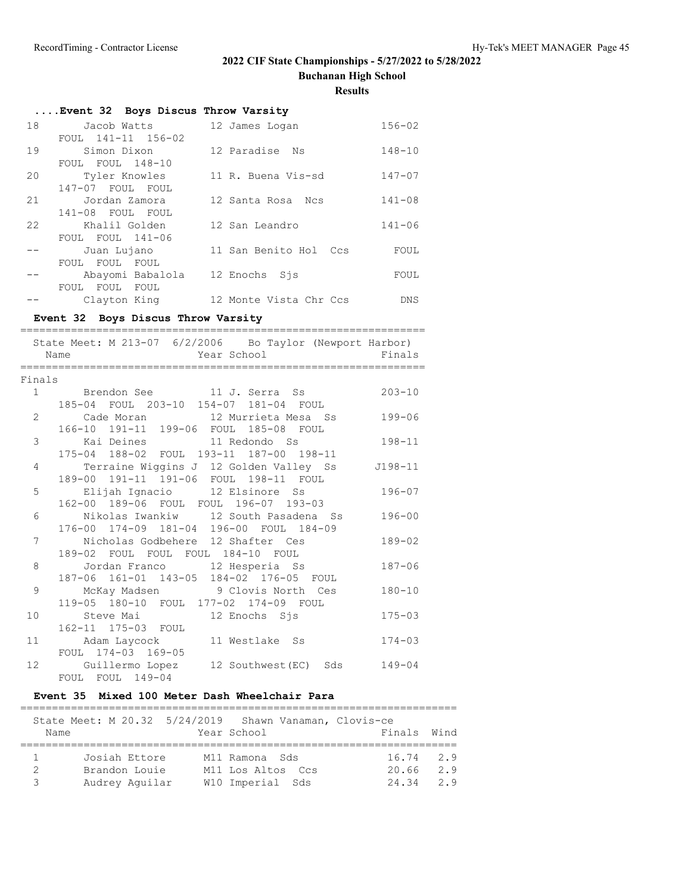## 2022 CIF State Championships - 5/27/2022 to 5/28/2022

**Buchanan High School**

**Results**

### ....Event 32 Boys Discus Throw Varsity

| Place | Name | Year | School | Finals |
|---|---|---|---|---|
| 18 | Jacob Watts | 12 | James Logan | 156-02 |
| | FOUL 141-11 156-02 | | | |
| 19 | Simon Dixon | 12 | Paradise Ns | 148-10 |
| | FOUL FOUL 148-10 | | | |
| 20 | Tyler Knowles | 11 | R. Buena Vis-sd | 147-07 |
| | 147-07 FOUL FOUL | | | |
| 21 | Jordan Zamora | 12 | Santa Rosa Ncs | 141-08 |
| | 141-08 FOUL FOUL | | | |
| 22 | Khalil Golden | 12 | San Leandro | 141-06 |
| | FOUL FOUL 141-06 | | | |
| -- | Juan Lujano | 11 | San Benito Hol Ccs | FOUL |
| | FOUL FOUL FOUL | | | |
| -- | Abayomi Babalola | 12 | Enochs Sjs | FOUL |
| | FOUL FOUL FOUL | | | |
| -- | Clayton King | 12 | Monte Vista Chr Ccs | DNS |

### Event 32 Boys Discus Throw Varsity

State Meet: M 213-07 6/2/2006 Bo Taylor (Newport Harbor)

**Finals**

| Place | Name | Year | School | Finals |
|---|---|---|---|---|
| 1 | Brendon See | 11 | J. Serra Ss | 203-10 |
| | 185-04 FOUL 203-10 154-07 181-04 FOUL | | | |
| 2 | Cade Moran | 12 | Murrieta Mesa Ss | 199-06 |
| | 166-10 191-11 199-06 FOUL 185-08 FOUL | | | |
| 3 | Kai Deines | 11 | Redondo Ss | 198-11 |
| | 175-04 188-02 FOUL 193-11 187-00 198-11 | | | |
| 4 | Terraine Wiggins J | 12 | Golden Valley Ss | J198-11 |
| | 189-00 191-11 191-06 FOUL 198-11 FOUL | | | |
| 5 | Elijah Ignacio | 12 | Elsinore Ss | 196-07 |
| | 162-00 189-06 FOUL FOUL 196-07 193-03 | | | |
| 6 | Nikolas Iwankiw | 12 | South Pasadena Ss | 196-00 |
| | 176-00 174-09 181-04 196-00 FOUL 184-09 | | | |
| 7 | Nicholas Godbehere | 12 | Shafter Ces | 189-02 |
| | 189-02 FOUL FOUL FOUL 184-10 FOUL | | | |
| 8 | Jordan Franco | 12 | Hesperia Ss | 187-06 |
| | 187-06 161-01 143-05 184-02 176-05 FOUL | | | |
| 9 | McKay Madsen | 9 | Clovis North Ces | 180-10 |
| | 119-05 180-10 FOUL 177-02 174-09 FOUL | | | |
| 10 | Steve Mai | 12 | Enochs Sjs | 175-03 |
| | 162-11 175-03 FOUL | | | |
| 11 | Adam Laycock | 11 | Westlake Ss | 174-03 |
| | FOUL 174-03 169-05 | | | |
| 12 | Guillermo Lopez | 12 | Southwest(EC) Sds | 149-04 |
| | FOUL FOUL 149-04 | | | |

### Event 35 Mixed 100 Meter Dash Wheelchair Para

State Meet: M 20.32 5/24/2019 Shawn Vanaman, Clovis-ce

| Place | Name | Year | School | Finals | Wind |
|---|---|---|---|---|---|
| 1 | Josiah Ettore | M11 | Ramona Sds | 16.74 | 2.9 |
| 2 | Brandon Louie | M11 | Los Altos Ccs | 20.66 | 2.9 |
| 3 | Audrey Aguilar | W10 | Imperial Sds | 24.34 | 2.9 |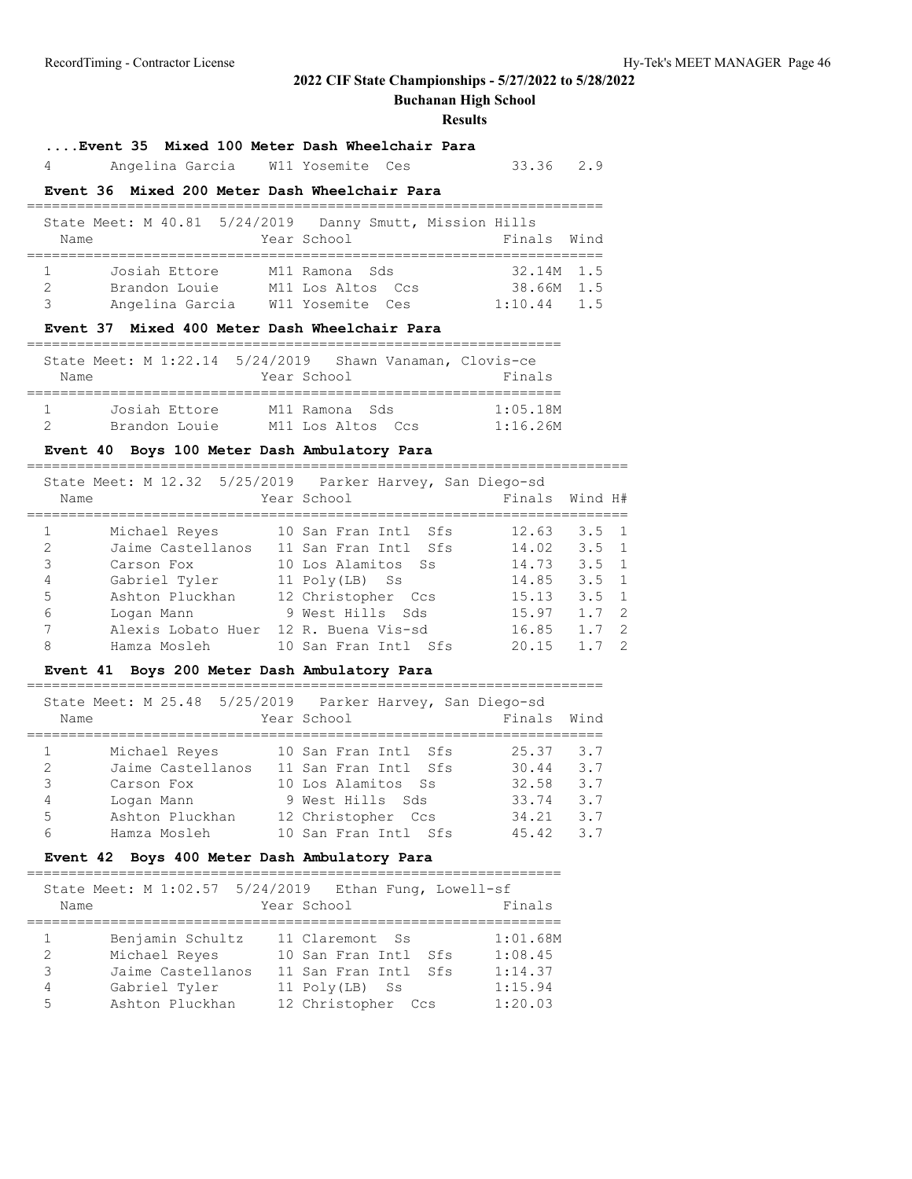## 2022 CIF State Championships - 5/27/2022 to 5/28/2022

**Buchanan High School**

**Results**

### ....Event 35 Mixed 100 Meter Dash Wheelchair Para

| Place | Name | Year School | Finals | Wind |
|---|---|---|---|---|
| 4 | Angelina Garcia | W11 Yosemite Ces | 33.36 | 2.9 |

### Event 36 Mixed 200 Meter Dash Wheelchair Para

State Meet: M 40.81 5/24/2019 Danny Smutt, Mission Hills

| | Name | Year School | Finals | Wind |
|---|---|---|---|---|
| 1 | Josiah Ettore | M11 Ramona Sds | 32.14M | 1.5 |
| 2 | Brandon Louie | M11 Los Altos Ccs | 38.66M | 1.5 |
| 3 | Angelina Garcia | W11 Yosemite Ces | 1:10.44 | 1.5 |

### Event 37 Mixed 400 Meter Dash Wheelchair Para

State Meet: M 1:22.14 5/24/2019 Shawn Vanaman, Clovis-ce

| | Name | Year School | Finals |
|---|---|---|---|
| 1 | Josiah Ettore | M11 Ramona Sds | 1:05.18M |
| 2 | Brandon Louie | M11 Los Altos Ccs | 1:16.26M |

### Event 40 Boys 100 Meter Dash Ambulatory Para

State Meet: M 12.32 5/25/2019 Parker Harvey, San Diego-sd

| | Name | Year School | Finals | Wind | H# |
|---|---|---|---|---|---|
| 1 | Michael Reyes | 10 San Fran Intl Sfs | 12.63 | 3.5 | 1 |
| 2 | Jaime Castellanos | 11 San Fran Intl Sfs | 14.02 | 3.5 | 1 |
| 3 | Carson Fox | 10 Los Alamitos Ss | 14.73 | 3.5 | 1 |
| 4 | Gabriel Tyler | 11 Poly(LB) Ss | 14.85 | 3.5 | 1 |
| 5 | Ashton Pluckhan | 12 Christopher Ccs | 15.13 | 3.5 | 1 |
| 6 | Logan Mann | 9 West Hills Sds | 15.97 | 1.7 | 2 |
| 7 | Alexis Lobato Huer | 12 R. Buena Vis-sd | 16.85 | 1.7 | 2 |
| 8 | Hamza Mosleh | 10 San Fran Intl Sfs | 20.15 | 1.7 | 2 |

### Event 41 Boys 200 Meter Dash Ambulatory Para

State Meet: M 25.48 5/25/2019 Parker Harvey, San Diego-sd

| | Name | Year School | Finals | Wind |
|---|---|---|---|---|
| 1 | Michael Reyes | 10 San Fran Intl Sfs | 25.37 | 3.7 |
| 2 | Jaime Castellanos | 11 San Fran Intl Sfs | 30.44 | 3.7 |
| 3 | Carson Fox | 10 Los Alamitos Ss | 32.58 | 3.7 |
| 4 | Logan Mann | 9 West Hills Sds | 33.74 | 3.7 |
| 5 | Ashton Pluckhan | 12 Christopher Ccs | 34.21 | 3.7 |
| 6 | Hamza Mosleh | 10 San Fran Intl Sfs | 45.42 | 3.7 |

### Event 42 Boys 400 Meter Dash Ambulatory Para

State Meet: M 1:02.57 5/24/2019 Ethan Fung, Lowell-sf

| | Name | Year School | Finals |
|---|---|---|---|
| 1 | Benjamin Schultz | 11 Claremont Ss | 1:01.68M |
| 2 | Michael Reyes | 10 San Fran Intl Sfs | 1:08.45 |
| 3 | Jaime Castellanos | 11 San Fran Intl Sfs | 1:14.37 |
| 4 | Gabriel Tyler | 11 Poly(LB) Ss | 1:15.94 |
| 5 | Ashton Pluckhan | 12 Christopher Ccs | 1:20.03 |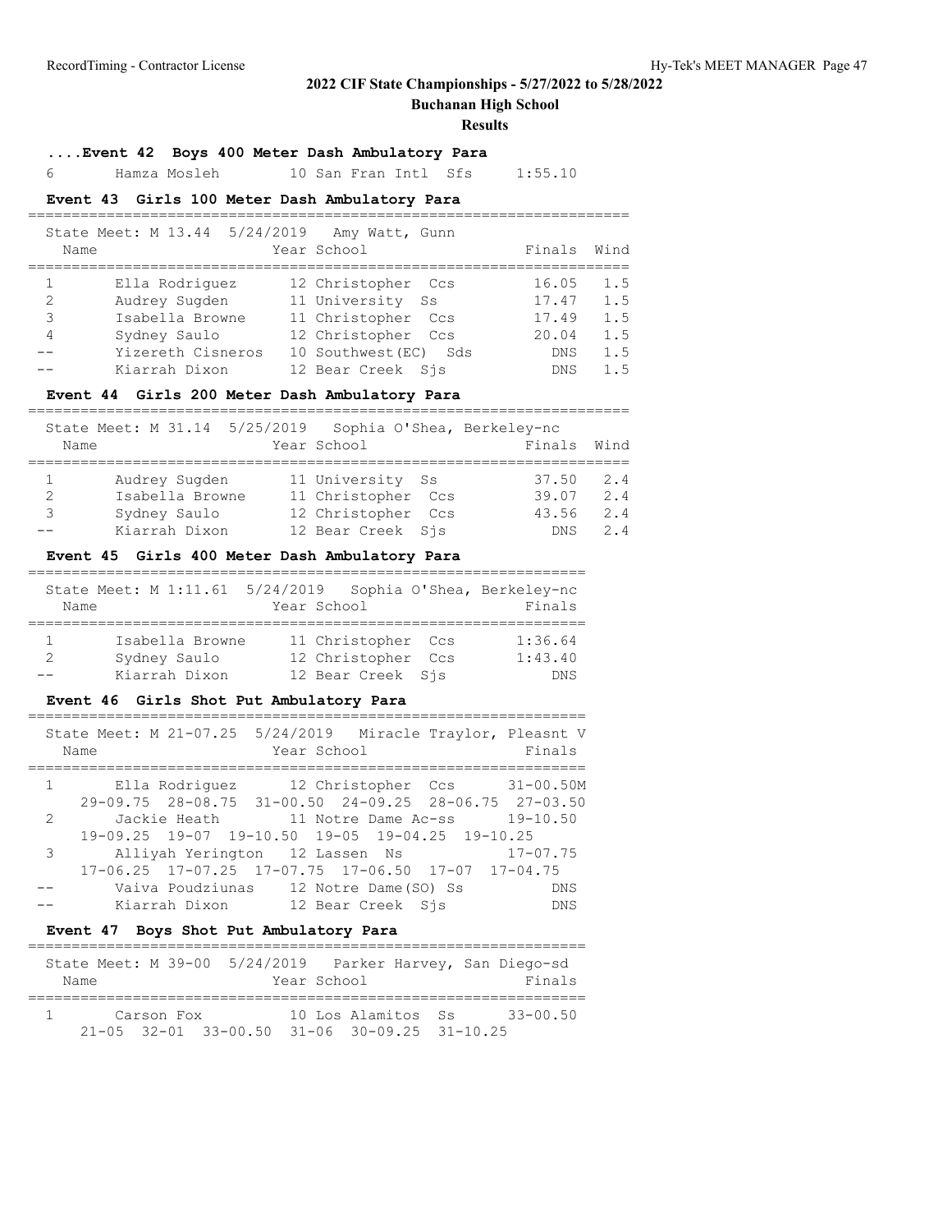## 2022 CIF State Championships - 5/27/2022 to 5/28/2022

### Buchanan High School

### Results

#### ....Event 42 Boys 400 Meter Dash Ambulatory Para

| | Name | Year | School | Finals |
|---|---|---|---|---|
| 6 | Hamza Mosleh | 10 | San Fran Intl Sfs | 1:55.10 |

#### Event 43 Girls 100 Meter Dash Ambulatory Para

State Meet: M 13.44 5/24/2019 Amy Watt, Gunn

| | Name | Year | School | Finals | Wind |
|---|---|---|---|---|---|
| 1 | Ella Rodriguez | 12 | Christopher Ccs | 16.05 | 1.5 |
| 2 | Audrey Sugden | 11 | University Ss | 17.47 | 1.5 |
| 3 | Isabella Browne | 11 | Christopher Ccs | 17.49 | 1.5 |
| 4 | Sydney Saulo | 12 | Christopher Ccs | 20.04 | 1.5 |
| -- | Yizereth Cisneros | 10 | Southwest(EC) Sds | DNS | 1.5 |
| -- | Kiarrah Dixon | 12 | Bear Creek Sjs | DNS | 1.5 |

#### Event 44 Girls 200 Meter Dash Ambulatory Para

State Meet: M 31.14 5/25/2019 Sophia O'Shea, Berkeley-nc

| | Name | Year | School | Finals | Wind |
|---|---|---|---|---|---|
| 1 | Audrey Sugden | 11 | University Ss | 37.50 | 2.4 |
| 2 | Isabella Browne | 11 | Christopher Ccs | 39.07 | 2.4 |
| 3 | Sydney Saulo | 12 | Christopher Ccs | 43.56 | 2.4 |
| -- | Kiarrah Dixon | 12 | Bear Creek Sjs | DNS | 2.4 |

#### Event 45 Girls 400 Meter Dash Ambulatory Para

State Meet: M 1:11.61 5/24/2019 Sophia O'Shea, Berkeley-nc

| | Name | Year | School | Finals |
|---|---|---|---|---|
| 1 | Isabella Browne | 11 | Christopher Ccs | 1:36.64 |
| 2 | Sydney Saulo | 12 | Christopher Ccs | 1:43.40 |
| -- | Kiarrah Dixon | 12 | Bear Creek Sjs | DNS |

#### Event 46 Girls Shot Put Ambulatory Para

State Meet: M 21-07.25 5/24/2019 Miracle Traylor, Pleasnt V

| | Name | Year | School | Finals |
|---|---|---|---|---|
| 1 | Ella Rodriguez | 12 | Christopher Ccs | 31-00.50M |
| | 29-09.75 28-08.75 31-00.50 24-09.25 28-06.75 27-03.50 | | | |
| 2 | Jackie Heath | 11 | Notre Dame Ac-ss | 19-10.50 |
| | 19-09.25 19-07 19-10.50 19-05 19-04.25 19-10.25 | | | |
| 3 | Alliyah Yerington | 12 | Lassen Ns | 17-07.75 |
| | 17-06.25 17-07.25 17-07.75 17-06.50 17-07 17-04.75 | | | |
| -- | Vaiva Poudziunas | 12 | Notre Dame(SO) Ss | DNS |
| -- | Kiarrah Dixon | 12 | Bear Creek Sjs | DNS |

#### Event 47 Boys Shot Put Ambulatory Para

State Meet: M 39-00 5/24/2019 Parker Harvey, San Diego-sd

| | Name | Year | School | Finals |
|---|---|---|---|---|
| 1 | Carson Fox | 10 | Los Alamitos Ss | 33-00.50 |
| | 21-05 32-01 33-00.50 31-06 30-09.25 31-10.25 | | | |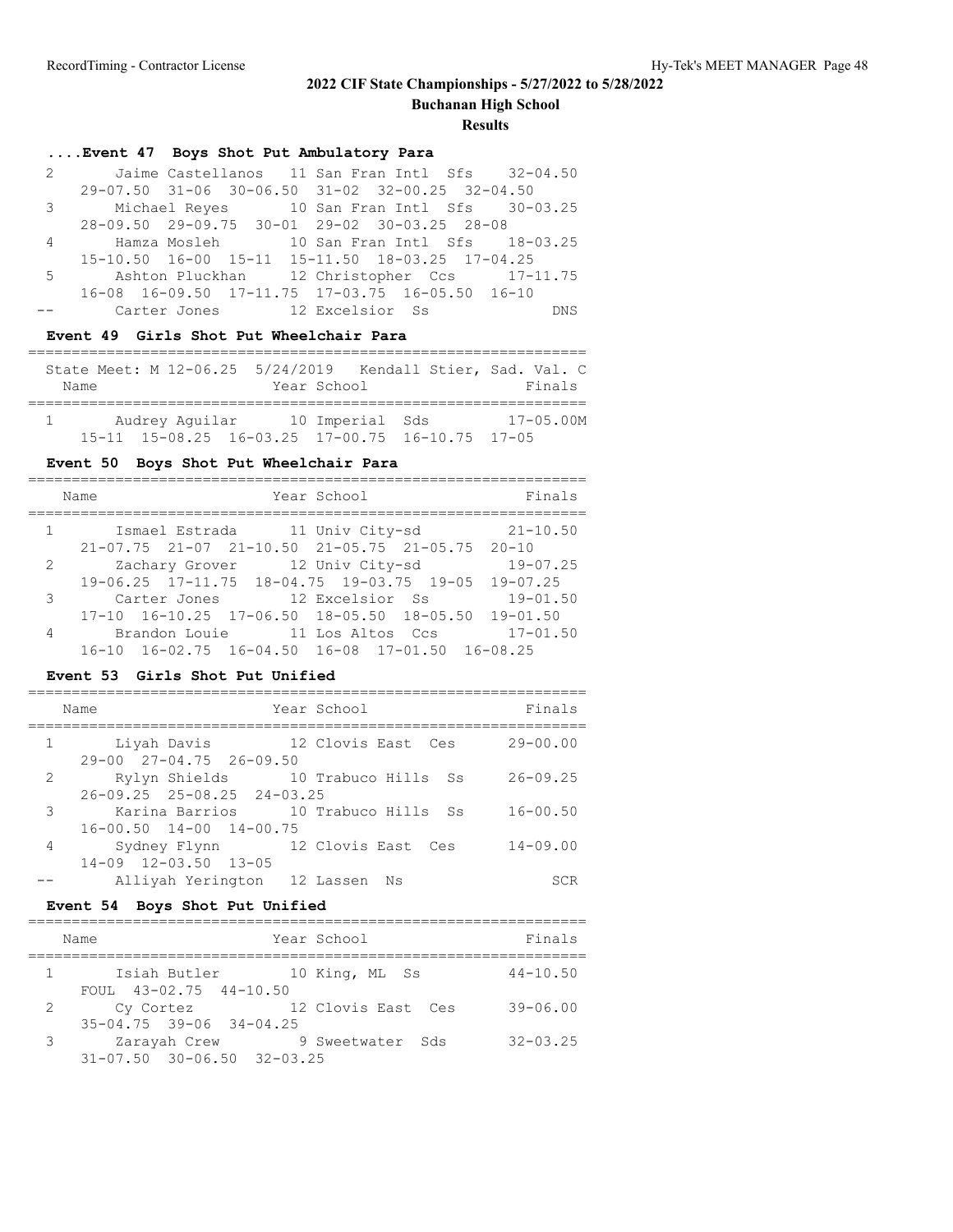## 2022 CIF State Championships - 5/27/2022 to 5/28/2022

**Buchanan High School**

**Results**

### ....Event 47 Boys Shot Put Ambulatory Para

| Place | Name | Year | School | Finals |
|---|---|---|---|---|
| 2 | Jaime Castellanos | 11 | San Fran Intl Sfs | 32-04.50 |
| | 29-07.50 31-06 30-06.50 31-02 32-00.25 32-04.50 | | | |
| 3 | Michael Reyes | 10 | San Fran Intl Sfs | 30-03.25 |
| | 28-09.50 29-09.75 30-01 29-02 30-03.25 28-08 | | | |
| 4 | Hamza Mosleh | 10 | San Fran Intl Sfs | 18-03.25 |
| | 15-10.50 16-00 15-11 15-11.50 18-03.25 17-04.25 | | | |
| 5 | Ashton Pluckhan | 12 | Christopher Ccs | 17-11.75 |
| | 16-08 16-09.50 17-11.75 17-03.75 16-05.50 16-10 | | | |
| -- | Carter Jones | 12 | Excelsior Ss | DNS |

### Event 49 Girls Shot Put Wheelchair Para

State Meet: M 12-06.25 5/24/2019 Kendall Stier, Sad. Val. C

| Place | Name | Year | School | Finals |
|---|---|---|---|---|
| 1 | Audrey Aguilar | 10 | Imperial Sds | 17-05.00M |
| | 15-11 15-08.25 16-03.25 17-00.75 16-10.75 17-05 | | | |

### Event 50 Boys Shot Put Wheelchair Para

| Place | Name | Year | School | Finals |
|---|---|---|---|---|
| 1 | Ismael Estrada | 11 | Univ City-sd | 21-10.50 |
| | 21-07.75 21-07 21-10.50 21-05.75 21-05.75 20-10 | | | |
| 2 | Zachary Grover | 12 | Univ City-sd | 19-07.25 |
| | 19-06.25 17-11.75 18-04.75 19-03.75 19-05 19-07.25 | | | |
| 3 | Carter Jones | 12 | Excelsior Ss | 19-01.50 |
| | 17-10 16-10.25 17-06.50 18-05.50 18-05.50 19-01.50 | | | |
| 4 | Brandon Louie | 11 | Los Altos Ccs | 17-01.50 |
| | 16-10 16-02.75 16-04.50 16-08 17-01.50 16-08.25 | | | |

### Event 53 Girls Shot Put Unified

| Place | Name | Year | School | Finals |
|---|---|---|---|---|
| 1 | Liyah Davis | 12 | Clovis East Ces | 29-00.00 |
| | 29-00 27-04.75 26-09.50 | | | |
| 2 | Rylyn Shields | 10 | Trabuco Hills Ss | 26-09.25 |
| | 26-09.25 25-08.25 24-03.25 | | | |
| 3 | Karina Barrios | 10 | Trabuco Hills Ss | 16-00.50 |
| | 16-00.50 14-00 14-00.75 | | | |
| 4 | Sydney Flynn | 12 | Clovis East Ces | 14-09.00 |
| | 14-09 12-03.50 13-05 | | | |
| -- | Alliyah Yerington | 12 | Lassen Ns | SCR |

### Event 54 Boys Shot Put Unified

| Place | Name | Year | School | Finals |
|---|---|---|---|---|
| 1 | Isiah Butler | 10 | King, ML Ss | 44-10.50 |
| | FOUL 43-02.75 44-10.50 | | | |
| 2 | Cy Cortez | 12 | Clovis East Ces | 39-06.00 |
| | 35-04.75 39-06 34-04.25 | | | |
| 3 | Zarayah Crew | 9 | Sweetwater Sds | 32-03.25 |
| | 31-07.50 30-06.50 32-03.25 | | | |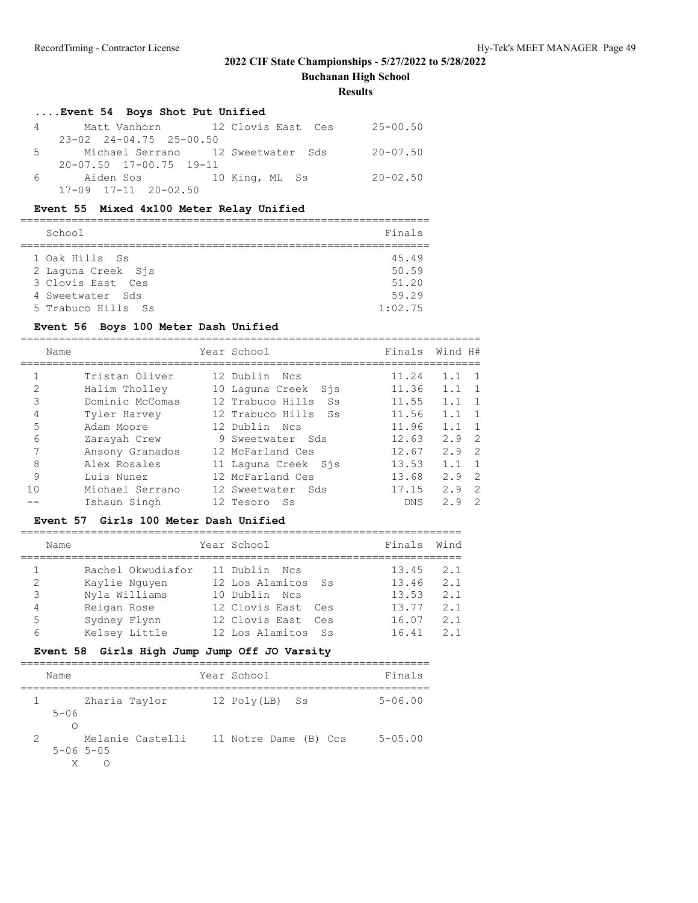## 2022 CIF State Championships - 5/27/2022 to 5/28/2022

**Buchanan High School**

**Results**

### ....Event 54 Boys Shot Put Unified

| Place | Name | Year | School | Finals |
|---|---|---|---|---|
| 4 | Matt Vanhorn | 12 | Clovis East Ces | 25-00.50 |
| | 23-02 24-04.75 25-00.50 | | | |
| 5 | Michael Serrano | 12 | Sweetwater Sds | 20-07.50 |
| | 20-07.50 17-00.75 19-11 | | | |
| 6 | Aiden Sos | 10 | King, ML Ss | 20-02.50 |
| | 17-09 17-11 20-02.50 | | | |

### Event 55 Mixed 4x100 Meter Relay Unified

| Place | School | Finals |
|---|---|---|
| 1 | Oak Hills Ss | 45.49 |
| 2 | Laguna Creek Sjs | 50.59 |
| 3 | Clovis East Ces | 51.20 |
| 4 | Sweetwater Sds | 59.29 |
| 5 | Trabuco Hills Ss | 1:02.75 |

### Event 56 Boys 100 Meter Dash Unified

| Place | Name | Year | School | Finals | Wind | H# |
|---|---|---|---|---|---|---|
| 1 | Tristan Oliver | 12 | Dublin Ncs | 11.24 | 1.1 | 1 |
| 2 | Halim Tholley | 10 | Laguna Creek Sjs | 11.36 | 1.1 | 1 |
| 3 | Dominic McComas | 12 | Trabuco Hills Ss | 11.55 | 1.1 | 1 |
| 4 | Tyler Harvey | 12 | Trabuco Hills Ss | 11.56 | 1.1 | 1 |
| 5 | Adam Moore | 12 | Dublin Ncs | 11.96 | 1.1 | 1 |
| 6 | Zarayah Crew | 9 | Sweetwater Sds | 12.63 | 2.9 | 2 |
| 7 | Ansony Granados | 12 | McFarland Ces | 12.67 | 2.9 | 2 |
| 8 | Alex Rosales | 11 | Laguna Creek Sjs | 13.53 | 1.1 | 1 |
| 9 | Luis Nunez | 12 | McFarland Ces | 13.68 | 2.9 | 2 |
| 10 | Michael Serrano | 12 | Sweetwater Sds | 17.15 | 2.9 | 2 |
| -- | Ishaun Singh | 12 | Tesoro Ss | DNS | 2.9 | 2 |

### Event 57 Girls 100 Meter Dash Unified

| Place | Name | Year | School | Finals | Wind |
|---|---|---|---|---|---|
| 1 | Rachel Okwudiafor | 11 | Dublin Ncs | 13.45 | 2.1 |
| 2 | Kaylie Nguyen | 12 | Los Alamitos Ss | 13.46 | 2.1 |
| 3 | Nyla Williams | 10 | Dublin Ncs | 13.53 | 2.1 |
| 4 | Reigan Rose | 12 | Clovis East Ces | 13.77 | 2.1 |
| 5 | Sydney Flynn | 12 | Clovis East Ces | 16.07 | 2.1 |
| 6 | Kelsey Little | 12 | Los Alamitos Ss | 16.41 | 2.1 |

### Event 58 Girls High Jump Jump Off JO Varsity

| Place | Name | Year | School | Finals |
|---|---|---|---|---|
| 1 | Zharia Taylor | 12 | Poly(LB) Ss | 5-06.00 |
| | 5-06 | | | |
| | O | | | |
| 2 | Melanie Castelli | 11 | Notre Dame (B) Ccs | 5-05.00 |
| | 5-06 5-05 | | | |
| | X O | | | |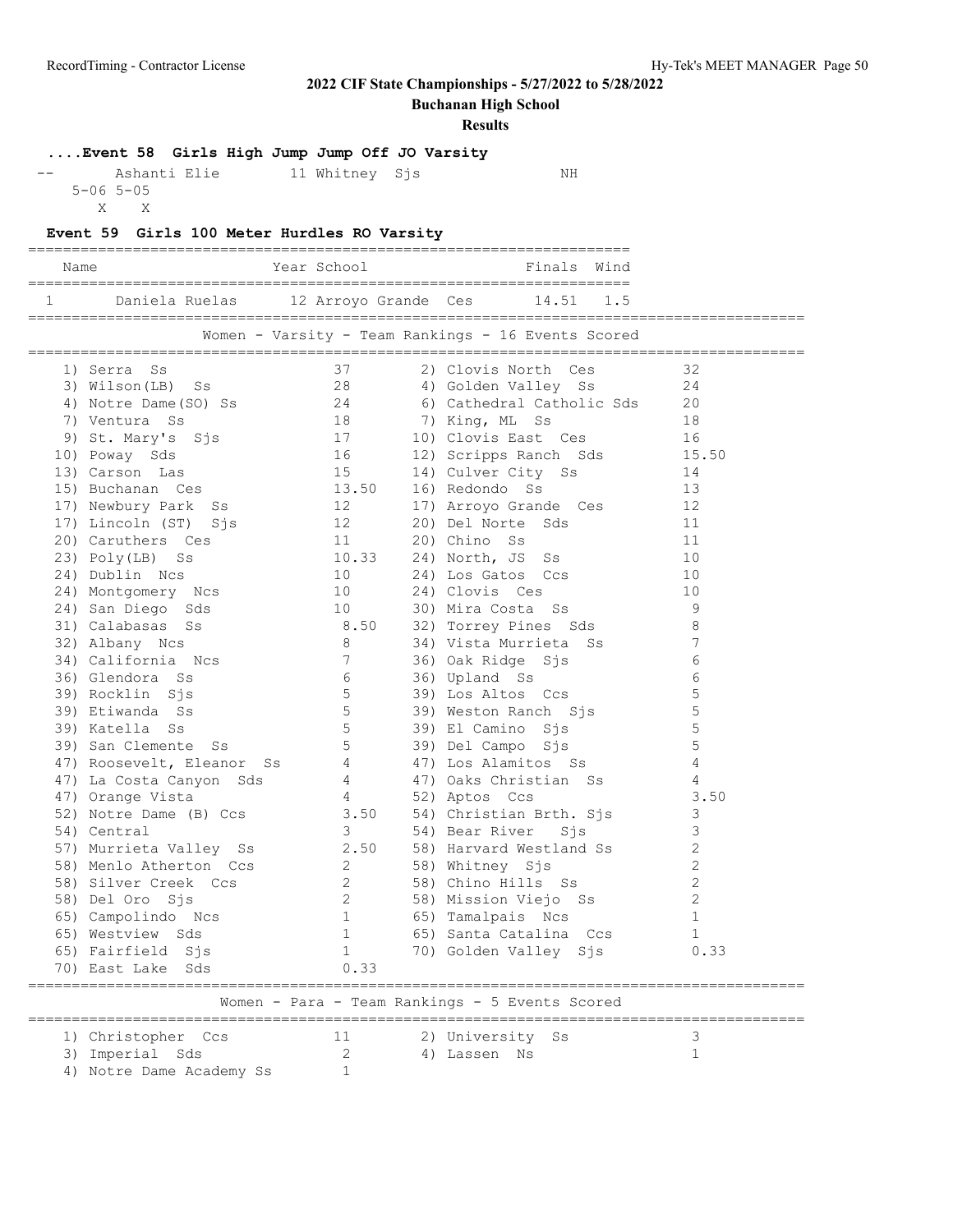**2022 CIF State Championships - 5/27/2022 to 5/28/2022**

**Buchanan High School**

**Results**

### ....Event 58 Girls High Jump Jump Off JO Varsity

```
 --       Ashanti Elie       11 Whitney  Sjs                NH
     5-06 5-05
        X    X
```

### Event 59 Girls 100 Meter Hurdles RO Varsity

| | Name | Year | School | Finals | Wind |
|---|---|---|---|---|---|
| 1 | Daniela Ruelas | 12 | Arroyo Grande Ces | 14.51 | 1.5 |

#### Women - Varsity - Team Rankings - 16 Events Scored

| Rank | Team | Points | Rank | Team | Points |
|---|---|---|---|---|---|
| 1) | Serra Ss | 37 | 2) | Clovis North Ces | 32 |
| 3) | Wilson(LB) Ss | 28 | 4) | Golden Valley Ss | 24 |
| 4) | Notre Dame(SO) Ss | 24 | 6) | Cathedral Catholic Sds | 20 |
| 7) | Ventura Ss | 18 | 7) | King, ML Ss | 18 |
| 9) | St. Mary's Sjs | 17 | 10) | Clovis East Ces | 16 |
| 10) | Poway Sds | 16 | 12) | Scripps Ranch Sds | 15.50 |
| 13) | Carson Las | 15 | 14) | Culver City Ss | 14 |
| 15) | Buchanan Ces | 13.50 | 16) | Redondo Ss | 13 |
| 17) | Newbury Park Ss | 12 | 17) | Arroyo Grande Ces | 12 |
| 17) | Lincoln (ST) Sjs | 12 | 20) | Del Norte Sds | 11 |
| 20) | Caruthers Ces | 11 | 20) | Chino Ss | 11 |
| 23) | Poly(LB) Ss | 10.33 | 24) | North, JS Ss | 10 |
| 24) | Dublin Ncs | 10 | 24) | Los Gatos Ccs | 10 |
| 24) | Montgomery Ncs | 10 | 24) | Clovis Ces | 10 |
| 24) | San Diego Sds | 10 | 30) | Mira Costa Ss | 9 |
| 31) | Calabasas Ss | 8.50 | 32) | Torrey Pines Sds | 8 |
| 32) | Albany Ncs | 8 | 34) | Vista Murrieta Ss | 7 |
| 34) | California Ncs | 7 | 36) | Oak Ridge Sjs | 6 |
| 36) | Glendora Ss | 6 | 36) | Upland Ss | 6 |
| 39) | Rocklin Sjs | 5 | 39) | Los Altos Ccs | 5 |
| 39) | Etiwanda Ss | 5 | 39) | Weston Ranch Sjs | 5 |
| 39) | Katella Ss | 5 | 39) | El Camino Sjs | 5 |
| 39) | San Clemente Ss | 5 | 39) | Del Campo Sjs | 5 |
| 47) | Roosevelt, Eleanor Ss | 4 | 47) | Los Alamitos Ss | 4 |
| 47) | La Costa Canyon Sds | 4 | 47) | Oaks Christian Ss | 4 |
| 47) | Orange Vista | 4 | 52) | Aptos Ccs | 3.50 |
| 52) | Notre Dame (B) Ccs | 3.50 | 54) | Christian Brth. Sjs | 3 |
| 54) | Central | 3 | 54) | Bear River Sjs | 3 |
| 57) | Murrieta Valley Ss | 2.50 | 58) | Harvard Westland Ss | 2 |
| 58) | Menlo Atherton Ccs | 2 | 58) | Whitney Sjs | 2 |
| 58) | Silver Creek Ccs | 2 | 58) | Chino Hills Ss | 2 |
| 58) | Del Oro Sjs | 2 | 58) | Mission Viejo Ss | 2 |
| 65) | Campolindo Ncs | 1 | 65) | Tamalpais Ncs | 1 |
| 65) | Westview Sds | 1 | 65) | Santa Catalina Ccs | 1 |
| 65) | Fairfield Sjs | 1 | 70) | Golden Valley Sjs | 0.33 |
| 70) | East Lake Sds | 0.33 | | | |

#### Women - Para - Team Rankings - 5 Events Scored

| Rank | Team | Points | Rank | Team | Points |
|---|---|---|---|---|---|
| 1) | Christopher Ccs | 11 | 2) | University Ss | 3 |
| 3) | Imperial Sds | 2 | 4) | Lassen Ns | 1 |
| 4) | Notre Dame Academy Ss | 1 | | | |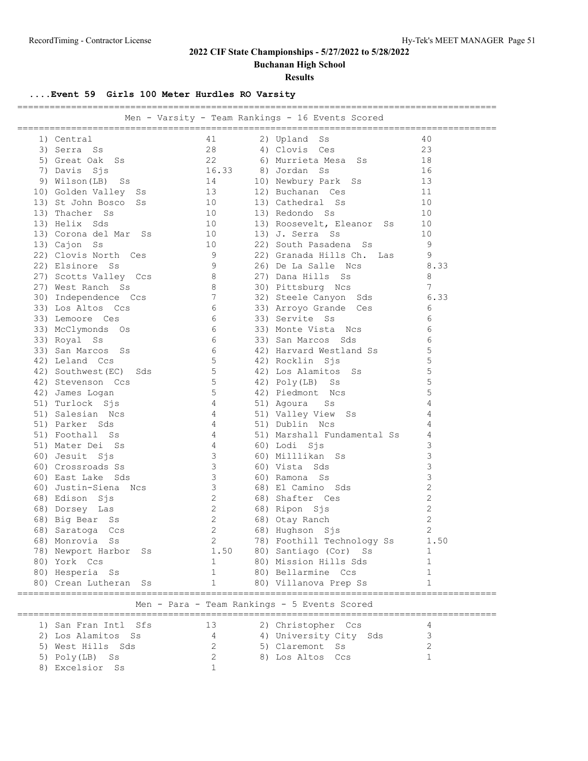## 2022 CIF State Championships - 5/27/2022 to 5/28/2022

**Buchanan High School**

**Results**

### ....Event 59 Girls 100 Meter Hurdles RO Varsity

**Men - Varsity - Team Rankings - 16 Events Scored**

| | | | | | |
|---|---|---|---|---|---|
| 1) | Central | 41 | 2) | Upland Ss | 40 |
| 3) | Serra Ss | 28 | 4) | Clovis Ces | 23 |
| 5) | Great Oak Ss | 22 | 6) | Murrieta Mesa Ss | 18 |
| 7) | Davis Sjs | 16.33 | 8) | Jordan Ss | 16 |
| 9) | Wilson(LB) Ss | 14 | 10) | Newbury Park Ss | 13 |
| 10) | Golden Valley Ss | 13 | 12) | Buchanan Ces | 11 |
| 13) | St John Bosco Ss | 10 | 13) | Cathedral Ss | 10 |
| 13) | Thacher Ss | 10 | 13) | Redondo Ss | 10 |
| 13) | Helix Sds | 10 | 13) | Roosevelt, Eleanor Ss | 10 |
| 13) | Corona del Mar Ss | 10 | 13) | J. Serra Ss | 10 |
| 13) | Cajon Ss | 10 | 22) | South Pasadena Ss | 9 |
| 22) | Clovis North Ces | 9 | 22) | Granada Hills Ch. Las | 9 |
| 22) | Elsinore Ss | 9 | 26) | De La Salle Ncs | 8.33 |
| 27) | Scotts Valley Ccs | 8 | 27) | Dana Hills Ss | 8 |
| 27) | West Ranch Ss | 8 | 30) | Pittsburg Ncs | 7 |
| 30) | Independence Ccs | 7 | 32) | Steele Canyon Sds | 6.33 |
| 33) | Los Altos Ccs | 6 | 33) | Arroyo Grande Ces | 6 |
| 33) | Lemoore Ces | 6 | 33) | Servite Ss | 6 |
| 33) | McClymonds Os | 6 | 33) | Monte Vista Ncs | 6 |
| 33) | Royal Ss | 6 | 33) | San Marcos Sds | 6 |
| 33) | San Marcos Ss | 6 | 42) | Harvard Westland Ss | 5 |
| 42) | Leland Ccs | 5 | 42) | Rocklin Sjs | 5 |
| 42) | Southwest(EC) Sds | 5 | 42) | Los Alamitos Ss | 5 |
| 42) | Stevenson Ccs | 5 | 42) | Poly(LB) Ss | 5 |
| 42) | James Logan | 5 | 42) | Piedmont Ncs | 5 |
| 51) | Turlock Sjs | 4 | 51) | Agoura Ss | 4 |
| 51) | Salesian Ncs | 4 | 51) | Valley View Ss | 4 |
| 51) | Parker Sds | 4 | 51) | Dublin Ncs | 4 |
| 51) | Foothall Ss | 4 | 51) | Marshall Fundamental Ss | 4 |
| 51) | Mater Dei Ss | 4 | 60) | Lodi Sjs | 3 |
| 60) | Jesuit Sjs | 3 | 60) | Milllikan Ss | 3 |
| 60) | Crossroads Ss | 3 | 60) | Vista Sds | 3 |
| 60) | East Lake Sds | 3 | 60) | Ramona Ss | 3 |
| 60) | Justin-Siena Ncs | 3 | 68) | El Camino Sds | 2 |
| 68) | Edison Sjs | 2 | 68) | Shafter Ces | 2 |
| 68) | Dorsey Las | 2 | 68) | Ripon Sjs | 2 |
| 68) | Big Bear Ss | 2 | 68) | Otay Ranch | 2 |
| 68) | Saratoga Ccs | 2 | 68) | Hughson Sjs | 2 |
| 68) | Monrovia Ss | 2 | 78) | Foothill Technology Ss | 1.50 |
| 78) | Newport Harbor Ss | 1.50 | 80) | Santiago (Cor) Ss | 1 |
| 80) | York Ccs | 1 | 80) | Mission Hills Sds | 1 |
| 80) | Hesperia Ss | 1 | 80) | Bellarmine Ccs | 1 |
| 80) | Crean Lutheran Ss | 1 | 80) | Villanova Prep Ss | 1 |

**Men - Para - Team Rankings - 5 Events Scored**

| | | | | | |
|---|---|---|---|---|---|
| 1) | San Fran Intl Sfs | 13 | 2) | Christopher Ccs | 4 |
| 2) | Los Alamitos Ss | 4 | 4) | University City Sds | 3 |
| 5) | West Hills Sds | 2 | 5) | Claremont Ss | 2 |
| 5) | Poly(LB) Ss | 2 | 8) | Los Altos Ccs | 1 |
| 8) | Excelsior Ss | 1 | | | |